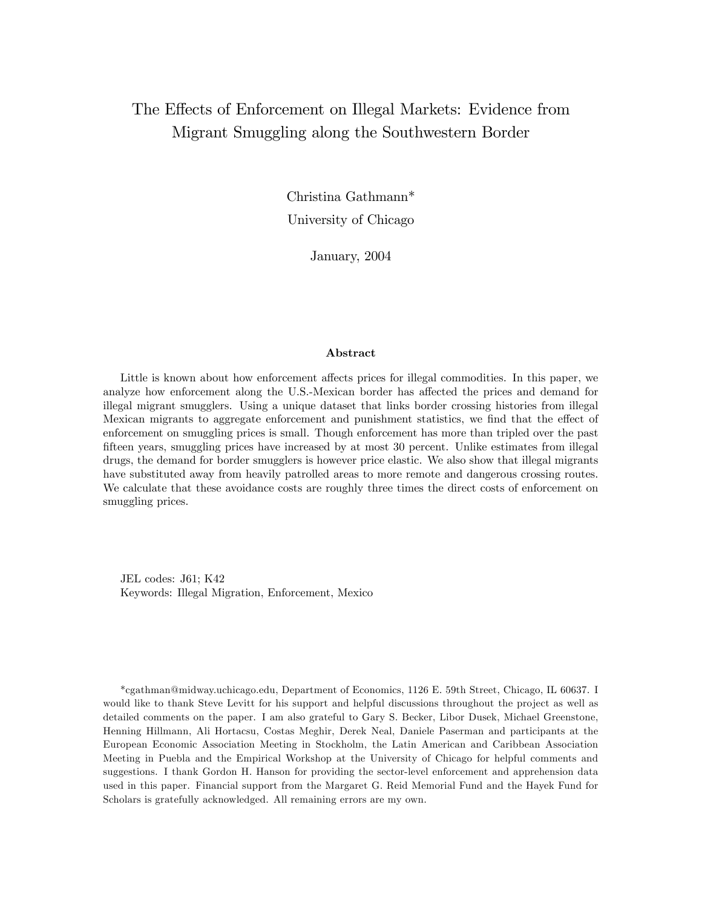# The Effects of Enforcement on Illegal Markets: Evidence from Migrant Smuggling along the Southwestern Border

Christina Gathmann*

University of Chicago

January, 2004

### Abstract

Little is known about how enforcement affects prices for illegal commodities. In this paper, we analyze how enforcement along the U.S.-Mexican border has affected the prices and demand for illegal migrant smugglers. Using a unique dataset that links border crossing histories from illegal Mexican migrants to aggregate enforcement and punishment statistics, we find that the effect of enforcement on smuggling prices is small. Though enforcement has more than tripled over the past fifteen years, smuggling prices have increased by at most 30 percent. Unlike estimates from illegal drugs, the demand for border smugglers is however price elastic. We also show that illegal migrants have substituted away from heavily patrolled areas to more remote and dangerous crossing routes. We calculate that these avoidance costs are roughly three times the direct costs of enforcement on smuggling prices.

JEL codes: J61; K42

Keywords: Illegal Migration, Enforcement, Mexico

*cgathman@midway.uchicago.edu, Department of Economics, 1126 E. 59th Street, Chicago, IL 60637. I would like to thank Steve Levitt for his support and helpful discussions throughout the project as well as detailed comments on the paper. I am also grateful to Gary S. Becker, Libor Dusek, Michael Greenstone, Henning Hillmann, Ali Hortacsu, Costas Meghir, Derek Neal, Daniele Paserman and participants at the European Economic Association Meeting in Stockholm, the Latin American and Caribbean Association Meeting in Puebla and the Empirical Workshop at the University of Chicago for helpful comments and suggestions. I thank Gordon H. Hanson for providing the sector-level enforcement and apprehension data used in this paper. Financial support from the Margaret G. Reid Memorial Fund and the Hayek Fund for Scholars is gratefully acknowledged. All remaining errors are my own.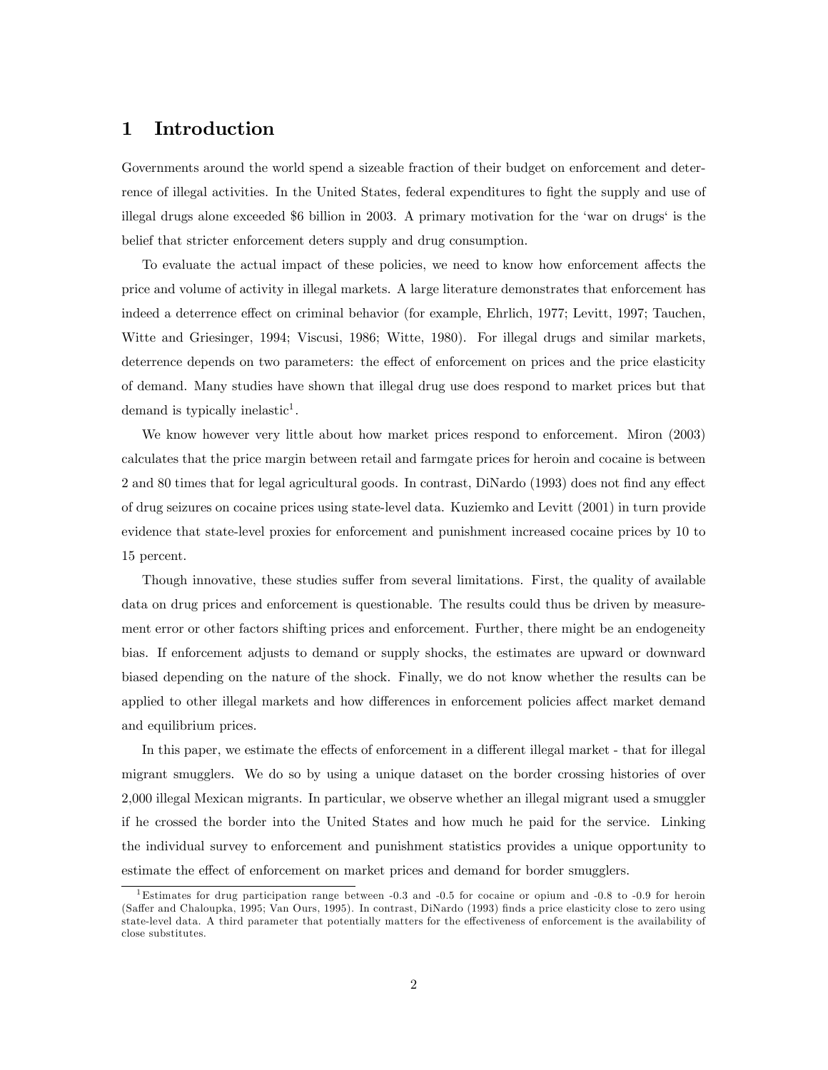# 1 Introduction

Governments around the world spend a sizeable fraction of their budget on enforcement and deterrence of illegal activities. In the United States, federal expenditures to fight the supply and use of illegal drugs alone exceeded \$6 billion in 2003. A primary motivation for the 'war on drugs' is the belief that stricter enforcement deters supply and drug consumption.

To evaluate the actual impact of these policies, we need to know how enforcement affects the price and volume of activity in illegal markets. A large literature demonstrates that enforcement has indeed a deterrence effect on criminal behavior (for example, Ehrlich, 1977; Levitt, 1997; Tauchen, Witte and Griesinger, 1994; Viscusi, 1986; Witte, 1980). For illegal drugs and similar markets, deterrence depends on two parameters: the effect of enforcement on prices and the price elasticity of demand. Many studies have shown that illegal drug use does respond to market prices but that demand is typically inelastic[1].

We know however very little about how market prices respond to enforcement. Miron (2003) calculates that the price margin between retail and farmgate prices for heroin and cocaine is between 2 and 80 times that for legal agricultural goods. In contrast, DiNardo (1993) does not find any effect of drug seizures on cocaine prices using state-level data. Kuziemko and Levitt (2001) in turn provide evidence that state-level proxies for enforcement and punishment increased cocaine prices by 10 to 15 percent.

Though innovative, these studies suffer from several limitations. First, the quality of available data on drug prices and enforcement is questionable. The results could thus be driven by measurement error or other factors shifting prices and enforcement. Further, there might be an endogeneity bias. If enforcement adjusts to demand or supply shocks, the estimates are upward or downward biased depending on the nature of the shock. Finally, we do not know whether the results can be applied to other illegal markets and how differences in enforcement policies affect market demand and equilibrium prices.

In this paper, we estimate the effects of enforcement in a different illegal market - that for illegal migrant smugglers. We do so by using a unique dataset on the border crossing histories of over 2,000 illegal Mexican migrants. In particular, we observe whether an illegal migrant used a smuggler if he crossed the border into the United States and how much he paid for the service. Linking the individual survey to enforcement and punishment statistics provides a unique opportunity to estimate the effect of enforcement on market prices and demand for border smugglers.

[1] Estimates for drug participation range between -0.3 and -0.5 for cocaine or opium and -0.8 to -0.9 for heroin (Saffer and Chaloupka, 1995; Van Ours, 1995). In contrast, DiNardo (1993) finds a price elasticity close to zero using state-level data. A third parameter that potentially matters for the effectiveness of enforcement is the availability of close substitutes.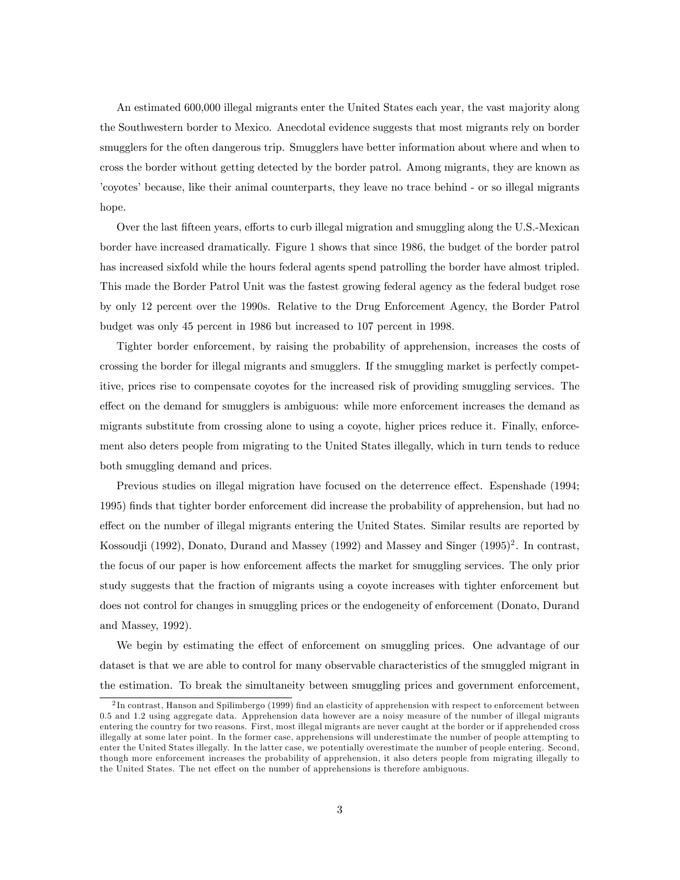An estimated 600,000 illegal migrants enter the United States each year, the vast majority along the Southwestern border to Mexico. Anecdotal evidence suggests that most migrants rely on border smugglers for the often dangerous trip. Smugglers have better information about where and when to cross the border without getting detected by the border patrol. Among migrants, they are known as 'coyotes' because, like their animal counterparts, they leave no trace behind - or so illegal migrants hope.

Over the last fifteen years, efforts to curb illegal migration and smuggling along the U.S.-Mexican border have increased dramatically. Figure 1 shows that since 1986, the budget of the border patrol has increased sixfold while the hours federal agents spend patrolling the border have almost tripled. This made the Border Patrol Unit was the fastest growing federal agency as the federal budget rose by only 12 percent over the 1990s. Relative to the Drug Enforcement Agency, the Border Patrol budget was only 45 percent in 1986 but increased to 107 percent in 1998.

Tighter border enforcement, by raising the probability of apprehension, increases the costs of crossing the border for illegal migrants and smugglers. If the smuggling market is perfectly competitive, prices rise to compensate coyotes for the increased risk of providing smuggling services. The effect on the demand for smugglers is ambiguous: while more enforcement increases the demand as migrants substitute from crossing alone to using a coyote, higher prices reduce it. Finally, enforcement also deters people from migrating to the United States illegally, which in turn tends to reduce both smuggling demand and prices.

Previous studies on illegal migration have focused on the deterrence effect. Espenshade (1994; 1995) finds that tighter border enforcement did increase the probability of apprehension, but had no effect on the number of illegal migrants entering the United States. Similar results are reported by Kossoudji (1992), Donato, Durand and Massey (1992) and Massey and Singer (1995)[2]. In contrast, the focus of our paper is how enforcement affects the market for smuggling services. The only prior study suggests that the fraction of migrants using a coyote increases with tighter enforcement but does not control for changes in smuggling prices or the endogeneity of enforcement (Donato, Durand and Massey, 1992).

We begin by estimating the effect of enforcement on smuggling prices. One advantage of our dataset is that we are able to control for many observable characteristics of the smuggled migrant in the estimation. To break the simultaneity between smuggling prices and government enforcement,

[2] In contrast, Hanson and Spilimbergo (1999) find an elasticity of apprehension with respect to enforcement between 0.5 and 1.2 using aggregate data. Apprehension data however are a noisy measure of the number of illegal migrants entering the country for two reasons. First, most illegal migrants are never caught at the border or if apprehended cross illegally at some later point. In the former case, apprehensions will underestimate the number of people attempting to enter the United States illegally. In the latter case, we potentially overestimate the number of people entering. Second, though more enforcement increases the probability of apprehension, it also deters people from migrating illegally to the United States. The net effect on the number of apprehensions is therefore ambiguous.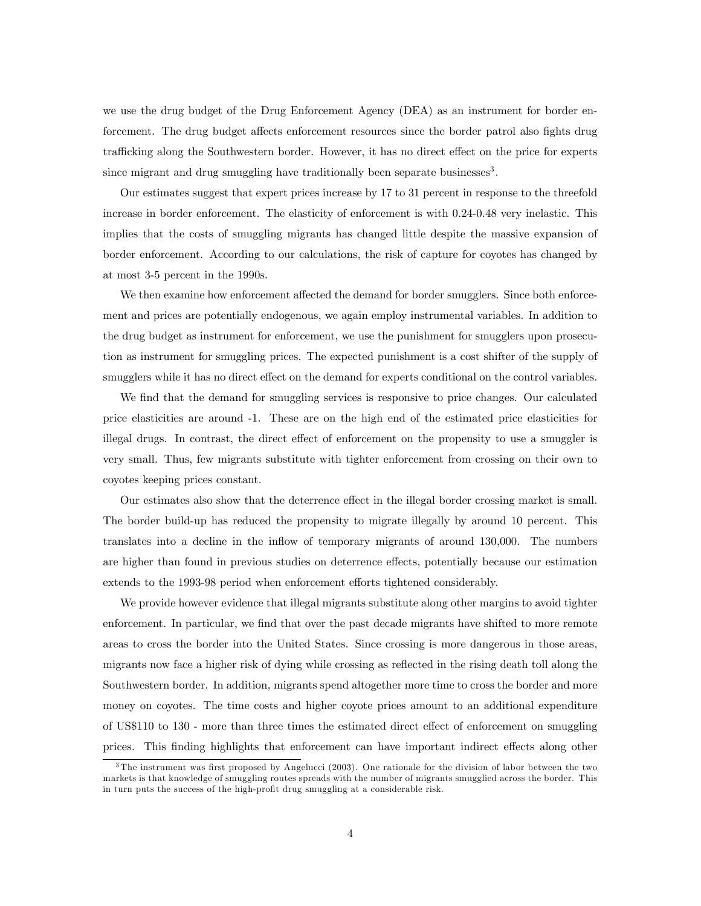we use the drug budget of the Drug Enforcement Agency (DEA) as an instrument for border enforcement. The drug budget affects enforcement resources since the border patrol also fights drug trafficking along the Southwestern border. However, it has no direct effect on the price for experts since migrant and drug smuggling have traditionally been separate businesses[3].

Our estimates suggest that expert prices increase by 17 to 31 percent in response to the threefold increase in border enforcement. The elasticity of enforcement is with 0.24-0.48 very inelastic. This implies that the costs of smuggling migrants has changed little despite the massive expansion of border enforcement. According to our calculations, the risk of capture for coyotes has changed by at most 3-5 percent in the 1990s.

We then examine how enforcement affected the demand for border smugglers. Since both enforcement and prices are potentially endogenous, we again employ instrumental variables. In addition to the drug budget as instrument for enforcement, we use the punishment for smugglers upon prosecution as instrument for smuggling prices. The expected punishment is a cost shifter of the supply of smugglers while it has no direct effect on the demand for experts conditional on the control variables.

We find that the demand for smuggling services is responsive to price changes. Our calculated price elasticities are around -1. These are on the high end of the estimated price elasticities for illegal drugs. In contrast, the direct effect of enforcement on the propensity to use a smuggler is very small. Thus, few migrants substitute with tighter enforcement from crossing on their own to coyotes keeping prices constant.

Our estimates also show that the deterrence effect in the illegal border crossing market is small. The border build-up has reduced the propensity to migrate illegally by around 10 percent. This translates into a decline in the inflow of temporary migrants of around 130,000. The numbers are higher than found in previous studies on deterrence effects, potentially because our estimation extends to the 1993-98 period when enforcement efforts tightened considerably.

We provide however evidence that illegal migrants substitute along other margins to avoid tighter enforcement. In particular, we find that over the past decade migrants have shifted to more remote areas to cross the border into the United States. Since crossing is more dangerous in those areas, migrants now face a higher risk of dying while crossing as reflected in the rising death toll along the Southwestern border. In addition, migrants spend altogether more time to cross the border and more money on coyotes. The time costs and higher coyote prices amount to an additional expenditure of US$110 to 130 - more than three times the estimated direct effect of enforcement on smuggling prices. This finding highlights that enforcement can have important indirect effects along other

[3] The instrument was first proposed by Angelucci (2003). One rationale for the division of labor between the two markets is that knowledge of smuggling routes spreads with the number of migrants smugglied across the border. This in turn puts the success of the high-profit drug smuggling at a considerable risk.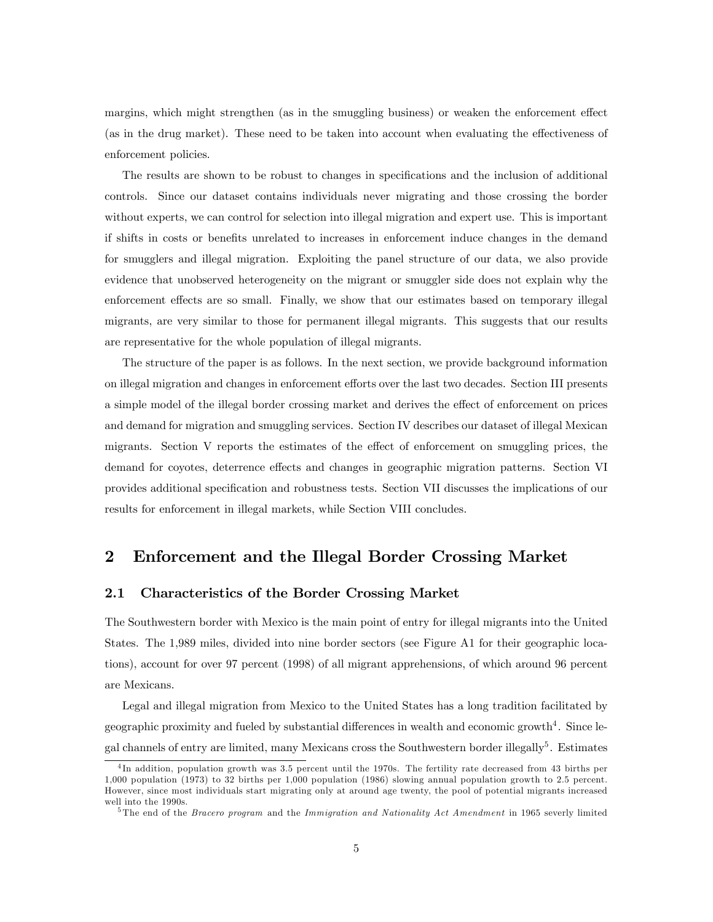margins, which might strengthen (as in the smuggling business) or weaken the enforcement effect (as in the drug market). These need to be taken into account when evaluating the effectiveness of enforcement policies.

The results are shown to be robust to changes in specifications and the inclusion of additional controls. Since our dataset contains individuals never migrating and those crossing the border without experts, we can control for selection into illegal migration and expert use. This is important if shifts in costs or benefits unrelated to increases in enforcement induce changes in the demand for smugglers and illegal migration. Exploiting the panel structure of our data, we also provide evidence that unobserved heterogeneity on the migrant or smuggler side does not explain why the enforcement effects are so small. Finally, we show that our estimates based on temporary illegal migrants, are very similar to those for permanent illegal migrants. This suggests that our results are representative for the whole population of illegal migrants.

The structure of the paper is as follows. In the next section, we provide background information on illegal migration and changes in enforcement efforts over the last two decades. Section III presents a simple model of the illegal border crossing market and derives the effect of enforcement on prices and demand for migration and smuggling services. Section IV describes our dataset of illegal Mexican migrants. Section V reports the estimates of the effect of enforcement on smuggling prices, the demand for coyotes, deterrence effects and changes in geographic migration patterns. Section VI provides additional specification and robustness tests. Section VII discusses the implications of our results for enforcement in illegal markets, while Section VIII concludes.

## 2 Enforcement and the Illegal Border Crossing Market

### 2.1 Characteristics of the Border Crossing Market

The Southwestern border with Mexico is the main point of entry for illegal migrants into the United States. The 1,989 miles, divided into nine border sectors (see Figure A1 for their geographic locations), account for over 97 percent (1998) of all migrant apprehensions, of which around 96 percent are Mexicans.

Legal and illegal migration from Mexico to the United States has a long tradition facilitated by geographic proximity and fueled by substantial differences in wealth and economic growth[4]. Since legal channels of entry are limited, many Mexicans cross the Southwestern border illegally[5]. Estimates

[4] In addition, population growth was 3.5 percent until the 1970s. The fertility rate decreased from 43 births per 1,000 population (1973) to 32 births per 1,000 population (1986) slowing annual population growth to 2.5 percent. However, since most individuals start migrating only at around age twenty, the pool of potential migrants increased well into the 1990s.

[5] The end of the *Bracero program* and the *Immigration and Nationality Act Amendment* in 1965 severly limited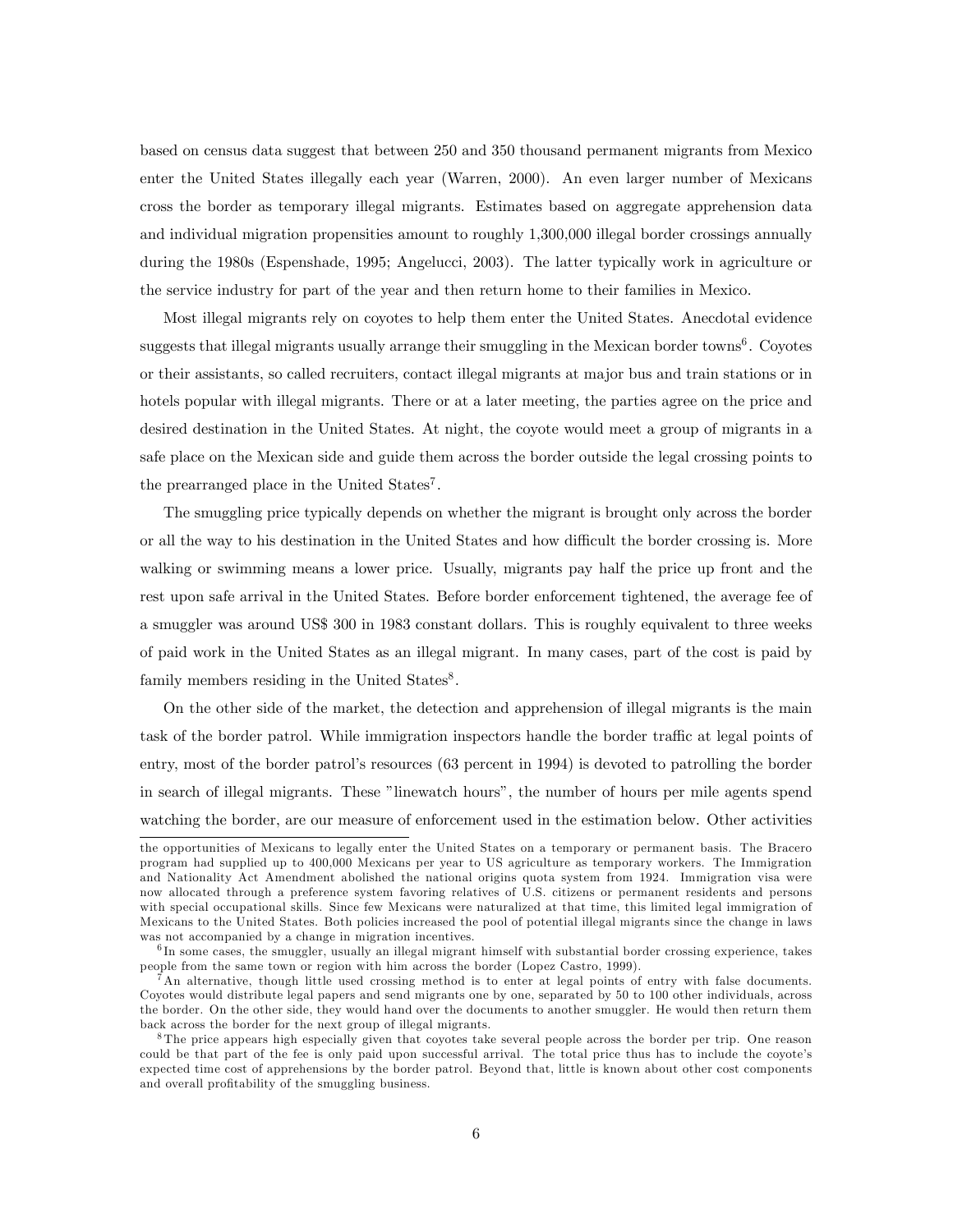based on census data suggest that between 250 and 350 thousand permanent migrants from Mexico enter the United States illegally each year (Warren, 2000). An even larger number of Mexicans cross the border as temporary illegal migrants. Estimates based on aggregate apprehension data and individual migration propensities amount to roughly 1,300,000 illegal border crossings annually during the 1980s (Espenshade, 1995; Angelucci, 2003). The latter typically work in agriculture or the service industry for part of the year and then return home to their families in Mexico.

Most illegal migrants rely on coyotes to help them enter the United States. Anecdotal evidence suggests that illegal migrants usually arrange their smuggling in the Mexican border towns[6]. Coyotes or their assistants, so called recruiters, contact illegal migrants at major bus and train stations or in hotels popular with illegal migrants. There or at a later meeting, the parties agree on the price and desired destination in the United States. At night, the coyote would meet a group of migrants in a safe place on the Mexican side and guide them across the border outside the legal crossing points to the prearranged place in the United States[7].

The smuggling price typically depends on whether the migrant is brought only across the border or all the way to his destination in the United States and how difficult the border crossing is. More walking or swimming means a lower price. Usually, migrants pay half the price up front and the rest upon safe arrival in the United States. Before border enforcement tightened, the average fee of a smuggler was around US$ 300 in 1983 constant dollars. This is roughly equivalent to three weeks of paid work in the United States as an illegal migrant. In many cases, part of the cost is paid by family members residing in the United States[8].

On the other side of the market, the detection and apprehension of illegal migrants is the main task of the border patrol. While immigration inspectors handle the border traffic at legal points of entry, most of the border patrol's resources (63 percent in 1994) is devoted to patrolling the border in search of illegal migrants. These "linewatch hours", the number of hours per mile agents spend watching the border, are our measure of enforcement used in the estimation below. Other activities

---

the opportunities of Mexicans to legally enter the United States on a temporary or permanent basis. The Bracero program had supplied up to 400,000 Mexicans per year to US agriculture as temporary workers. The Immigration and Nationality Act Amendment abolished the national origins quota system from 1924. Immigration visa were now allocated through a preference system favoring relatives of U.S. citizens or permanent residents and persons with special occupational skills. Since few Mexicans were naturalized at that time, this limited legal immigration of Mexicans to the United States. Both policies increased the pool of potential illegal migrants since the change in laws was not accompanied by a change in migration incentives.

[6] In some cases, the smuggler, usually an illegal migrant himself with substantial border crossing experience, takes people from the same town or region with him across the border (Lopez Castro, 1999).

[7] An alternative, though little used crossing method is to enter at legal points of entry with false documents. Coyotes would distribute legal papers and send migrants one by one, separated by 50 to 100 other individuals, across the border. On the other side, they would hand over the documents to another smuggler. He would then return them back across the border for the next group of illegal migrants.

[8] The price appears high especially given that coyotes take several people across the border per trip. One reason could be that part of the fee is only paid upon successful arrival. The total price thus has to include the coyote's expected time cost of apprehensions by the border patrol. Beyond that, little is known about other cost components and overall profitability of the smuggling business.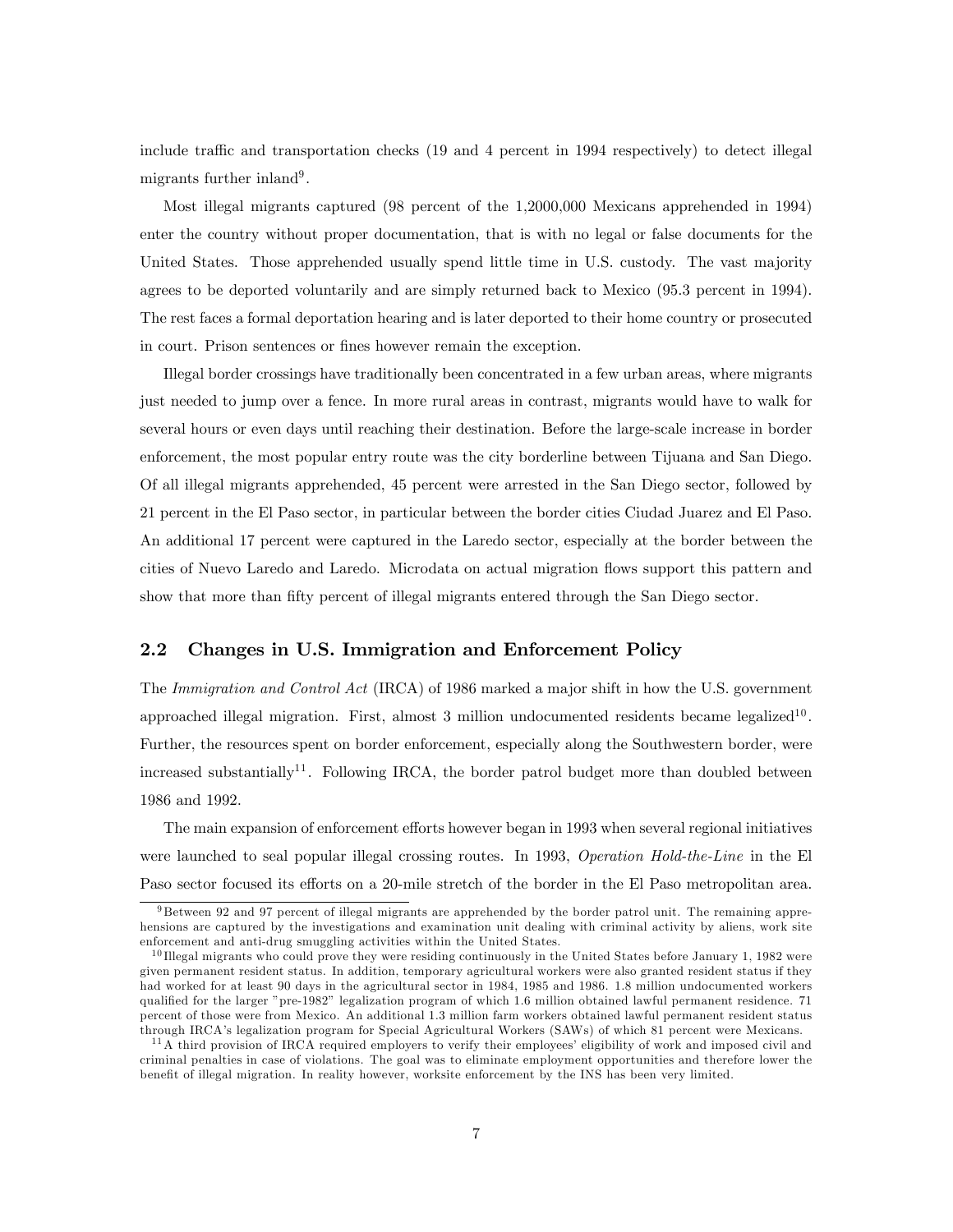include traffic and transportation checks (19 and 4 percent in 1994 respectively) to detect illegal migrants further inland[9].

Most illegal migrants captured (98 percent of the 1,2000,000 Mexicans apprehended in 1994) enter the country without proper documentation, that is with no legal or false documents for the United States. Those apprehended usually spend little time in U.S. custody. The vast majority agrees to be deported voluntarily and are simply returned back to Mexico (95.3 percent in 1994). The rest faces a formal deportation hearing and is later deported to their home country or prosecuted in court. Prison sentences or fines however remain the exception.

Illegal border crossings have traditionally been concentrated in a few urban areas, where migrants just needed to jump over a fence. In more rural areas in contrast, migrants would have to walk for several hours or even days until reaching their destination. Before the large-scale increase in border enforcement, the most popular entry route was the city borderline between Tijuana and San Diego. Of all illegal migrants apprehended, 45 percent were arrested in the San Diego sector, followed by 21 percent in the El Paso sector, in particular between the border cities Ciudad Juarez and El Paso. An additional 17 percent were captured in the Laredo sector, especially at the border between the cities of Nuevo Laredo and Laredo. Microdata on actual migration flows support this pattern and show that more than fifty percent of illegal migrants entered through the San Diego sector.

## 2.2 Changes in U.S. Immigration and Enforcement Policy

The *Immigration and Control Act* (IRCA) of 1986 marked a major shift in how the U.S. government approached illegal migration. First, almost 3 million undocumented residents became legalized[10]. Further, the resources spent on border enforcement, especially along the Southwestern border, were increased substantially[11]. Following IRCA, the border patrol budget more than doubled between 1986 and 1992.

The main expansion of enforcement efforts however began in 1993 when several regional initiatives were launched to seal popular illegal crossing routes. In 1993, *Operation Hold-the-Line* in the El Paso sector focused its efforts on a 20-mile stretch of the border in the El Paso metropolitan area.

---

[9] Between 92 and 97 percent of illegal migrants are apprehended by the border patrol unit. The remaining apprehensions are captured by the investigations and examination unit dealing with criminal activity by aliens, work site enforcement and anti-drug smuggling activities within the United States.

[10] Illegal migrants who could prove they were residing continuously in the United States before January 1, 1982 were given permanent resident status. In addition, temporary agricultural workers were also granted resident status if they had worked for at least 90 days in the agricultural sector in 1984, 1985 and 1986. 1.8 million undocumented workers qualified for the larger "pre-1982" legalization program of which 1.6 million obtained lawful permanent residence. 71 percent of those were from Mexico. An additional 1.3 million farm workers obtained lawful permanent resident status through IRCA's legalization program for Special Agricultural Workers (SAWs) of which 81 percent were Mexicans.

[11] A third provision of IRCA required employers to verify their employees' eligibility of work and imposed civil and criminal penalties in case of violations. The goal was to eliminate employment opportunities and therefore lower the benefit of illegal migration. In reality however, worksite enforcement by the INS has been very limited.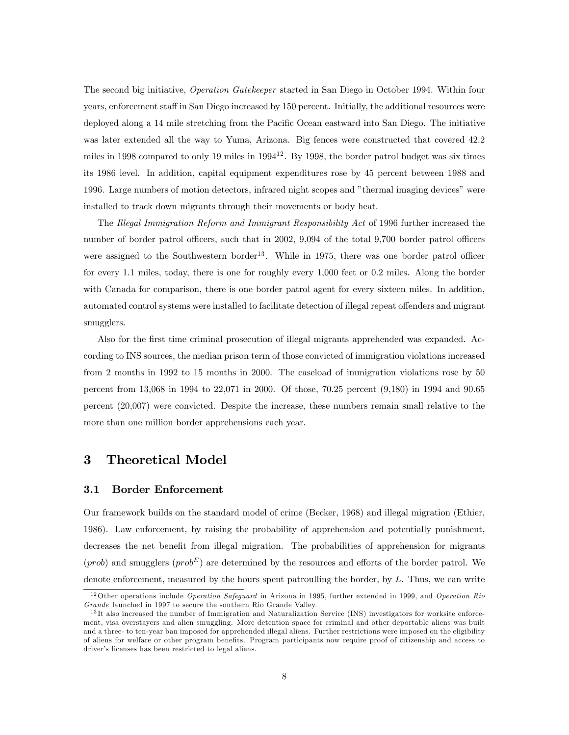The second big initiative, *Operation Gatekeeper* started in San Diego in October 1994. Within four years, enforcement staff in San Diego increased by 150 percent. Initially, the additional resources were deployed along a 14 mile stretching from the Pacific Ocean eastward into San Diego. The initiative was later extended all the way to Yuma, Arizona. Big fences were constructed that covered 42.2 miles in 1998 compared to only 19 miles in 1994[12]. By 1998, the border patrol budget was six times its 1986 level. In addition, capital equipment expenditures rose by 45 percent between 1988 and 1996. Large numbers of motion detectors, infrared night scopes and "thermal imaging devices" were installed to track down migrants through their movements or body heat.

The *Illegal Immigration Reform and Immigrant Responsibility Act* of 1996 further increased the number of border patrol officers, such that in 2002, 9,094 of the total 9,700 border patrol officers were assigned to the Southwestern border[13]. While in 1975, there was one border patrol officer for every 1.1 miles, today, there is one for roughly every 1,000 feet or 0.2 miles. Along the border with Canada for comparison, there is one border patrol agent for every sixteen miles. In addition, automated control systems were installed to facilitate detection of illegal repeat offenders and migrant smugglers.

Also for the first time criminal prosecution of illegal migrants apprehended was expanded. According to INS sources, the median prison term of those convicted of immigration violations increased from 2 months in 1992 to 15 months in 2000. The caseload of immigration violations rose by 50 percent from 13,068 in 1994 to 22,071 in 2000. Of those, 70.25 percent (9,180) in 1994 and 90.65 percent (20,007) were convicted. Despite the increase, these numbers remain small relative to the more than one million border apprehensions each year.

# 3 Theoretical Model

## 3.1 Border Enforcement

Our framework builds on the standard model of crime (Becker, 1968) and illegal migration (Ethier, 1986). Law enforcement, by raising the probability of apprehension and potentially punishment, decreases the net benefit from illegal migration. The probabilities of apprehension for migrants ($prob$) and smugglers ($prob^E$) are determined by the resources and efforts of the border patrol. We denote enforcement, measured by the hours spent patroulling the border, by $L$. Thus, we can write

[12] Other operations include *Operation Safeguard* in Arizona in 1995, further extended in 1999, and *Operation Rio Grande* launched in 1997 to secure the southern Rio Grande Valley.

[13] It also increased the number of Immigration and Naturalization Service (INS) investigators for worksite enforcement, visa overstayers and alien smuggling. More detention space for criminal and other deportable aliens was built and a three- to ten-year ban imposed for apprehended illegal aliens. Further restrictions were imposed on the eligibility of aliens for welfare or other program benefits. Program participants now require proof of citizenship and access to driver's licenses has been restricted to legal aliens.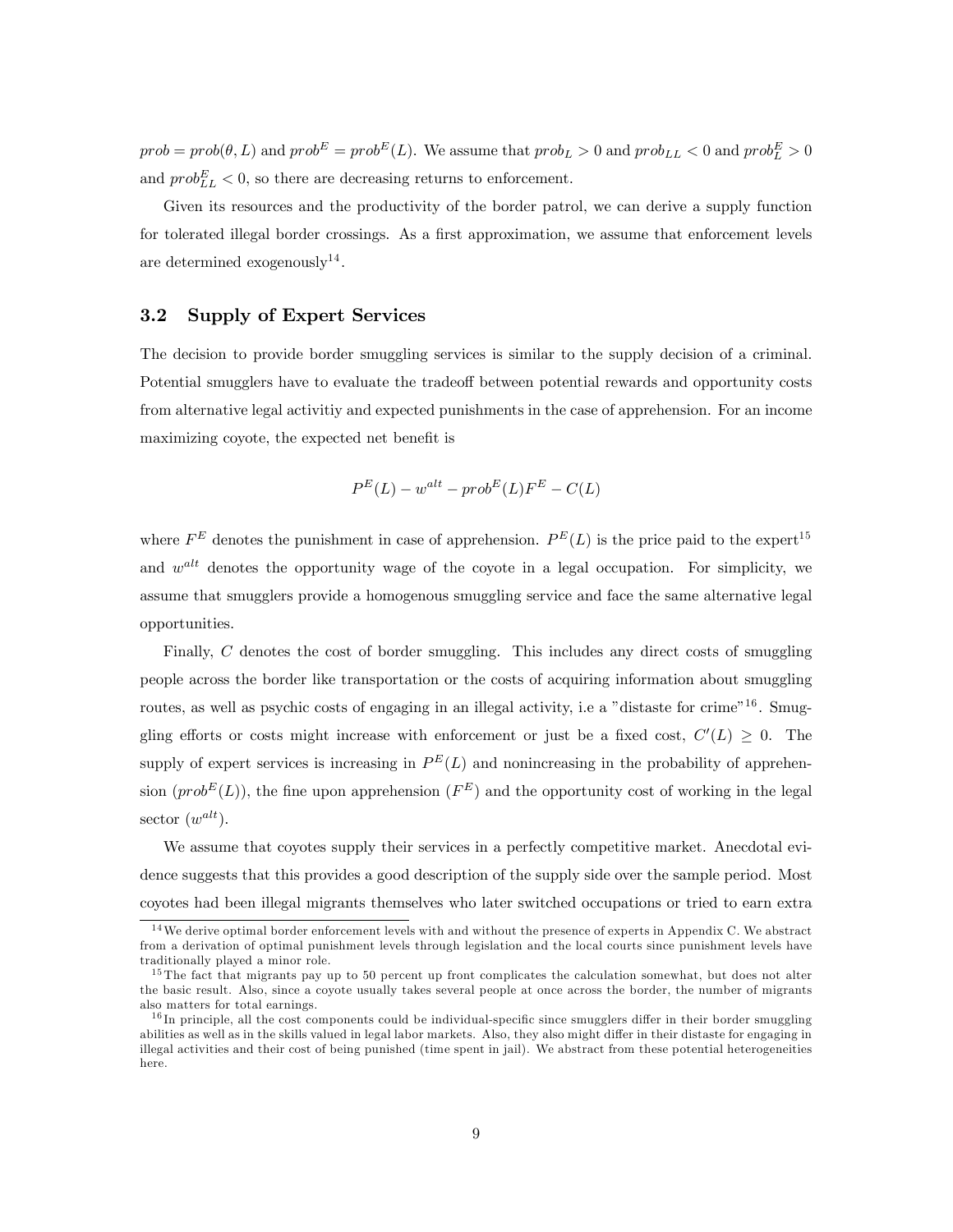$prob = prob(\theta, L)$ and $prob^E = prob^E(L)$. We assume that $prob_L > 0$ and $prob_{LL} < 0$ and $prob^E_L > 0$ and $prob^E_{LL} < 0$, so there are decreasing returns to enforcement.

Given its resources and the productivity of the border patrol, we can derive a supply function for tolerated illegal border crossings. As a first approximation, we assume that enforcement levels are determined exogenously[14].

### 3.2 Supply of Expert Services

The decision to provide border smuggling services is similar to the supply decision of a criminal. Potential smugglers have to evaluate the tradeoff between potential rewards and opportunity costs from alternative legal activitiy and expected punishments in the case of apprehension. For an income maximizing coyote, the expected net benefit is

$$P^E(L) - w^{alt} - prob^E(L)F^E - C(L)$$

where $F^E$ denotes the punishment in case of apprehension. $P^E(L)$ is the price paid to the expert[15] and $w^{alt}$ denotes the opportunity wage of the coyote in a legal occupation. For simplicity, we assume that smugglers provide a homogenous smuggling service and face the same alternative legal opportunities.

Finally, $C$ denotes the cost of border smuggling. This includes any direct costs of smuggling people across the border like transportation or the costs of acquiring information about smuggling routes, as well as psychic costs of engaging in an illegal activity, i.e a "distaste for crime"[16]. Smuggling efforts or costs might increase with enforcement or just be a fixed cost, $C'(L) \geq 0$. The supply of expert services is increasing in $P^E(L)$ and nonincreasing in the probability of apprehension ($prob^E(L)$), the fine upon apprehension ($F^E$) and the opportunity cost of working in the legal sector ($w^{alt}$).

We assume that coyotes supply their services in a perfectly competitive market. Anecdotal evidence suggests that this provides a good description of the supply side over the sample period. Most coyotes had been illegal migrants themselves who later switched occupations or tried to earn extra

---

[14] We derive optimal border enforcement levels with and without the presence of experts in Appendix C. We abstract from a derivation of optimal punishment levels through legislation and the local courts since punishment levels have traditionally played a minor role.

[15] The fact that migrants pay up to 50 percent up front complicates the calculation somewhat, but does not alter the basic result. Also, since a coyote usually takes several people at once across the border, the number of migrants also matters for total earnings.

[16] In principle, all the cost components could be individual-specific since smugglers differ in their border smuggling abilities as well as in the skills valued in legal labor markets. Also, they also might differ in their distaste for engaging in illegal activities and their cost of being punished (time spent in jail). We abstract from these potential heterogeneities here.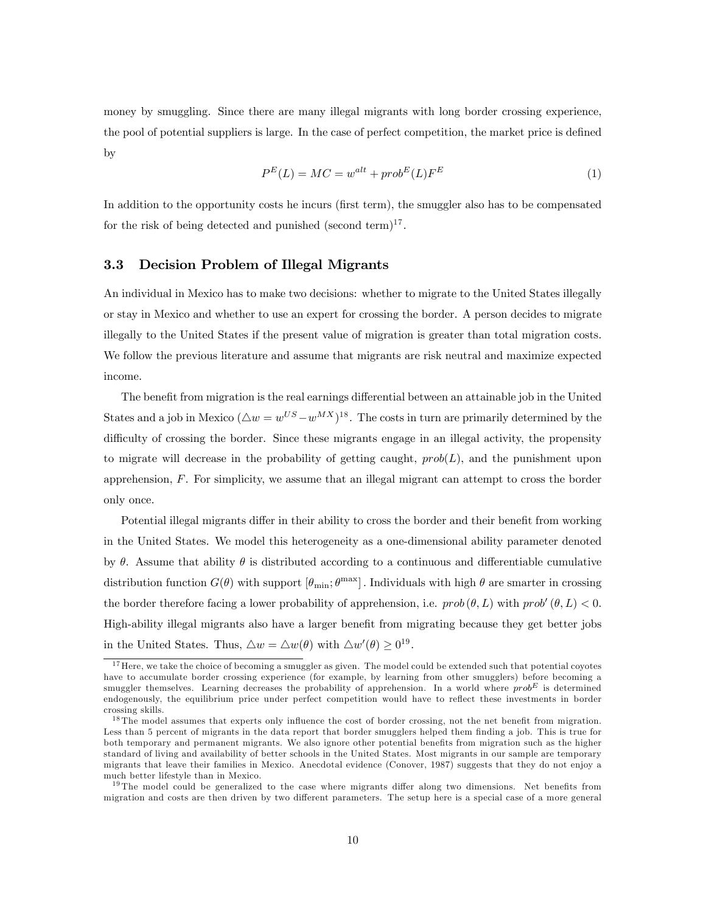money by smuggling. Since there are many illegal migrants with long border crossing experience, the pool of potential suppliers is large. In the case of perfect competition, the market price is defined by

$$P^E(L) = MC = w^{alt} + prob^E(L)F^E \tag{1}$$

In addition to the opportunity costs he incurs (first term), the smuggler also has to be compensated for the risk of being detected and punished (second term)[17].

### 3.3 Decision Problem of Illegal Migrants

An individual in Mexico has to make two decisions: whether to migrate to the United States illegally or stay in Mexico and whether to use an expert for crossing the border. A person decides to migrate illegally to the United States if the present value of migration is greater than total migration costs. We follow the previous literature and assume that migrants are risk neutral and maximize expected income.

The benefit from migration is the real earnings differential between an attainable job in the United States and a job in Mexico ($\triangle w = w^{US} - w^{MX}$)[18]. The costs in turn are primarily determined by the difficulty of crossing the border. Since these migrants engage in an illegal activity, the propensity to migrate will decrease in the probability of getting caught, $prob(L)$, and the punishment upon apprehension, $F$. For simplicity, we assume that an illegal migrant can attempt to cross the border only once.

Potential illegal migrants differ in their ability to cross the border and their benefit from working in the United States. We model this heterogeneity as a one-dimensional ability parameter denoted by $\theta$. Assume that ability $\theta$ is distributed according to a continuous and differentiable cumulative distribution function $G(\theta)$ with support $[\theta_{\min}; \theta^{\max}]$. Individuals with high $\theta$ are smarter in crossing the border therefore facing a lower probability of apprehension, i.e. $prob(\theta, L)$ with $prob'(\theta, L) < 0$. High-ability illegal migrants also have a larger benefit from migrating because they get better jobs in the United States. Thus, $\triangle w = \triangle w(\theta)$ with $\triangle w'(\theta) \geq 0$[19].

---

[17] Here, we take the choice of becoming a smuggler as given. The model could be extended such that potential coyotes have to accumulate border crossing experience (for example, by learning from other smugglers) before becoming a smuggler themselves. Learning decreases the probability of apprehension. In a world where $prob^E$ is determined endogenously, the equilibrium price under perfect competition would have to reflect these investments in border crossing skills.

[18] The model assumes that experts only influence the cost of border crossing, not the net benefit from migration. Less than 5 percent of migrants in the data report that border smugglers helped them finding a job. This is true for both temporary and permanent migrants. We also ignore other potential benefits from migration such as the higher standard of living and availability of better schools in the United States. Most migrants in our sample are temporary migrants that leave their families in Mexico. Anecdotal evidence (Conover, 1987) suggests that they do not enjoy a much better lifestyle than in Mexico.

[19] The model could be generalized to the case where migrants differ along two dimensions. Net benefits from migration and costs are then driven by two different parameters. The setup here is a special case of a more general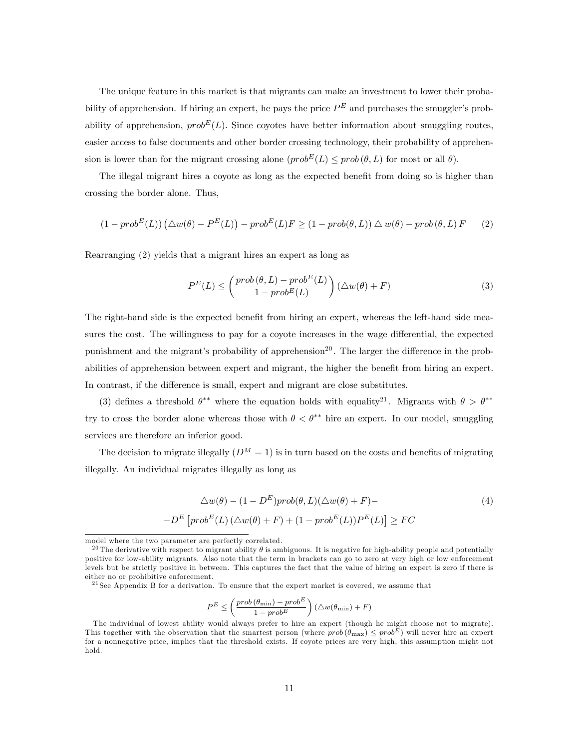The unique feature in this market is that migrants can make an investment to lower their probability of apprehension. If hiring an expert, he pays the price $P^E$ and purchases the smuggler's probability of apprehension, $prob^E(L)$. Since coyotes have better information about smuggling routes, easier access to false documents and other border crossing technology, their probability of apprehension is lower than for the migrant crossing alone ($prob^E(L) \leq prob\,(\theta, L)$ for most or all $\theta$).

The illegal migrant hires a coyote as long as the expected benefit from doing so is higher than crossing the border alone. Thus,

$$(1 - prob^E(L))\left(\triangle w(\theta) - P^E(L)\right) - prob^E(L)F \geq (1 - prob(\theta, L)) \triangle w(\theta) - prob\,(\theta, L)\,F \qquad (2)$$

Rearranging (2) yields that a migrant hires an expert as long as

$$P^E(L) \leq \left(\frac{prob\,(\theta, L) - prob^E(L)}{1 - prob^E(L)}\right)(\triangle w(\theta) + F) \qquad (3)$$

The right-hand side is the expected benefit from hiring an expert, whereas the left-hand side measures the cost. The willingness to pay for a coyote increases in the wage differential, the expected punishment and the migrant's probability of apprehension[20]. The larger the difference in the probabilities of apprehension between expert and migrant, the higher the benefit from hiring an expert. In contrast, if the difference is small, expert and migrant are close substitutes.

(3) defines a threshold $\theta^{**}$ where the equation holds with equality[21]. Migrants with $\theta > \theta^{**}$ try to cross the border alone whereas those with $\theta < \theta^{**}$ hire an expert. In our model, smuggling services are therefore an inferior good.

The decision to migrate illegally ($D^M = 1$) is in turn based on the costs and benefits of migrating illegally. An individual migrates illegally as long as

$$\begin{aligned} &\triangle w(\theta) - (1 - D^E) prob(\theta, L)(\triangle w(\theta) + F) - \\ &- D^E \left[prob^E(L)\,(\triangle w(\theta) + F) + (1 - prob^E(L))P^E(L)\right] \geq FC \end{aligned} \qquad (4)$$

---

model where the two parameter are perfectly correlated.

[20] The derivative with respect to migrant ability $\theta$ is ambiguous. It is negative for high-ability people and potentially positive for low-ability migrants. Also note that the term in brackets can go to zero at very high or low enforcement levels but be strictly positive in between. This captures the fact that the value of hiring an expert is zero if there is either no or prohibitive enforcement.

[21] See Appendix B for a derivation. To ensure that the expert market is covered, we assume that

$$P^E \leq \left(\frac{prob\,(\theta_{\min}) - prob^E}{1 - prob^E}\right)(\triangle w(\theta_{\min}) + F)$$

The individual of lowest ability would always prefer to hire an expert (though he might choose not to migrate). This together with the observation that the smartest person (where $prob\,(\theta_{\max}) \leq prob^E$) will never hire an expert for a nonnegative price, implies that the threshold exists. If coyote prices are very high, this assumption might not hold.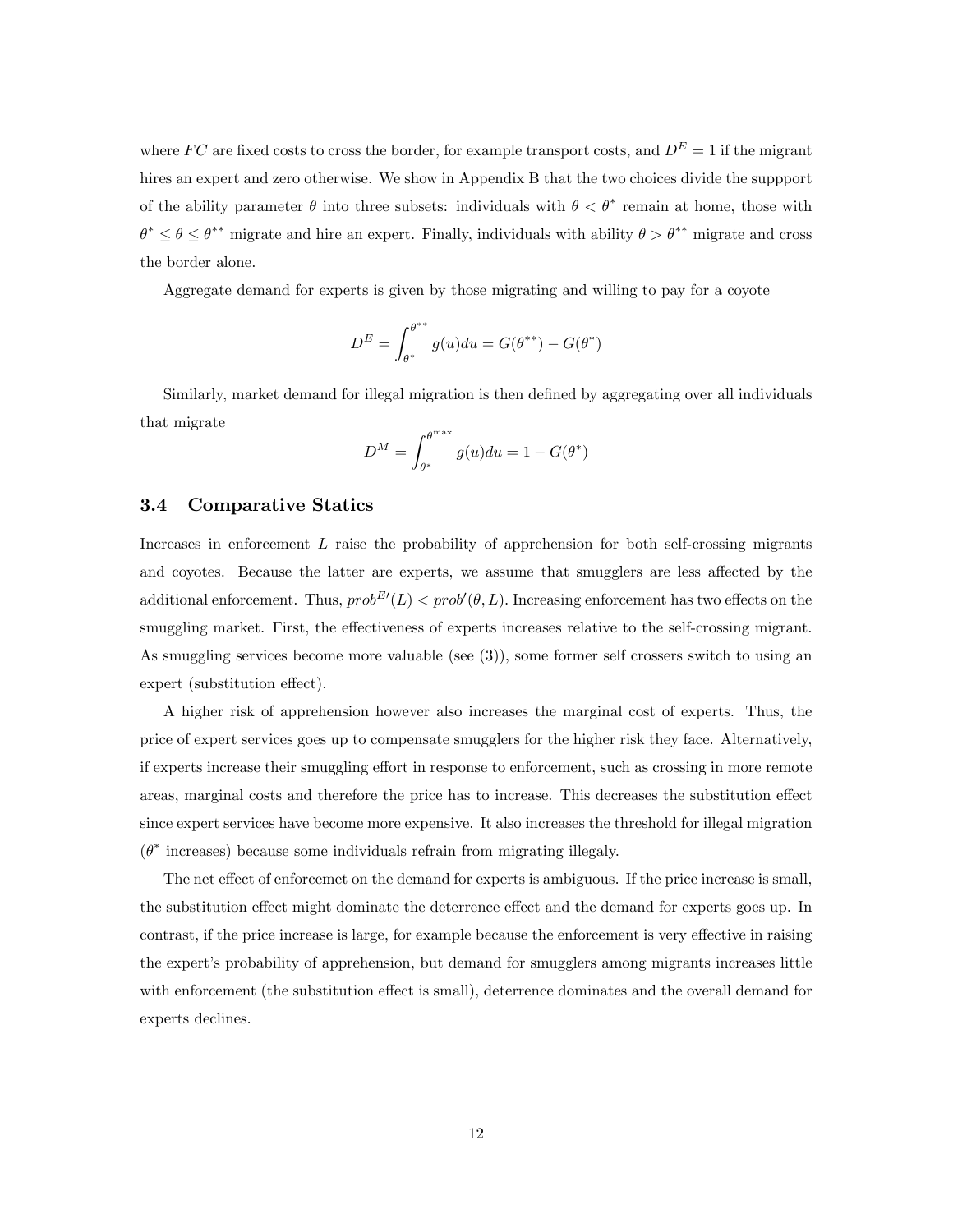where $FC$ are fixed costs to cross the border, for example transport costs, and $D^E = 1$ if the migrant hires an expert and zero otherwise. We show in Appendix B that the two choices divide the suppport of the ability parameter $\theta$ into three subsets: individuals with $\theta < \theta^*$ remain at home, those with $\theta^* \leq \theta \leq \theta^{**}$ migrate and hire an expert. Finally, individuals with ability $\theta > \theta^{**}$ migrate and cross the border alone.

Aggregate demand for experts is given by those migrating and willing to pay for a coyote

$$D^E = \int_{\theta^*}^{\theta^{**}} g(u)du = G(\theta^{**}) - G(\theta^*)$$

Similarly, market demand for illegal migration is then defined by aggregating over all individuals that migrate

$$D^M = \int_{\theta^*}^{\theta^{\max}} g(u)du = 1 - G(\theta^*)$$

### 3.4 Comparative Statics

Increases in enforcement $L$ raise the probability of apprehension for both self-crossing migrants and coyotes. Because the latter are experts, we assume that smugglers are less affected by the additional enforcement. Thus, $prob^{E\prime}(L) < prob'(\theta, L)$. Increasing enforcement has two effects on the smuggling market. First, the effectiveness of experts increases relative to the self-crossing migrant. As smuggling services become more valuable (see (3)), some former self crossers switch to using an expert (substitution effect).

A higher risk of apprehension however also increases the marginal cost of experts. Thus, the price of expert services goes up to compensate smugglers for the higher risk they face. Alternatively, if experts increase their smuggling effort in response to enforcement, such as crossing in more remote areas, marginal costs and therefore the price has to increase. This decreases the substitution effect since expert services have become more expensive. It also increases the threshold for illegal migration ($\theta^*$ increases) because some individuals refrain from migrating illegaly.

The net effect of enforcemet on the demand for experts is ambiguous. If the price increase is small, the substitution effect might dominate the deterrence effect and the demand for experts goes up. In contrast, if the price increase is large, for example because the enforcement is very effective in raising the expert's probability of apprehension, but demand for smugglers among migrants increases little with enforcement (the substitution effect is small), deterrence dominates and the overall demand for experts declines.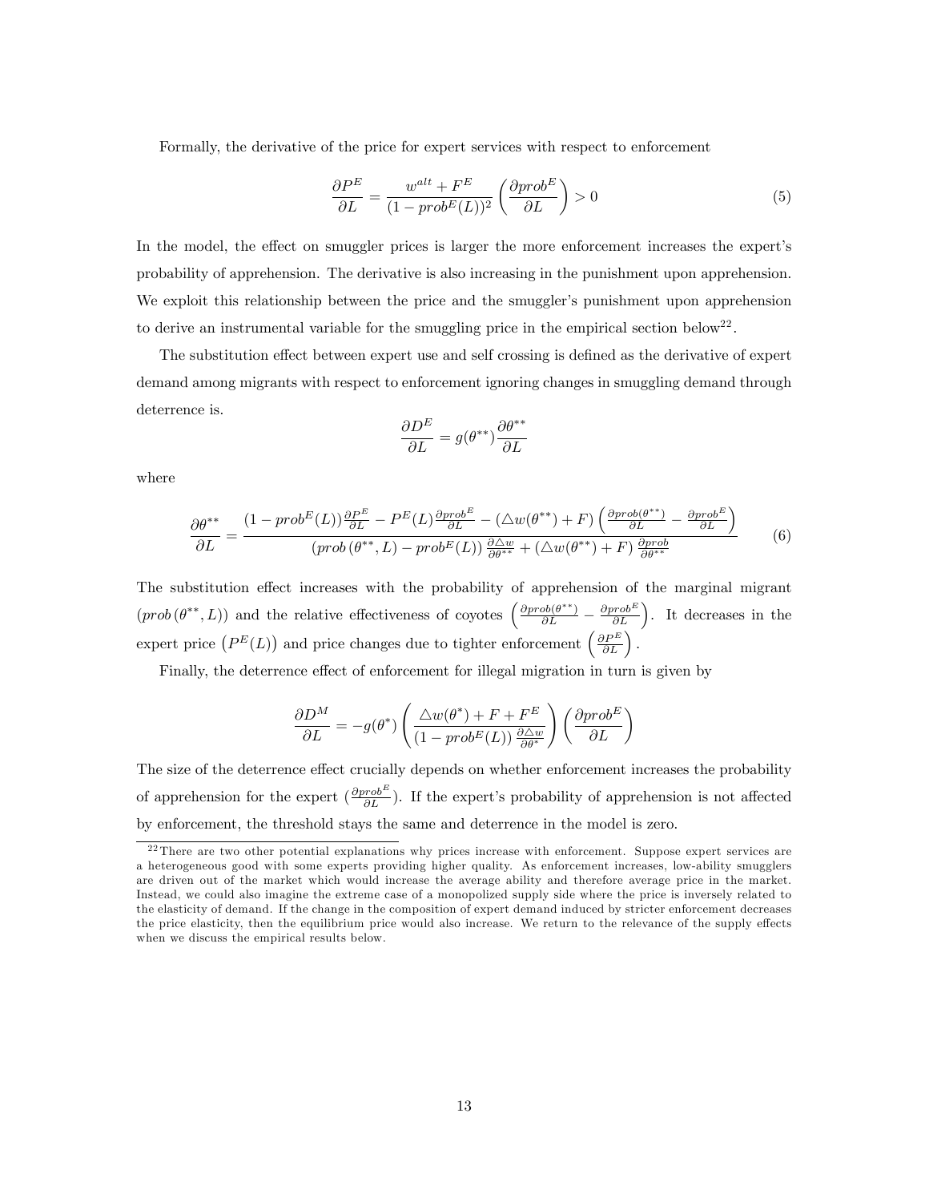Formally, the derivative of the price for expert services with respect to enforcement

$$\frac{\partial P^E}{\partial L} = \frac{w^{alt} + F^E}{(1 - prob^E(L))^2} \left( \frac{\partial prob^E}{\partial L} \right) > 0 \tag{5}$$

In the model, the effect on smuggler prices is larger the more enforcement increases the expert's probability of apprehension. The derivative is also increasing in the punishment upon apprehension. We exploit this relationship between the price and the smuggler's punishment upon apprehension to derive an instrumental variable for the smuggling price in the empirical section below[22].

The substitution effect between expert use and self crossing is defined as the derivative of expert demand among migrants with respect to enforcement ignoring changes in smuggling demand through deterrence is.

$$\frac{\partial D^E}{\partial L} = g(\theta^{**}) \frac{\partial \theta^{**}}{\partial L}$$

where

$$\frac{\partial \theta^{**}}{\partial L} = \frac{(1 - prob^E(L)) \frac{\partial P^E}{\partial L} - P^E(L) \frac{\partial prob^E}{\partial L} - (\triangle w(\theta^{**}) + F) \left( \frac{\partial prob(\theta^{**})}{\partial L} - \frac{\partial prob^E}{\partial L} \right)}{(prob\,(\theta^{**}, L) - prob^E(L)) \frac{\partial \triangle w}{\partial \theta^{**}} + (\triangle w(\theta^{**}) + F) \frac{\partial prob}{\partial \theta^{**}}} \tag{6}$$

The substitution effect increases with the probability of apprehension of the marginal migrant $(prob\,(\theta^{**}, L))$ and the relative effectiveness of coyotes $\left( \frac{\partial prob(\theta^{**})}{\partial L} - \frac{\partial prob^E}{\partial L} \right)$. It decreases in the expert price $\left(P^E(L)\right)$ and price changes due to tighter enforcement $\left( \frac{\partial P^E}{\partial L} \right)$.

Finally, the deterrence effect of enforcement for illegal migration in turn is given by

$$\frac{\partial D^M}{\partial L} = -g(\theta^*) \left( \frac{\triangle w(\theta^*) + F + F^E}{(1 - prob^E(L)) \frac{\partial \triangle w}{\partial \theta^*}} \right) \left( \frac{\partial prob^E}{\partial L} \right)$$

The size of the deterrence effect crucially depends on whether enforcement increases the probability of apprehension for the expert ($\frac{\partial prob^E}{\partial L}$). If the expert's probability of apprehension is not affected by enforcement, the threshold stays the same and deterrence in the model is zero.

[22] There are two other potential explanations why prices increase with enforcement. Suppose expert services are a heterogeneous good with some experts providing higher quality. As enforcement increases, low-ability smugglers are driven out of the market which would increase the average ability and therefore average price in the market. Instead, we could also imagine the extreme case of a monopolized supply side where the price is inversely related to the elasticity of demand. If the change in the composition of expert demand induced by stricter enforcement decreases the price elasticity, then the equilibrium price would also increase. We return to the relevance of the supply effects when we discuss the empirical results below.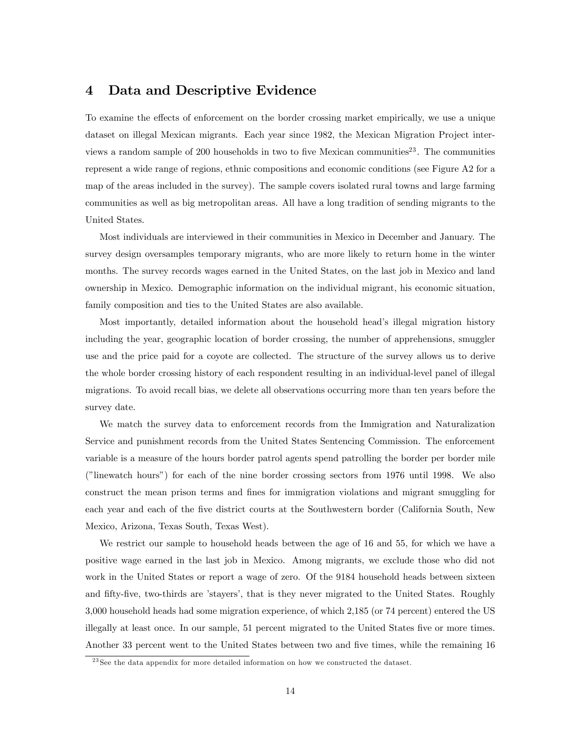## 4 Data and Descriptive Evidence

To examine the effects of enforcement on the border crossing market empirically, we use a unique dataset on illegal Mexican migrants. Each year since 1982, the Mexican Migration Project interviews a random sample of 200 households in two to five Mexican communities[23]. The communities represent a wide range of regions, ethnic compositions and economic conditions (see Figure A2 for a map of the areas included in the survey). The sample covers isolated rural towns and large farming communities as well as big metropolitan areas. All have a long tradition of sending migrants to the United States.

Most individuals are interviewed in their communities in Mexico in December and January. The survey design oversamples temporary migrants, who are more likely to return home in the winter months. The survey records wages earned in the United States, on the last job in Mexico and land ownership in Mexico. Demographic information on the individual migrant, his economic situation, family composition and ties to the United States are also available.

Most importantly, detailed information about the household head's illegal migration history including the year, geographic location of border crossing, the number of apprehensions, smuggler use and the price paid for a coyote are collected. The structure of the survey allows us to derive the whole border crossing history of each respondent resulting in an individual-level panel of illegal migrations. To avoid recall bias, we delete all observations occurring more than ten years before the survey date.

We match the survey data to enforcement records from the Immigration and Naturalization Service and punishment records from the United States Sentencing Commission. The enforcement variable is a measure of the hours border patrol agents spend patrolling the border per border mile ("linewatch hours") for each of the nine border crossing sectors from 1976 until 1998. We also construct the mean prison terms and fines for immigration violations and migrant smuggling for each year and each of the five district courts at the Southwestern border (California South, New Mexico, Arizona, Texas South, Texas West).

We restrict our sample to household heads between the age of 16 and 55, for which we have a positive wage earned in the last job in Mexico. Among migrants, we exclude those who did not work in the United States or report a wage of zero. Of the 9184 household heads between sixteen and fifty-five, two-thirds are 'stayers', that is they never migrated to the United States. Roughly 3,000 household heads had some migration experience, of which 2,185 (or 74 percent) entered the US illegally at least once. In our sample, 51 percent migrated to the United States five or more times. Another 33 percent went to the United States between two and five times, while the remaining 16

[23] See the data appendix for more detailed information on how we constructed the dataset.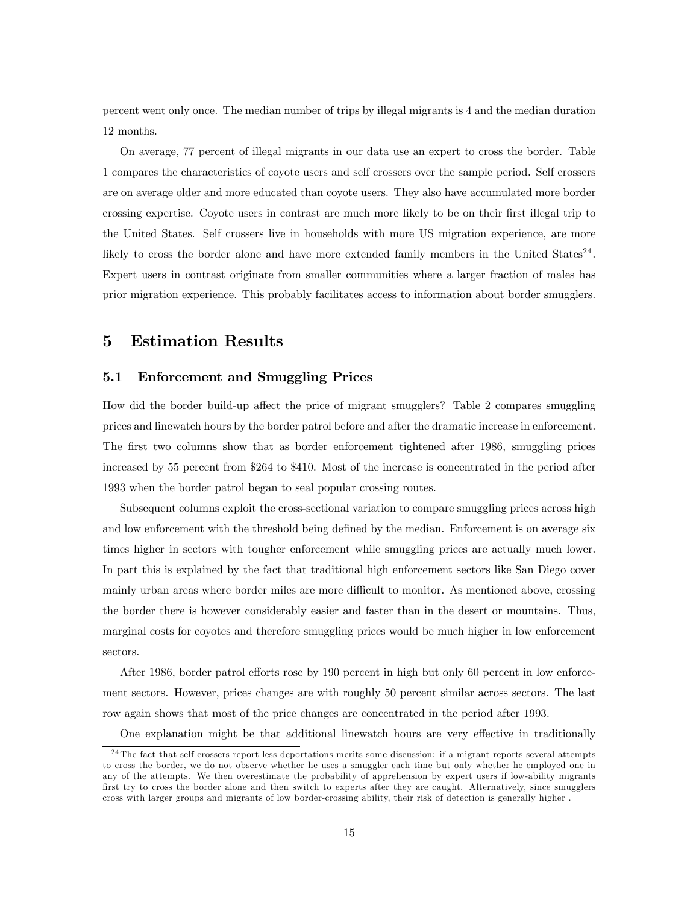percent went only once. The median number of trips by illegal migrants is 4 and the median duration 12 months.

On average, 77 percent of illegal migrants in our data use an expert to cross the border. Table 1 compares the characteristics of coyote users and self crossers over the sample period. Self crossers are on average older and more educated than coyote users. They also have accumulated more border crossing expertise. Coyote users in contrast are much more likely to be on their first illegal trip to the United States. Self crossers live in households with more US migration experience, are more likely to cross the border alone and have more extended family members in the United States[24]. Expert users in contrast originate from smaller communities where a larger fraction of males has prior migration experience. This probably facilitates access to information about border smugglers.

# 5 Estimation Results

## 5.1 Enforcement and Smuggling Prices

How did the border build-up affect the price of migrant smugglers? Table 2 compares smuggling prices and linewatch hours by the border patrol before and after the dramatic increase in enforcement. The first two columns show that as border enforcement tightened after 1986, smuggling prices increased by 55 percent from $264 to $410. Most of the increase is concentrated in the period after 1993 when the border patrol began to seal popular crossing routes.

Subsequent columns exploit the cross-sectional variation to compare smuggling prices across high and low enforcement with the threshold being defined by the median. Enforcement is on average six times higher in sectors with tougher enforcement while smuggling prices are actually much lower. In part this is explained by the fact that traditional high enforcement sectors like San Diego cover mainly urban areas where border miles are more difficult to monitor. As mentioned above, crossing the border there is however considerably easier and faster than in the desert or mountains. Thus, marginal costs for coyotes and therefore smuggling prices would be much higher in low enforcement sectors.

After 1986, border patrol efforts rose by 190 percent in high but only 60 percent in low enforcement sectors. However, prices changes are with roughly 50 percent similar across sectors. The last row again shows that most of the price changes are concentrated in the period after 1993.

One explanation might be that additional linewatch hours are very effective in traditionally

[24] The fact that self crossers report less deportations merits some discussion: if a migrant reports several attempts to cross the border, we do not observe whether he uses a smuggler each time but only whether he employed one in any of the attempts. We then overestimate the probability of apprehension by expert users if low-ability migrants first try to cross the border alone and then switch to experts after they are caught. Alternatively, since smugglers cross with larger groups and migrants of low border-crossing ability, their risk of detection is generally higher .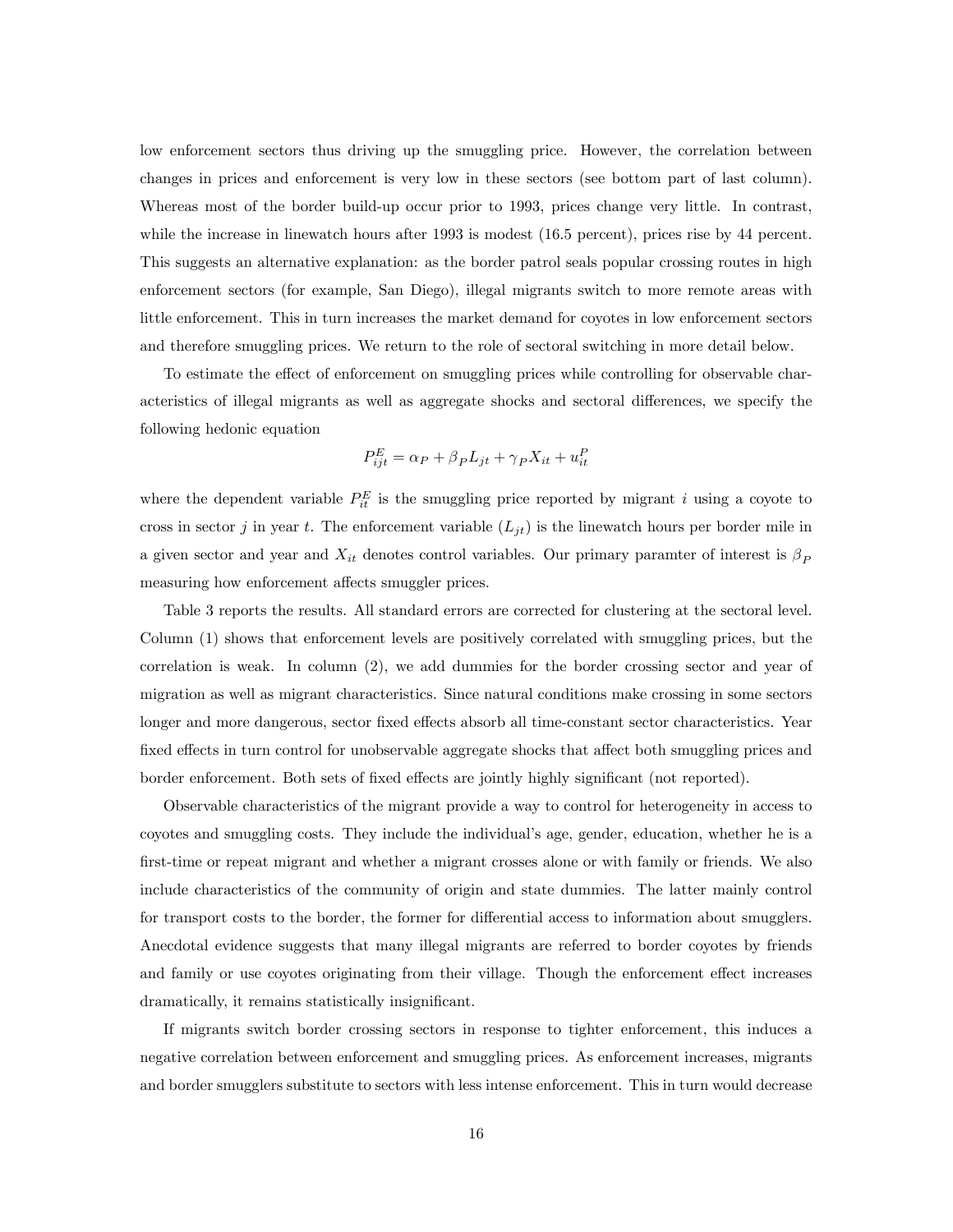low enforcement sectors thus driving up the smuggling price. However, the correlation between changes in prices and enforcement is very low in these sectors (see bottom part of last column). Whereas most of the border build-up occur prior to 1993, prices change very little. In contrast, while the increase in linewatch hours after 1993 is modest (16.5 percent), prices rise by 44 percent. This suggests an alternative explanation: as the border patrol seals popular crossing routes in high enforcement sectors (for example, San Diego), illegal migrants switch to more remote areas with little enforcement. This in turn increases the market demand for coyotes in low enforcement sectors and therefore smuggling prices. We return to the role of sectoral switching in more detail below.

To estimate the effect of enforcement on smuggling prices while controlling for observable characteristics of illegal migrants as well as aggregate shocks and sectoral differences, we specify the following hedonic equation

$$P^E_{ijt} = \alpha_P + \beta_P L_{jt} + \gamma_P X_{it} + u^P_{it}$$

where the dependent variable $P^E_{it}$ is the smuggling price reported by migrant $i$ using a coyote to cross in sector $j$ in year $t$. The enforcement variable ($L_{jt}$) is the linewatch hours per border mile in a given sector and year and $X_{it}$ denotes control variables. Our primary paramter of interest is $\beta_P$ measuring how enforcement affects smuggler prices.

Table 3 reports the results. All standard errors are corrected for clustering at the sectoral level. Column (1) shows that enforcement levels are positively correlated with smuggling prices, but the correlation is weak. In column (2), we add dummies for the border crossing sector and year of migration as well as migrant characteristics. Since natural conditions make crossing in some sectors longer and more dangerous, sector fixed effects absorb all time-constant sector characteristics. Year fixed effects in turn control for unobservable aggregate shocks that affect both smuggling prices and border enforcement. Both sets of fixed effects are jointly highly significant (not reported).

Observable characteristics of the migrant provide a way to control for heterogeneity in access to coyotes and smuggling costs. They include the individual's age, gender, education, whether he is a first-time or repeat migrant and whether a migrant crosses alone or with family or friends. We also include characteristics of the community of origin and state dummies. The latter mainly control for transport costs to the border, the former for differential access to information about smugglers. Anecdotal evidence suggests that many illegal migrants are referred to border coyotes by friends and family or use coyotes originating from their village. Though the enforcement effect increases dramatically, it remains statistically insignificant.

If migrants switch border crossing sectors in response to tighter enforcement, this induces a negative correlation between enforcement and smuggling prices. As enforcement increases, migrants and border smugglers substitute to sectors with less intense enforcement. This in turn would decrease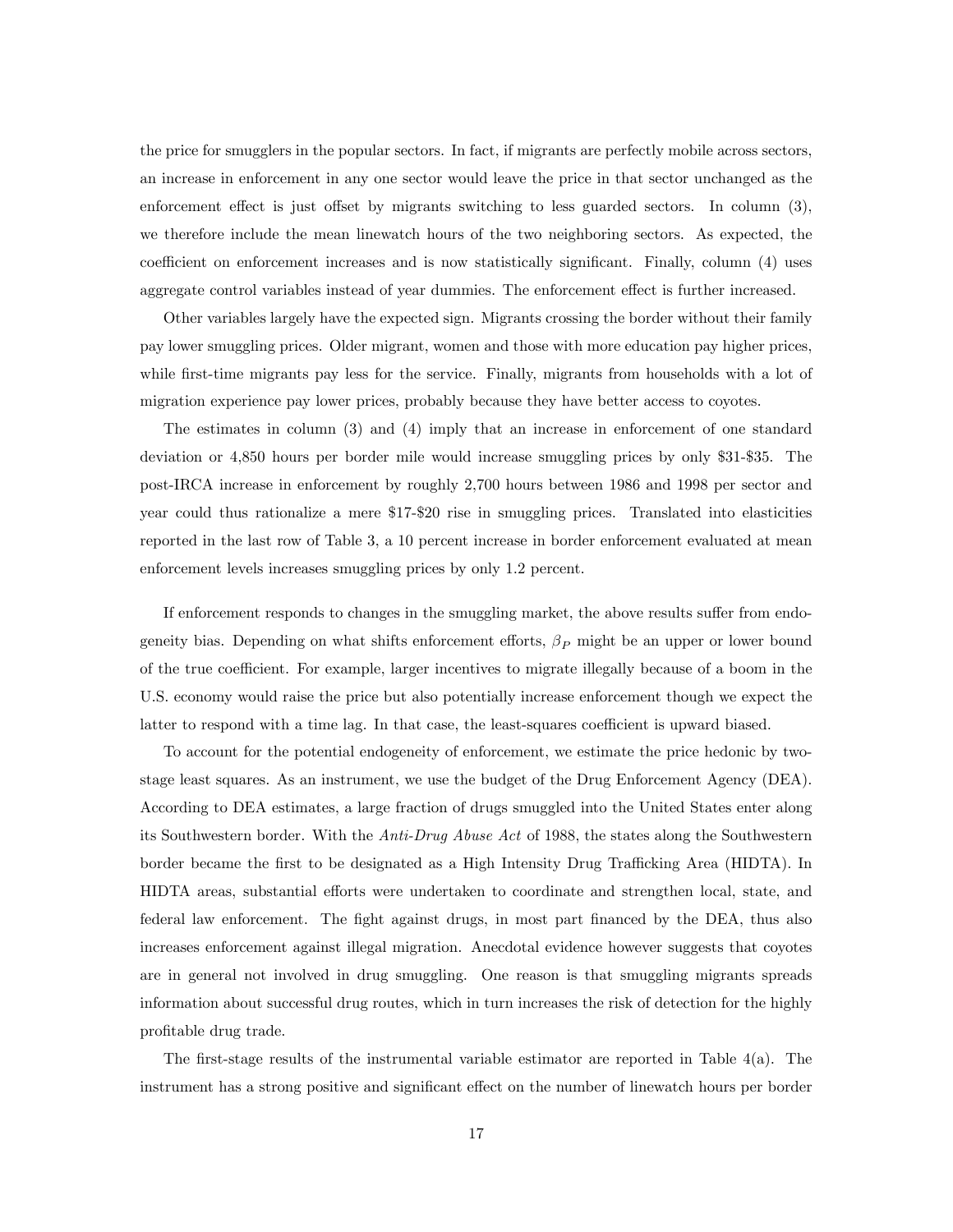the price for smugglers in the popular sectors. In fact, if migrants are perfectly mobile across sectors, an increase in enforcement in any one sector would leave the price in that sector unchanged as the enforcement effect is just offset by migrants switching to less guarded sectors. In column (3), we therefore include the mean linewatch hours of the two neighboring sectors. As expected, the coefficient on enforcement increases and is now statistically significant. Finally, column (4) uses aggregate control variables instead of year dummies. The enforcement effect is further increased.

Other variables largely have the expected sign. Migrants crossing the border without their family pay lower smuggling prices. Older migrant, women and those with more education pay higher prices, while first-time migrants pay less for the service. Finally, migrants from households with a lot of migration experience pay lower prices, probably because they have better access to coyotes.

The estimates in column (3) and (4) imply that an increase in enforcement of one standard deviation or 4,850 hours per border mile would increase smuggling prices by only \$31-\$35. The post-IRCA increase in enforcement by roughly 2,700 hours between 1986 and 1998 per sector and year could thus rationalize a mere \$17-\$20 rise in smuggling prices. Translated into elasticities reported in the last row of Table 3, a 10 percent increase in border enforcement evaluated at mean enforcement levels increases smuggling prices by only 1.2 percent.

If enforcement responds to changes in the smuggling market, the above results suffer from endogeneity bias. Depending on what shifts enforcement efforts, $\beta_P$ might be an upper or lower bound of the true coefficient. For example, larger incentives to migrate illegally because of a boom in the U.S. economy would raise the price but also potentially increase enforcement though we expect the latter to respond with a time lag. In that case, the least-squares coefficient is upward biased.

To account for the potential endogeneity of enforcement, we estimate the price hedonic by two-stage least squares. As an instrument, we use the budget of the Drug Enforcement Agency (DEA). According to DEA estimates, a large fraction of drugs smuggled into the United States enter along its Southwestern border. With the *Anti-Drug Abuse Act* of 1988, the states along the Southwestern border became the first to be designated as a High Intensity Drug Trafficking Area (HIDTA). In HIDTA areas, substantial efforts were undertaken to coordinate and strengthen local, state, and federal law enforcement. The fight against drugs, in most part financed by the DEA, thus also increases enforcement against illegal migration. Anecdotal evidence however suggests that coyotes are in general not involved in drug smuggling. One reason is that smuggling migrants spreads information about successful drug routes, which in turn increases the risk of detection for the highly profitable drug trade.

The first-stage results of the instrumental variable estimator are reported in Table 4(a). The instrument has a strong positive and significant effect on the number of linewatch hours per border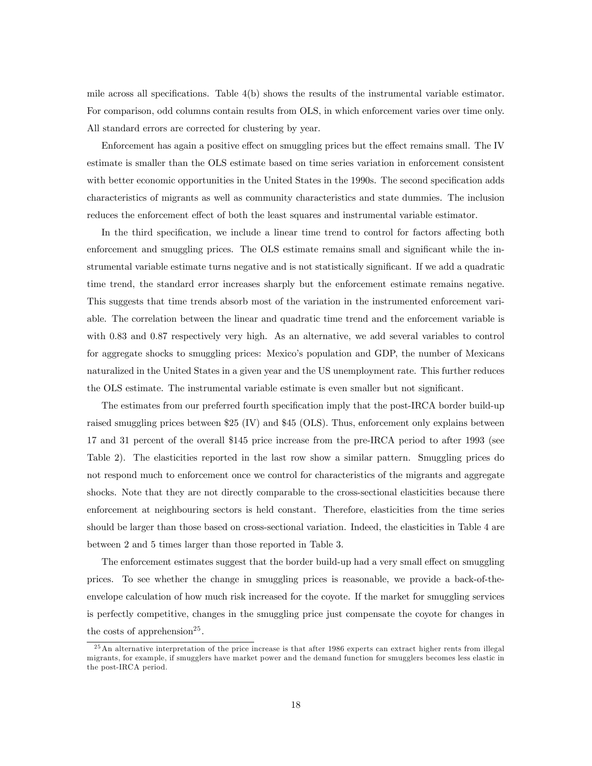mile across all specifications. Table 4(b) shows the results of the instrumental variable estimator. For comparison, odd columns contain results from OLS, in which enforcement varies over time only. All standard errors are corrected for clustering by year.

Enforcement has again a positive effect on smuggling prices but the effect remains small. The IV estimate is smaller than the OLS estimate based on time series variation in enforcement consistent with better economic opportunities in the United States in the 1990s. The second specification adds characteristics of migrants as well as community characteristics and state dummies. The inclusion reduces the enforcement effect of both the least squares and instrumental variable estimator.

In the third specification, we include a linear time trend to control for factors affecting both enforcement and smuggling prices. The OLS estimate remains small and significant while the instrumental variable estimate turns negative and is not statistically significant. If we add a quadratic time trend, the standard error increases sharply but the enforcement estimate remains negative. This suggests that time trends absorb most of the variation in the instrumented enforcement variable. The correlation between the linear and quadratic time trend and the enforcement variable is with 0.83 and 0.87 respectively very high. As an alternative, we add several variables to control for aggregate shocks to smuggling prices: Mexico's population and GDP, the number of Mexicans naturalized in the United States in a given year and the US unemployment rate. This further reduces the OLS estimate. The instrumental variable estimate is even smaller but not significant.

The estimates from our preferred fourth specification imply that the post-IRCA border build-up raised smuggling prices between \$25 (IV) and \$45 (OLS). Thus, enforcement only explains between 17 and 31 percent of the overall \$145 price increase from the pre-IRCA period to after 1993 (see Table 2). The elasticities reported in the last row show a similar pattern. Smuggling prices do not respond much to enforcement once we control for characteristics of the migrants and aggregate shocks. Note that they are not directly comparable to the cross-sectional elasticities because there enforcement at neighbouring sectors is held constant. Therefore, elasticities from the time series should be larger than those based on cross-sectional variation. Indeed, the elasticities in Table 4 are between 2 and 5 times larger than those reported in Table 3.

The enforcement estimates suggest that the border build-up had a very small effect on smuggling prices. To see whether the change in smuggling prices is reasonable, we provide a back-of-the-envelope calculation of how much risk increased for the coyote. If the market for smuggling services is perfectly competitive, changes in the smuggling price just compensate the coyote for changes in the costs of apprehension[25].

[25] An alternative interpretation of the price increase is that after 1986 experts can extract higher rents from illegal migrants, for example, if smugglers have market power and the demand function for smugglers becomes less elastic in the post-IRCA period.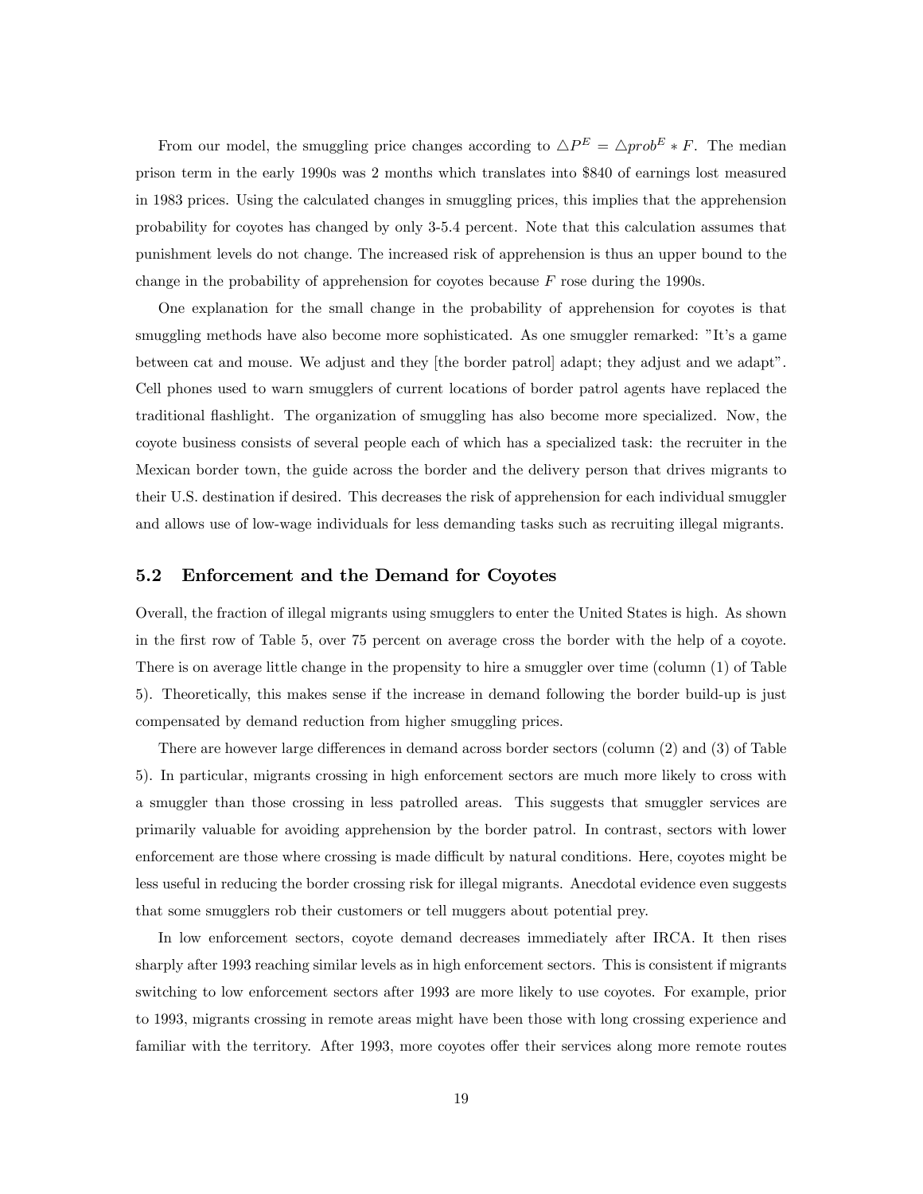From our model, the smuggling price changes according to $\triangle P^E = \triangle prob^E * F$. The median prison term in the early 1990s was 2 months which translates into $840 of earnings lost measured in 1983 prices. Using the calculated changes in smuggling prices, this implies that the apprehension probability for coyotes has changed by only 3-5.4 percent. Note that this calculation assumes that punishment levels do not change. The increased risk of apprehension is thus an upper bound to the change in the probability of apprehension for coyotes because $F$ rose during the 1990s.

One explanation for the small change in the probability of apprehension for coyotes is that smuggling methods have also become more sophisticated. As one smuggler remarked: "It's a game between cat and mouse. We adjust and they [the border patrol] adapt; they adjust and we adapt". Cell phones used to warn smugglers of current locations of border patrol agents have replaced the traditional flashlight. The organization of smuggling has also become more specialized. Now, the coyote business consists of several people each of which has a specialized task: the recruiter in the Mexican border town, the guide across the border and the delivery person that drives migrants to their U.S. destination if desired. This decreases the risk of apprehension for each individual smuggler and allows use of low-wage individuals for less demanding tasks such as recruiting illegal migrants.

## 5.2 Enforcement and the Demand for Coyotes

Overall, the fraction of illegal migrants using smugglers to enter the United States is high. As shown in the first row of Table 5, over 75 percent on average cross the border with the help of a coyote. There is on average little change in the propensity to hire a smuggler over time (column (1) of Table 5). Theoretically, this makes sense if the increase in demand following the border build-up is just compensated by demand reduction from higher smuggling prices.

There are however large differences in demand across border sectors (column (2) and (3) of Table 5). In particular, migrants crossing in high enforcement sectors are much more likely to cross with a smuggler than those crossing in less patrolled areas. This suggests that smuggler services are primarily valuable for avoiding apprehension by the border patrol. In contrast, sectors with lower enforcement are those where crossing is made difficult by natural conditions. Here, coyotes might be less useful in reducing the border crossing risk for illegal migrants. Anecdotal evidence even suggests that some smugglers rob their customers or tell muggers about potential prey.

In low enforcement sectors, coyote demand decreases immediately after IRCA. It then rises sharply after 1993 reaching similar levels as in high enforcement sectors. This is consistent if migrants switching to low enforcement sectors after 1993 are more likely to use coyotes. For example, prior to 1993, migrants crossing in remote areas might have been those with long crossing experience and familiar with the territory. After 1993, more coyotes offer their services along more remote routes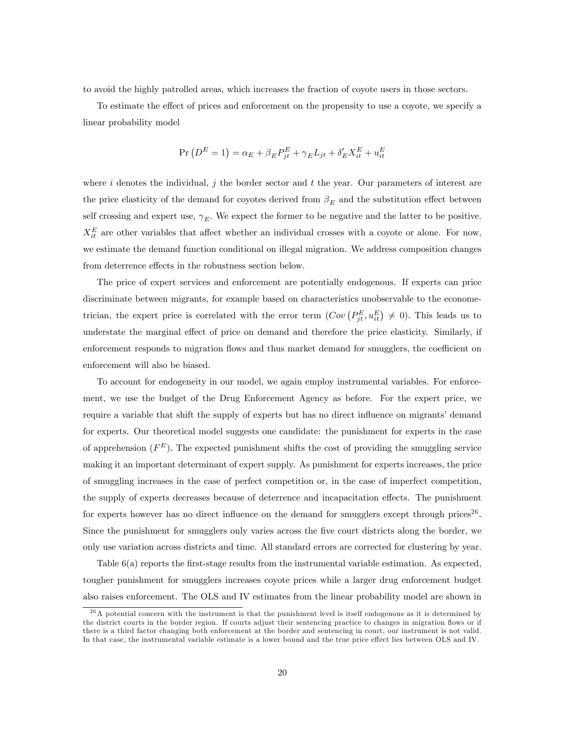to avoid the highly patrolled areas, which increases the fraction of coyote users in those sectors.

To estimate the effect of prices and enforcement on the propensity to use a coyote, we specify a linear probability model

$$\Pr\left(D^E = 1\right) = \alpha_E + \beta_E P^E_{jt} + \gamma_E L_{jt} + \delta'_E X^E_{it} + u^E_{it}$$

where $i$ denotes the individual, $j$ the border sector and $t$ the year. Our parameters of interest are the price elasticity of the demand for coyotes derived from $\beta_E$ and the substitution effect between self crossing and expert use, $\gamma_E$. We expect the former to be negative and the latter to be positive. $X^E_{it}$ are other variables that affect whether an individual crosses with a coyote or alone. For now, we estimate the demand function conditional on illegal migration. We address composition changes from deterrence effects in the robustness section below.

The price of expert services and enforcement are potentially endogenous. If experts can price discriminate between migrants, for example based on characteristics unobservable to the econometrician, the expert price is correlated with the error term ($Cov\left(P^E_{jt}, u^E_{it}\right) \neq 0$). This leads us to understate the marginal effect of price on demand and therefore the price elasticity. Similarly, if enforcement responds to migration flows and thus market demand for smugglers, the coefficient on enforcement will also be biased.

To account for endogeneity in our model, we again employ instrumental variables. For enforcement, we use the budget of the Drug Enforcement Agency as before. For the expert price, we require a variable that shift the supply of experts but has no direct influence on migrants' demand for experts. Our theoretical model suggests one candidate: the punishment for experts in the case of apprehension ($F^E$). The expected punishment shifts the cost of providing the smuggling service making it an important determinant of expert supply. As punishment for experts increases, the price of smuggling increases in the case of perfect competition or, in the case of imperfect competition, the supply of experts decreases because of deterrence and incapacitation effects. The punishment for experts however has no direct influence on the demand for smugglers except through prices[26]. Since the punishment for smugglers only varies across the five court districts along the border, we only use variation across districts and time. All standard errors are corrected for clustering by year.

Table 6(a) reports the first-stage results from the instrumental variable estimation. As expected, tougher punishment for smugglers increases coyote prices while a larger drug enforcement budget also raises enforcement. The OLS and IV estimates from the linear probability model are shown in

[26] A potential concern with the instrument is that the punishment level is itself endogenous as it is determined by the district courts in the border region. If courts adjust their sentencing practice to changes in migration flows or if there is a third factor changing both enforcement at the border and sentencing in court, our instrument is not valid. In that case, the instrumental variable estimate is a lower bound and the true price effect lies between OLS and IV.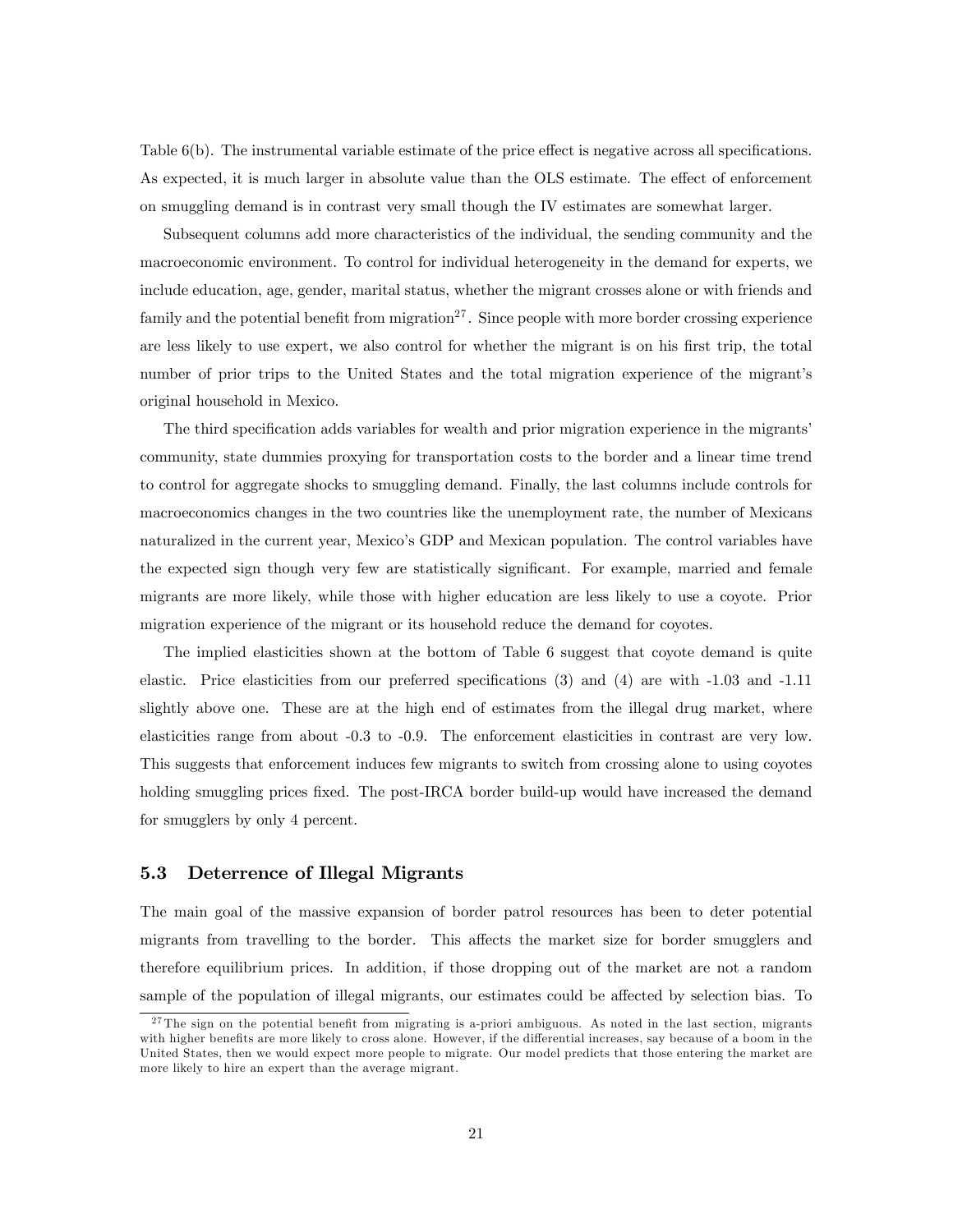Table 6(b). The instrumental variable estimate of the price effect is negative across all specifications. As expected, it is much larger in absolute value than the OLS estimate. The effect of enforcement on smuggling demand is in contrast very small though the IV estimates are somewhat larger.

Subsequent columns add more characteristics of the individual, the sending community and the macroeconomic environment. To control for individual heterogeneity in the demand for experts, we include education, age, gender, marital status, whether the migrant crosses alone or with friends and family and the potential benefit from migration[27]. Since people with more border crossing experience are less likely to use expert, we also control for whether the migrant is on his first trip, the total number of prior trips to the United States and the total migration experience of the migrant's original household in Mexico.

The third specification adds variables for wealth and prior migration experience in the migrants' community, state dummies proxying for transportation costs to the border and a linear time trend to control for aggregate shocks to smuggling demand. Finally, the last columns include controls for macroeconomics changes in the two countries like the unemployment rate, the number of Mexicans naturalized in the current year, Mexico's GDP and Mexican population. The control variables have the expected sign though very few are statistically significant. For example, married and female migrants are more likely, while those with higher education are less likely to use a coyote. Prior migration experience of the migrant or its household reduce the demand for coyotes.

The implied elasticities shown at the bottom of Table 6 suggest that coyote demand is quite elastic. Price elasticities from our preferred specifications (3) and (4) are with -1.03 and -1.11 slightly above one. These are at the high end of estimates from the illegal drug market, where elasticities range from about -0.3 to -0.9. The enforcement elasticities in contrast are very low. This suggests that enforcement induces few migrants to switch from crossing alone to using coyotes holding smuggling prices fixed. The post-IRCA border build-up would have increased the demand for smugglers by only 4 percent.

### 5.3 Deterrence of Illegal Migrants

The main goal of the massive expansion of border patrol resources has been to deter potential migrants from travelling to the border. This affects the market size for border smugglers and therefore equilibrium prices. In addition, if those dropping out of the market are not a random sample of the population of illegal migrants, our estimates could be affected by selection bias. To

[27] The sign on the potential benefit from migrating is a-priori ambiguous. As noted in the last section, migrants with higher benefits are more likely to cross alone. However, if the differential increases, say because of a boom in the United States, then we would expect more people to migrate. Our model predicts that those entering the market are more likely to hire an expert than the average migrant.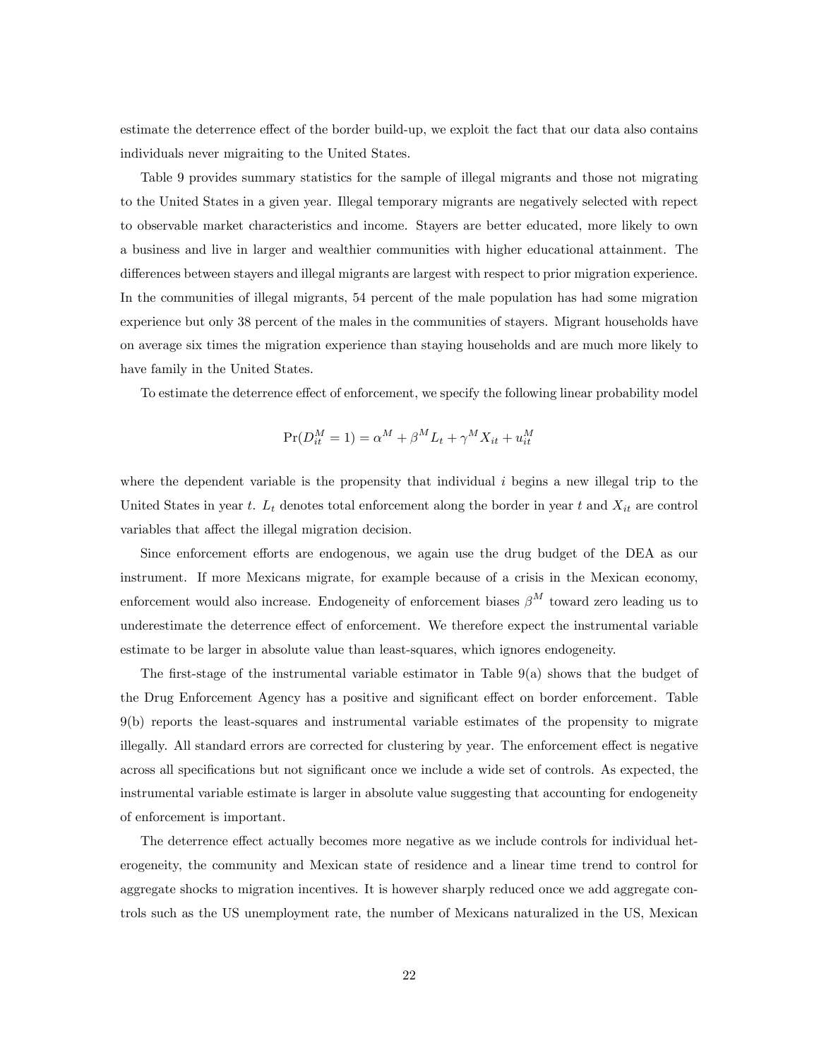estimate the deterrence effect of the border build-up, we exploit the fact that our data also contains individuals never migraiting to the United States.

Table 9 provides summary statistics for the sample of illegal migrants and those not migrating to the United States in a given year. Illegal temporary migrants are negatively selected with repect to observable market characteristics and income. Stayers are better educated, more likely to own a business and live in larger and wealthier communities with higher educational attainment. The differences between stayers and illegal migrants are largest with respect to prior migration experience. In the communities of illegal migrants, 54 percent of the male population has had some migration experience but only 38 percent of the males in the communities of stayers. Migrant households have on average six times the migration experience than staying households and are much more likely to have family in the United States.

To estimate the deterrence effect of enforcement, we specify the following linear probability model

$$\Pr(D_{it}^M = 1) = \alpha^M + \beta^M L_t + \gamma^M X_{it} + u_{it}^M$$

where the dependent variable is the propensity that individual $i$ begins a new illegal trip to the United States in year $t$. $L_t$ denotes total enforcement along the border in year $t$ and $X_{it}$ are control variables that affect the illegal migration decision.

Since enforcement efforts are endogenous, we again use the drug budget of the DEA as our instrument. If more Mexicans migrate, for example because of a crisis in the Mexican economy, enforcement would also increase. Endogeneity of enforcement biases $\beta^M$ toward zero leading us to underestimate the deterrence effect of enforcement. We therefore expect the instrumental variable estimate to be larger in absolute value than least-squares, which ignores endogeneity.

The first-stage of the instrumental variable estimator in Table 9(a) shows that the budget of the Drug Enforcement Agency has a positive and significant effect on border enforcement. Table 9(b) reports the least-squares and instrumental variable estimates of the propensity to migrate illegally. All standard errors are corrected for clustering by year. The enforcement effect is negative across all specifications but not significant once we include a wide set of controls. As expected, the instrumental variable estimate is larger in absolute value suggesting that accounting for endogeneity of enforcement is important.

The deterrence effect actually becomes more negative as we include controls for individual heterogeneity, the community and Mexican state of residence and a linear time trend to control for aggregate shocks to migration incentives. It is however sharply reduced once we add aggregate controls such as the US unemployment rate, the number of Mexicans naturalized in the US, Mexican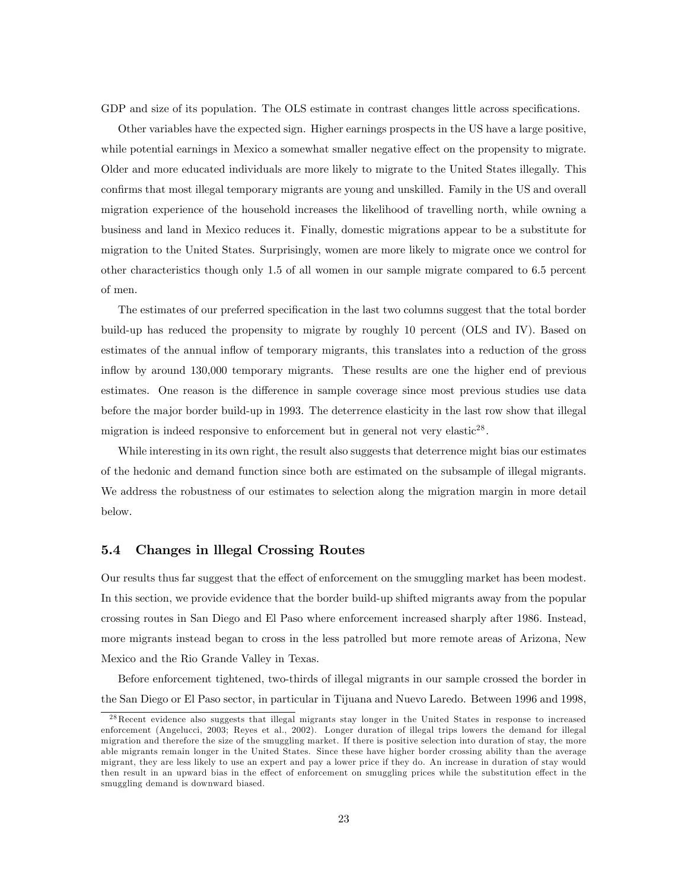GDP and size of its population. The OLS estimate in contrast changes little across specifications.

Other variables have the expected sign. Higher earnings prospects in the US have a large positive, while potential earnings in Mexico a somewhat smaller negative effect on the propensity to migrate. Older and more educated individuals are more likely to migrate to the United States illegally. This confirms that most illegal temporary migrants are young and unskilled. Family in the US and overall migration experience of the household increases the likelihood of travelling north, while owning a business and land in Mexico reduces it. Finally, domestic migrations appear to be a substitute for migration to the United States. Surprisingly, women are more likely to migrate once we control for other characteristics though only 1.5 of all women in our sample migrate compared to 6.5 percent of men.

The estimates of our preferred specification in the last two columns suggest that the total border build-up has reduced the propensity to migrate by roughly 10 percent (OLS and IV). Based on estimates of the annual inflow of temporary migrants, this translates into a reduction of the gross inflow by around 130,000 temporary migrants. These results are one the higher end of previous estimates. One reason is the difference in sample coverage since most previous studies use data before the major border build-up in 1993. The deterrence elasticity in the last row show that illegal migration is indeed responsive to enforcement but in general not very elastic[28].

While interesting in its own right, the result also suggests that deterrence might bias our estimates of the hedonic and demand function since both are estimated on the subsample of illegal migrants. We address the robustness of our estimates to selection along the migration margin in more detail below.

### 5.4 Changes in lllegal Crossing Routes

Our results thus far suggest that the effect of enforcement on the smuggling market has been modest. In this section, we provide evidence that the border build-up shifted migrants away from the popular crossing routes in San Diego and El Paso where enforcement increased sharply after 1986. Instead, more migrants instead began to cross in the less patrolled but more remote areas of Arizona, New Mexico and the Rio Grande Valley in Texas.

Before enforcement tightened, two-thirds of illegal migrants in our sample crossed the border in the San Diego or El Paso sector, in particular in Tijuana and Nuevo Laredo. Between 1996 and 1998,

[28] Recent evidence also suggests that illegal migrants stay longer in the United States in response to increased enforcement (Angelucci, 2003; Reyes et al., 2002). Longer duration of illegal trips lowers the demand for illegal migration and therefore the size of the smuggling market. If there is positive selection into duration of stay, the more able migrants remain longer in the United States. Since these have higher border crossing ability than the average migrant, they are less likely to use an expert and pay a lower price if they do. An increase in duration of stay would then result in an upward bias in the effect of enforcement on smuggling prices while the substitution effect in the smuggling demand is downward biased.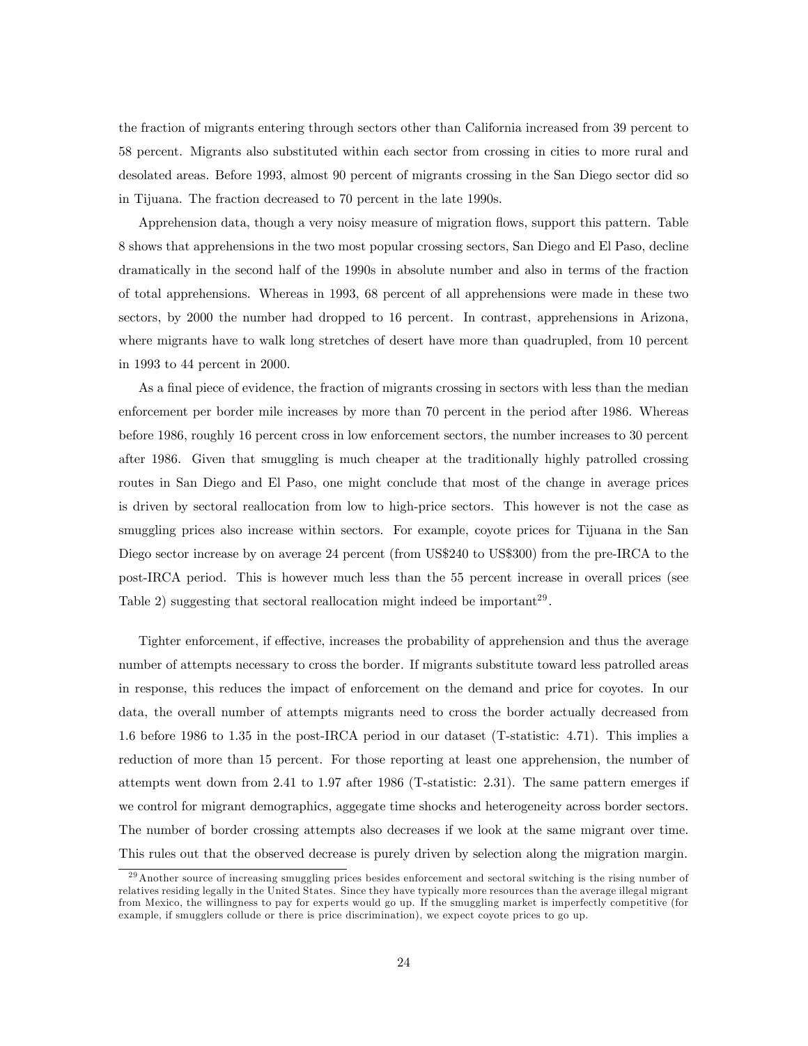the fraction of migrants entering through sectors other than California increased from 39 percent to 58 percent. Migrants also substituted within each sector from crossing in cities to more rural and desolated areas. Before 1993, almost 90 percent of migrants crossing in the San Diego sector did so in Tijuana. The fraction decreased to 70 percent in the late 1990s.

Apprehension data, though a very noisy measure of migration flows, support this pattern. Table 8 shows that apprehensions in the two most popular crossing sectors, San Diego and El Paso, decline dramatically in the second half of the 1990s in absolute number and also in terms of the fraction of total apprehensions. Whereas in 1993, 68 percent of all apprehensions were made in these two sectors, by 2000 the number had dropped to 16 percent. In contrast, apprehensions in Arizona, where migrants have to walk long stretches of desert have more than quadrupled, from 10 percent in 1993 to 44 percent in 2000.

As a final piece of evidence, the fraction of migrants crossing in sectors with less than the median enforcement per border mile increases by more than 70 percent in the period after 1986. Whereas before 1986, roughly 16 percent cross in low enforcement sectors, the number increases to 30 percent after 1986. Given that smuggling is much cheaper at the traditionally highly patrolled crossing routes in San Diego and El Paso, one might conclude that most of the change in average prices is driven by sectoral reallocation from low to high-price sectors. This however is not the case as smuggling prices also increase within sectors. For example, coyote prices for Tijuana in the San Diego sector increase by on average 24 percent (from US$240 to US$300) from the pre-IRCA to the post-IRCA period. This is however much less than the 55 percent increase in overall prices (see Table 2) suggesting that sectoral reallocation might indeed be important[29].

Tighter enforcement, if effective, increases the probability of apprehension and thus the average number of attempts necessary to cross the border. If migrants substitute toward less patrolled areas in response, this reduces the impact of enforcement on the demand and price for coyotes. In our data, the overall number of attempts migrants need to cross the border actually decreased from 1.6 before 1986 to 1.35 in the post-IRCA period in our dataset (T-statistic: 4.71). This implies a reduction of more than 15 percent. For those reporting at least one apprehension, the number of attempts went down from 2.41 to 1.97 after 1986 (T-statistic: 2.31). The same pattern emerges if we control for migrant demographics, aggegate time shocks and heterogeneity across border sectors. The number of border crossing attempts also decreases if we look at the same migrant over time. This rules out that the observed decrease is purely driven by selection along the migration margin.

[29] Another source of increasing smuggling prices besides enforcement and sectoral switching is the rising number of relatives residing legally in the United States. Since they have typically more resources than the average illegal migrant from Mexico, the willingness to pay for experts would go up. If the smuggling market is imperfectly competitive (for example, if smugglers collude or there is price discrimination), we expect coyote prices to go up.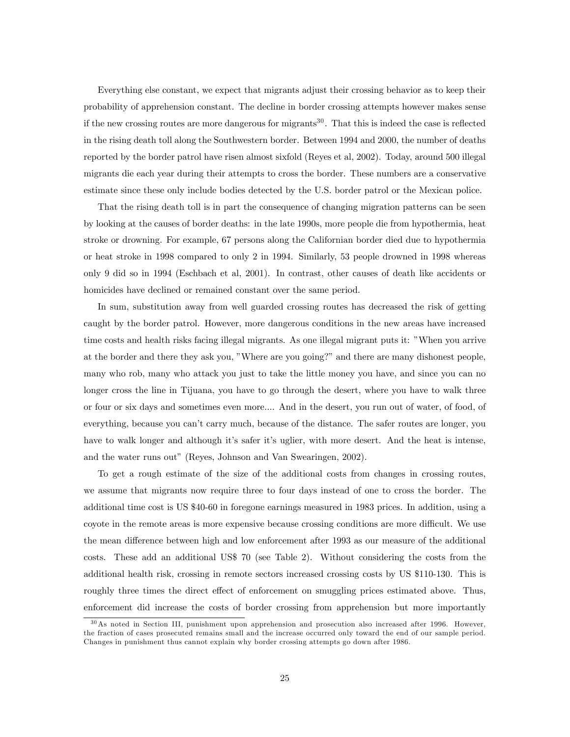Everything else constant, we expect that migrants adjust their crossing behavior as to keep their probability of apprehension constant. The decline in border crossing attempts however makes sense if the new crossing routes are more dangerous for migrants[30]. That this is indeed the case is reflected in the rising death toll along the Southwestern border. Between 1994 and 2000, the number of deaths reported by the border patrol have risen almost sixfold (Reyes et al, 2002). Today, around 500 illegal migrants die each year during their attempts to cross the border. These numbers are a conservative estimate since these only include bodies detected by the U.S. border patrol or the Mexican police.

That the rising death toll is in part the consequence of changing migration patterns can be seen by looking at the causes of border deaths: in the late 1990s, more people die from hypothermia, heat stroke or drowning. For example, 67 persons along the Californian border died due to hypothermia or heat stroke in 1998 compared to only 2 in 1994. Similarly, 53 people drowned in 1998 whereas only 9 did so in 1994 (Eschbach et al, 2001). In contrast, other causes of death like accidents or homicides have declined or remained constant over the same period.

In sum, substitution away from well guarded crossing routes has decreased the risk of getting caught by the border patrol. However, more dangerous conditions in the new areas have increased time costs and health risks facing illegal migrants. As one illegal migrant puts it: "When you arrive at the border and there they ask you, "Where are you going?" and there are many dishonest people, many who rob, many who attack you just to take the little money you have, and since you can no longer cross the line in Tijuana, you have to go through the desert, where you have to walk three or four or six days and sometimes even more.... And in the desert, you run out of water, of food, of everything, because you can't carry much, because of the distance. The safer routes are longer, you have to walk longer and although it's safer it's uglier, with more desert. And the heat is intense, and the water runs out" (Reyes, Johnson and Van Swearingen, 2002).

To get a rough estimate of the size of the additional costs from changes in crossing routes, we assume that migrants now require three to four days instead of one to cross the border. The additional time cost is US $40-60 in foregone earnings measured in 1983 prices. In addition, using a coyote in the remote areas is more expensive because crossing conditions are more difficult. We use the mean difference between high and low enforcement after 1993 as our measure of the additional costs. These add an additional US$ 70 (see Table 2). Without considering the costs from the additional health risk, crossing in remote sectors increased crossing costs by US $110-130. This is roughly three times the direct effect of enforcement on smuggling prices estimated above. Thus, enforcement did increase the costs of border crossing from apprehension but more importantly

[30] As noted in Section III, punishment upon apprehension and prosecution also increased after 1996. However, the fraction of cases prosecuted remains small and the increase occurred only toward the end of our sample period. Changes in punishment thus cannot explain why border crossing attempts go down after 1986.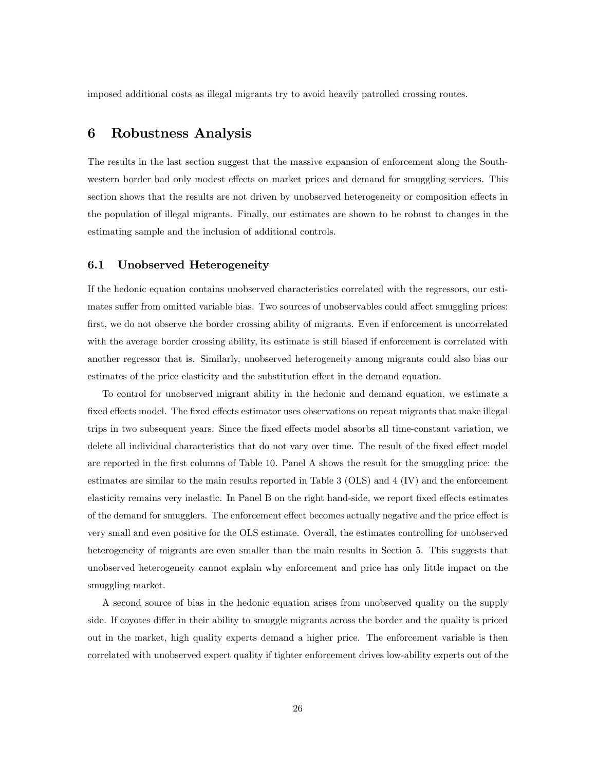imposed additional costs as illegal migrants try to avoid heavily patrolled crossing routes.

# 6 Robustness Analysis

The results in the last section suggest that the massive expansion of enforcement along the Southwestern border had only modest effects on market prices and demand for smuggling services. This section shows that the results are not driven by unobserved heterogeneity or composition effects in the population of illegal migrants. Finally, our estimates are shown to be robust to changes in the estimating sample and the inclusion of additional controls.

## 6.1 Unobserved Heterogeneity

If the hedonic equation contains unobserved characteristics correlated with the regressors, our estimates suffer from omitted variable bias. Two sources of unobservables could affect smuggling prices: first, we do not observe the border crossing ability of migrants. Even if enforcement is uncorrelated with the average border crossing ability, its estimate is still biased if enforcement is correlated with another regressor that is. Similarly, unobserved heterogeneity among migrants could also bias our estimates of the price elasticity and the substitution effect in the demand equation.

To control for unobserved migrant ability in the hedonic and demand equation, we estimate a fixed effects model. The fixed effects estimator uses observations on repeat migrants that make illegal trips in two subsequent years. Since the fixed effects model absorbs all time-constant variation, we delete all individual characteristics that do not vary over time. The result of the fixed effect model are reported in the first columns of Table 10. Panel A shows the result for the smuggling price: the estimates are similar to the main results reported in Table 3 (OLS) and 4 (IV) and the enforcement elasticity remains very inelastic. In Panel B on the right hand-side, we report fixed effects estimates of the demand for smugglers. The enforcement effect becomes actually negative and the price effect is very small and even positive for the OLS estimate. Overall, the estimates controlling for unobserved heterogeneity of migrants are even smaller than the main results in Section 5. This suggests that unobserved heterogeneity cannot explain why enforcement and price has only little impact on the smuggling market.

A second source of bias in the hedonic equation arises from unobserved quality on the supply side. If coyotes differ in their ability to smuggle migrants across the border and the quality is priced out in the market, high quality experts demand a higher price. The enforcement variable is then correlated with unobserved expert quality if tighter enforcement drives low-ability experts out of the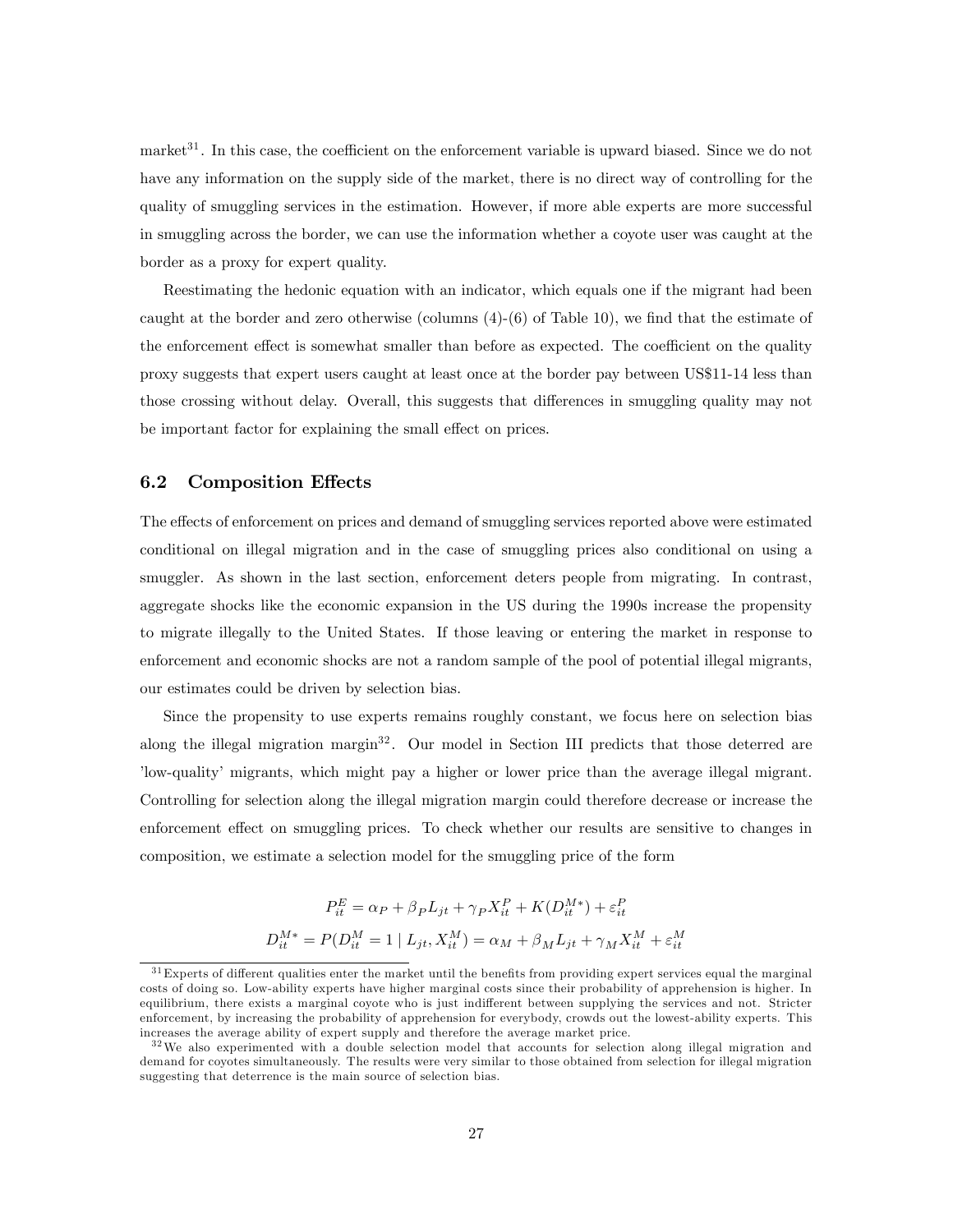market[31]. In this case, the coefficient on the enforcement variable is upward biased. Since we do not have any information on the supply side of the market, there is no direct way of controlling for the quality of smuggling services in the estimation. However, if more able experts are more successful in smuggling across the border, we can use the information whether a coyote user was caught at the border as a proxy for expert quality.

Reestimating the hedonic equation with an indicator, which equals one if the migrant had been caught at the border and zero otherwise (columns (4)-(6) of Table 10), we find that the estimate of the enforcement effect is somewhat smaller than before as expected. The coefficient on the quality proxy suggests that expert users caught at least once at the border pay between US$11-14 less than those crossing without delay. Overall, this suggests that differences in smuggling quality may not be important factor for explaining the small effect on prices.

### 6.2 Composition Effects

The effects of enforcement on prices and demand of smuggling services reported above were estimated conditional on illegal migration and in the case of smuggling prices also conditional on using a smuggler. As shown in the last section, enforcement deters people from migrating. In contrast, aggregate shocks like the economic expansion in the US during the 1990s increase the propensity to migrate illegally to the United States. If those leaving or entering the market in response to enforcement and economic shocks are not a random sample of the pool of potential illegal migrants, our estimates could be driven by selection bias.

Since the propensity to use experts remains roughly constant, we focus here on selection bias along the illegal migration margin[32]. Our model in Section III predicts that those deterred are 'low-quality' migrants, which might pay a higher or lower price than the average illegal migrant. Controlling for selection along the illegal migration margin could therefore decrease or increase the enforcement effect on smuggling prices. To check whether our results are sensitive to changes in composition, we estimate a selection model for the smuggling price of the form

$$P_{it}^E = \alpha_P + \beta_P L_{jt} + \gamma_P X_{it}^P + K(D_{it}^{M*}) + \varepsilon_{it}^P$$

$$D_{it}^{M*} = P(D_{it}^M = 1 \mid L_{jt}, X_{it}^M) = \alpha_M + \beta_M L_{jt} + \gamma_M X_{it}^M + \varepsilon_{it}^M$$

---

[31] Experts of different qualities enter the market until the benefits from providing expert services equal the marginal costs of doing so. Low-ability experts have higher marginal costs since their probability of apprehension is higher. In equilibrium, there exists a marginal coyote who is just indifferent between supplying the services and not. Stricter enforcement, by increasing the probability of apprehension for everybody, crowds out the lowest-ability experts. This increases the average ability of expert supply and therefore the average market price.

[32] We also experimented with a double selection model that accounts for selection along illegal migration and demand for coyotes simultaneously. The results were very similar to those obtained from selection for illegal migration suggesting that deterrence is the main source of selection bias.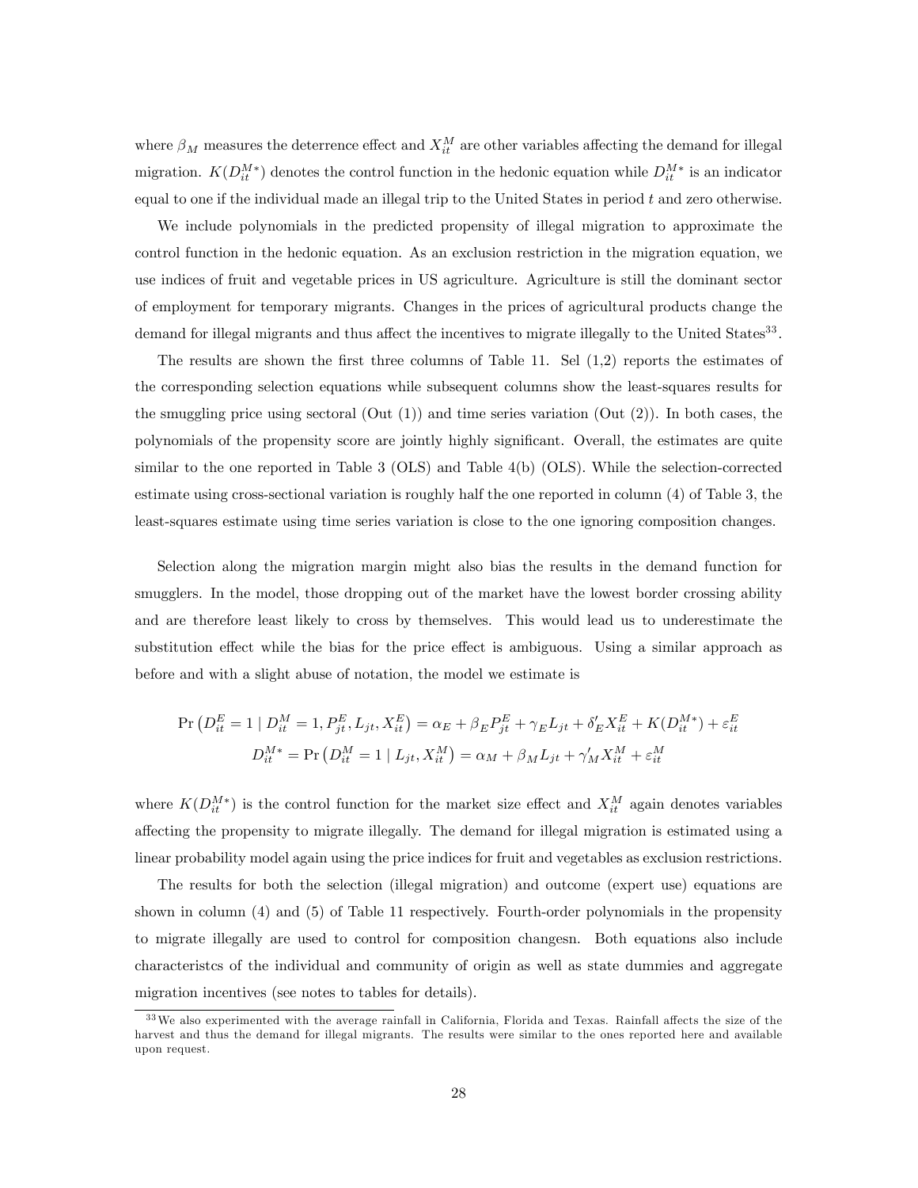where $\beta_M$ measures the deterrence effect and $X_{it}^M$ are other variables affecting the demand for illegal migration. $K(D_{it}^{M*})$ denotes the control function in the hedonic equation while $D_{it}^{M*}$ is an indicator equal to one if the individual made an illegal trip to the United States in period $t$ and zero otherwise.

We include polynomials in the predicted propensity of illegal migration to approximate the control function in the hedonic equation. As an exclusion restriction in the migration equation, we use indices of fruit and vegetable prices in US agriculture. Agriculture is still the dominant sector of employment for temporary migrants. Changes in the prices of agricultural products change the demand for illegal migrants and thus affect the incentives to migrate illegally to the United States[33].

The results are shown the first three columns of Table 11. Sel (1,2) reports the estimates of the corresponding selection equations while subsequent columns show the least-squares results for the smuggling price using sectoral (Out (1)) and time series variation (Out (2)). In both cases, the polynomials of the propensity score are jointly highly significant. Overall, the estimates are quite similar to the one reported in Table 3 (OLS) and Table 4(b) (OLS). While the selection-corrected estimate using cross-sectional variation is roughly half the one reported in column (4) of Table 3, the least-squares estimate using time series variation is close to the one ignoring composition changes.

Selection along the migration margin might also bias the results in the demand function for smugglers. In the model, those dropping out of the market have the lowest border crossing ability and are therefore least likely to cross by themselves. This would lead us to underestimate the substitution effect while the bias for the price effect is ambiguous. Using a similar approach as before and with a slight abuse of notation, the model we estimate is

$$\Pr\left(D_{it}^E = 1 \mid D_{it}^M = 1, P_{jt}^E, L_{jt}, X_{it}^E\right) = \alpha_E + \beta_E P_{jt}^E + \gamma_E L_{jt} + \delta_E' X_{it}^E + K(D_{it}^{M*}) + \varepsilon_{it}^E$$

$$D_{it}^{M*} = \Pr\left(D_{it}^M = 1 \mid L_{jt}, X_{it}^M\right) = \alpha_M + \beta_M L_{jt} + \gamma_M' X_{it}^M + \varepsilon_{it}^M$$

where $K(D_{it}^{M*})$ is the control function for the market size effect and $X_{it}^M$ again denotes variables affecting the propensity to migrate illegally. The demand for illegal migration is estimated using a linear probability model again using the price indices for fruit and vegetables as exclusion restrictions.

The results for both the selection (illegal migration) and outcome (expert use) equations are shown in column (4) and (5) of Table 11 respectively. Fourth-order polynomials in the propensity to migrate illegally are used to control for composition changesn. Both equations also include characteristcs of the individual and community of origin as well as state dummies and aggregate migration incentives (see notes to tables for details).

[33] We also experimented with the average rainfall in California, Florida and Texas. Rainfall affects the size of the harvest and thus the demand for illegal migrants. The results were similar to the ones reported here and available upon request.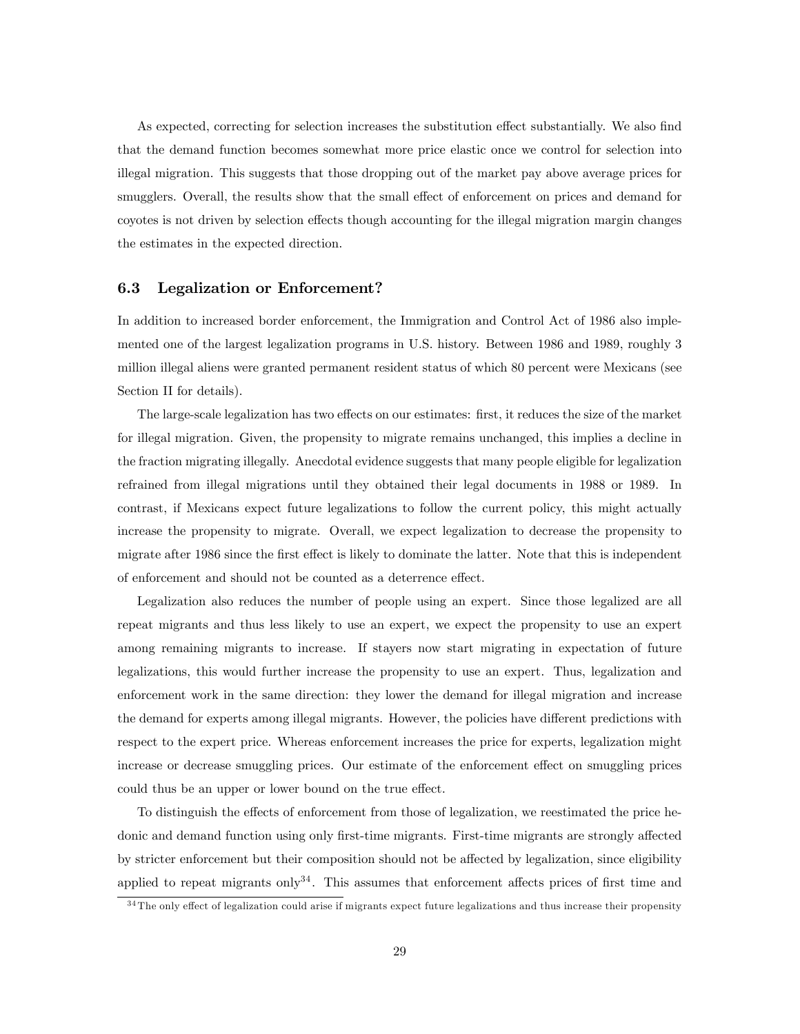As expected, correcting for selection increases the substitution effect substantially. We also find that the demand function becomes somewhat more price elastic once we control for selection into illegal migration. This suggests that those dropping out of the market pay above average prices for smugglers. Overall, the results show that the small effect of enforcement on prices and demand for coyotes is not driven by selection effects though accounting for the illegal migration margin changes the estimates in the expected direction.

### 6.3 Legalization or Enforcement?

In addition to increased border enforcement, the Immigration and Control Act of 1986 also implemented one of the largest legalization programs in U.S. history. Between 1986 and 1989, roughly 3 million illegal aliens were granted permanent resident status of which 80 percent were Mexicans (see Section II for details).

The large-scale legalization has two effects on our estimates: first, it reduces the size of the market for illegal migration. Given, the propensity to migrate remains unchanged, this implies a decline in the fraction migrating illegally. Anecdotal evidence suggests that many people eligible for legalization refrained from illegal migrations until they obtained their legal documents in 1988 or 1989. In contrast, if Mexicans expect future legalizations to follow the current policy, this might actually increase the propensity to migrate. Overall, we expect legalization to decrease the propensity to migrate after 1986 since the first effect is likely to dominate the latter. Note that this is independent of enforcement and should not be counted as a deterrence effect.

Legalization also reduces the number of people using an expert. Since those legalized are all repeat migrants and thus less likely to use an expert, we expect the propensity to use an expert among remaining migrants to increase. If stayers now start migrating in expectation of future legalizations, this would further increase the propensity to use an expert. Thus, legalization and enforcement work in the same direction: they lower the demand for illegal migration and increase the demand for experts among illegal migrants. However, the policies have different predictions with respect to the expert price. Whereas enforcement increases the price for experts, legalization might increase or decrease smuggling prices. Our estimate of the enforcement effect on smuggling prices could thus be an upper or lower bound on the true effect.

To distinguish the effects of enforcement from those of legalization, we reestimated the price hedonic and demand function using only first-time migrants. First-time migrants are strongly affected by stricter enforcement but their composition should not be affected by legalization, since eligibility applied to repeat migrants only[34]. This assumes that enforcement affects prices of first time and

[34] The only effect of legalization could arise if migrants expect future legalizations and thus increase their propensity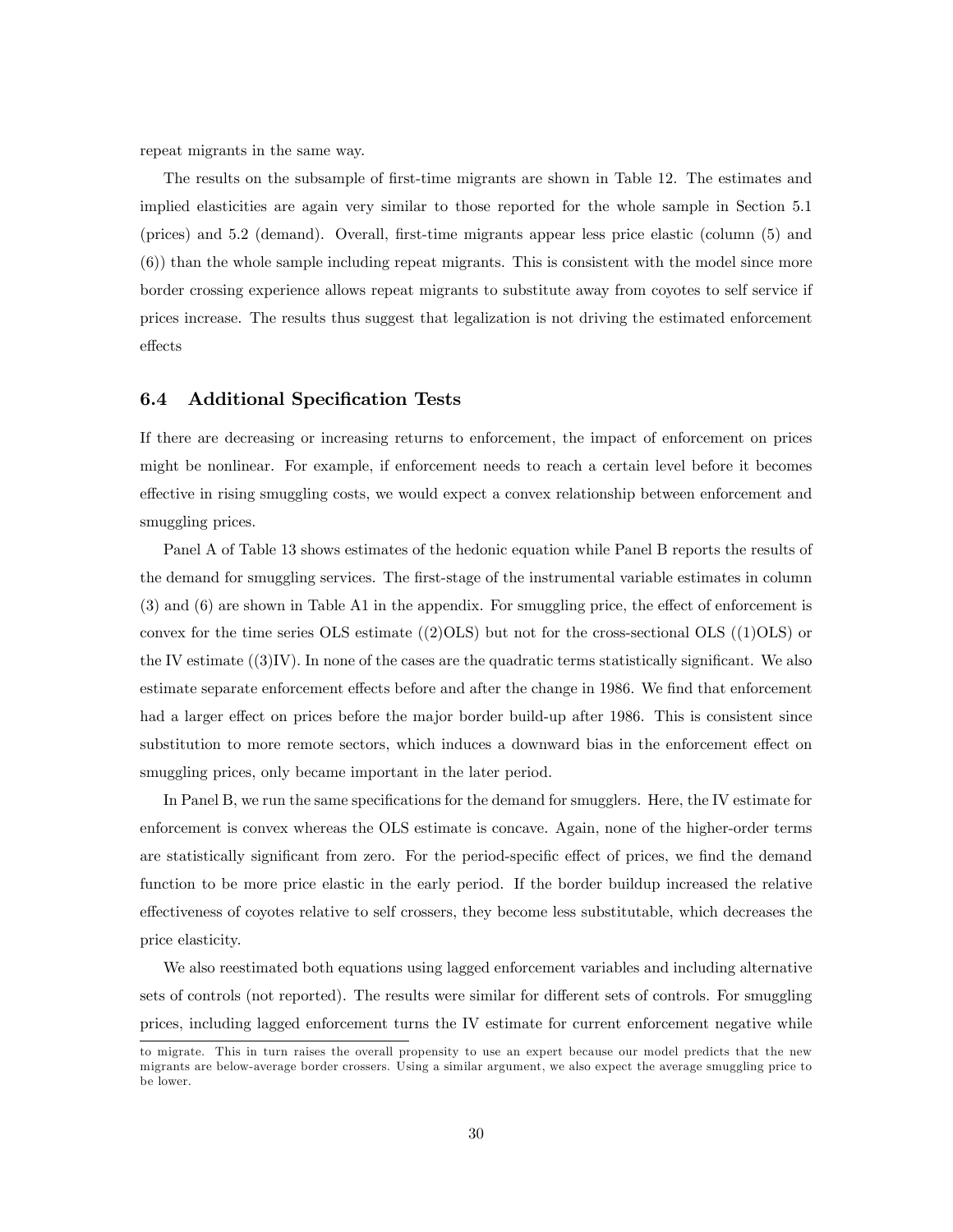repeat migrants in the same way.

The results on the subsample of first-time migrants are shown in Table 12. The estimates and implied elasticities are again very similar to those reported for the whole sample in Section 5.1 (prices) and 5.2 (demand). Overall, first-time migrants appear less price elastic (column (5) and (6)) than the whole sample including repeat migrants. This is consistent with the model since more border crossing experience allows repeat migrants to substitute away from coyotes to self service if prices increase. The results thus suggest that legalization is not driving the estimated enforcement effects

### 6.4 Additional Specification Tests

If there are decreasing or increasing returns to enforcement, the impact of enforcement on prices might be nonlinear. For example, if enforcement needs to reach a certain level before it becomes effective in rising smuggling costs, we would expect a convex relationship between enforcement and smuggling prices.

Panel A of Table 13 shows estimates of the hedonic equation while Panel B reports the results of the demand for smuggling services. The first-stage of the instrumental variable estimates in column (3) and (6) are shown in Table A1 in the appendix. For smuggling price, the effect of enforcement is convex for the time series OLS estimate ((2)OLS) but not for the cross-sectional OLS ((1)OLS) or the IV estimate ((3)IV). In none of the cases are the quadratic terms statistically significant. We also estimate separate enforcement effects before and after the change in 1986. We find that enforcement had a larger effect on prices before the major border build-up after 1986. This is consistent since substitution to more remote sectors, which induces a downward bias in the enforcement effect on smuggling prices, only became important in the later period.

In Panel B, we run the same specifications for the demand for smugglers. Here, the IV estimate for enforcement is convex whereas the OLS estimate is concave. Again, none of the higher-order terms are statistically significant from zero. For the period-specific effect of prices, we find the demand function to be more price elastic in the early period. If the border buildup increased the relative effectiveness of coyotes relative to self crossers, they become less substitutable, which decreases the price elasticity.

We also reestimated both equations using lagged enforcement variables and including alternative sets of controls (not reported). The results were similar for different sets of controls. For smuggling prices, including lagged enforcement turns the IV estimate for current enforcement negative while

to migrate. This in turn raises the overall propensity to use an expert because our model predicts that the new migrants are below-average border crossers. Using a similar argument, we also expect the average smuggling price to be lower.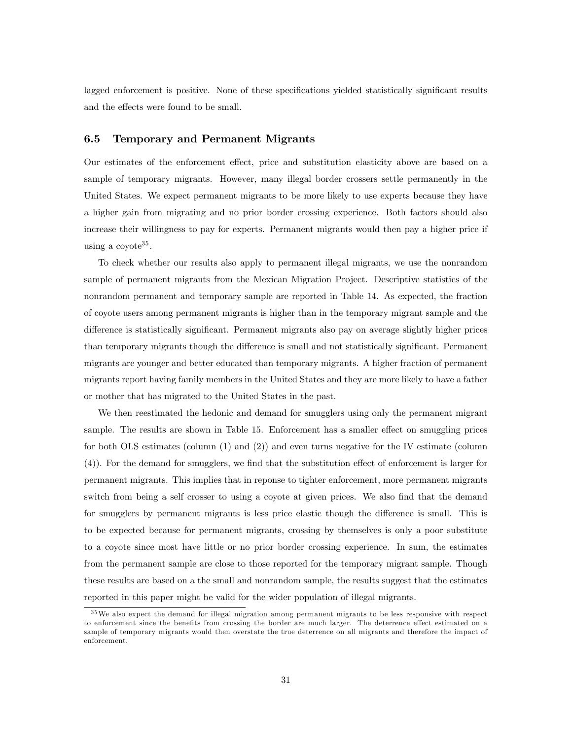lagged enforcement is positive. None of these specifications yielded statistically significant results and the effects were found to be small.

### 6.5 Temporary and Permanent Migrants

Our estimates of the enforcement effect, price and substitution elasticity above are based on a sample of temporary migrants. However, many illegal border crossers settle permanently in the United States. We expect permanent migrants to be more likely to use experts because they have a higher gain from migrating and no prior border crossing experience. Both factors should also increase their willingness to pay for experts. Permanent migrants would then pay a higher price if using a coyote[35].

To check whether our results also apply to permanent illegal migrants, we use the nonrandom sample of permanent migrants from the Mexican Migration Project. Descriptive statistics of the nonrandom permanent and temporary sample are reported in Table 14. As expected, the fraction of coyote users among permanent migrants is higher than in the temporary migrant sample and the difference is statistically significant. Permanent migrants also pay on average slightly higher prices than temporary migrants though the difference is small and not statistically significant. Permanent migrants are younger and better educated than temporary migrants. A higher fraction of permanent migrants report having family members in the United States and they are more likely to have a father or mother that has migrated to the United States in the past.

We then reestimated the hedonic and demand for smugglers using only the permanent migrant sample. The results are shown in Table 15. Enforcement has a smaller effect on smuggling prices for both OLS estimates (column (1) and (2)) and even turns negative for the IV estimate (column (4)). For the demand for smugglers, we find that the substitution effect of enforcement is larger for permanent migrants. This implies that in reponse to tighter enforcement, more permanent migrants switch from being a self crosser to using a coyote at given prices. We also find that the demand for smugglers by permanent migrants is less price elastic though the difference is small. This is to be expected because for permanent migrants, crossing by themselves is only a poor substitute to a coyote since most have little or no prior border crossing experience. In sum, the estimates from the permanent sample are close to those reported for the temporary migrant sample. Though these results are based on a the small and nonrandom sample, the results suggest that the estimates reported in this paper might be valid for the wider population of illegal migrants.

[35] We also expect the demand for illegal migration among permanent migrants to be less responsive with respect to enforcement since the benefits from crossing the border are much larger. The deterrence effect estimated on a sample of temporary migrants would then overstate the true deterrence on all migrants and therefore the impact of enforcement.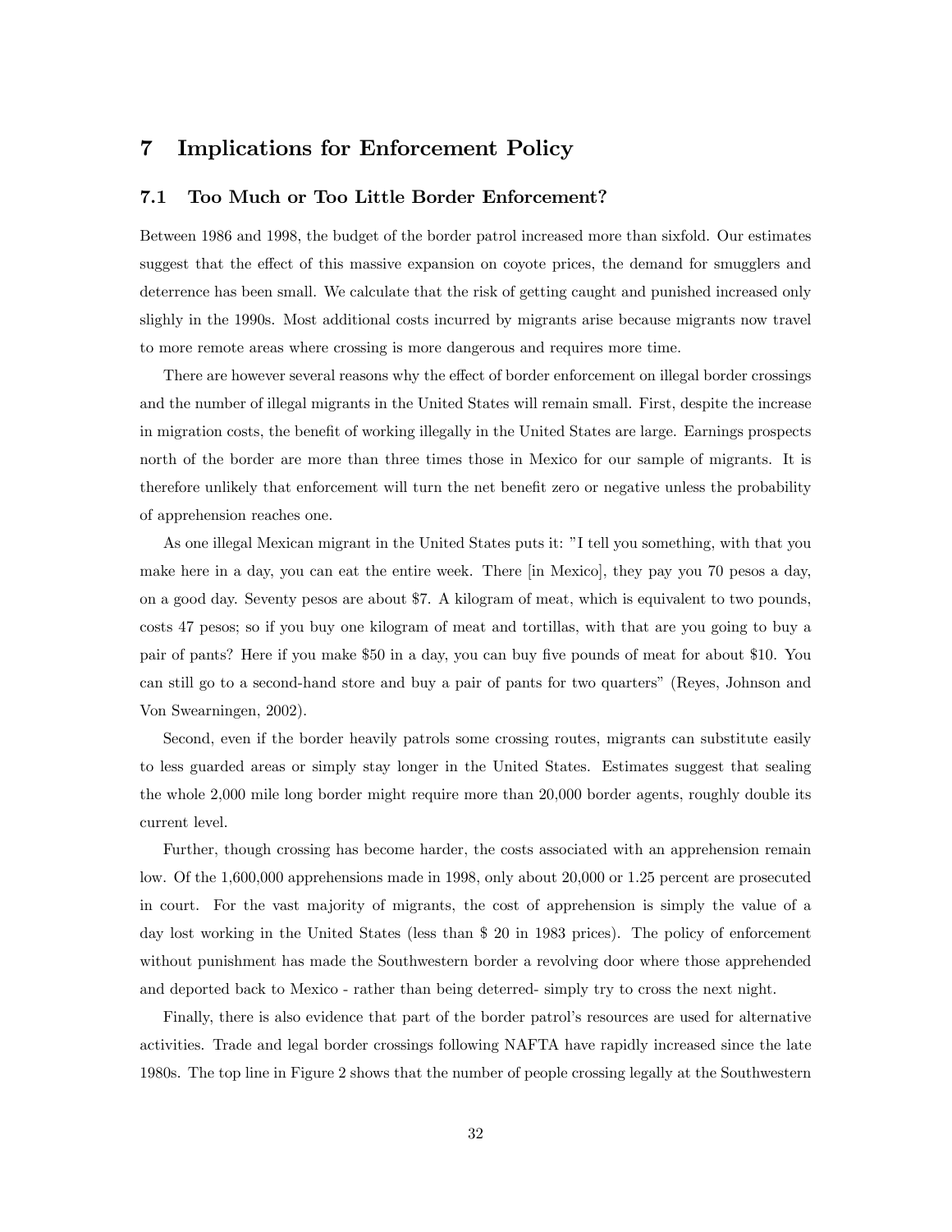# 7 Implications for Enforcement Policy

## 7.1 Too Much or Too Little Border Enforcement?

Between 1986 and 1998, the budget of the border patrol increased more than sixfold. Our estimates suggest that the effect of this massive expansion on coyote prices, the demand for smugglers and deterrence has been small. We calculate that the risk of getting caught and punished increased only slighly in the 1990s. Most additional costs incurred by migrants arise because migrants now travel to more remote areas where crossing is more dangerous and requires more time.

There are however several reasons why the effect of border enforcement on illegal border crossings and the number of illegal migrants in the United States will remain small. First, despite the increase in migration costs, the benefit of working illegally in the United States are large. Earnings prospects north of the border are more than three times those in Mexico for our sample of migrants. It is therefore unlikely that enforcement will turn the net benefit zero or negative unless the probability of apprehension reaches one.

As one illegal Mexican migrant in the United States puts it: "I tell you something, with that you make here in a day, you can eat the entire week. There [in Mexico], they pay you 70 pesos a day, on a good day. Seventy pesos are about $7. A kilogram of meat, which is equivalent to two pounds, costs 47 pesos; so if you buy one kilogram of meat and tortillas, with that are you going to buy a pair of pants? Here if you make $50 in a day, you can buy five pounds of meat for about $10. You can still go to a second-hand store and buy a pair of pants for two quarters" (Reyes, Johnson and Von Swearningen, 2002).

Second, even if the border heavily patrols some crossing routes, migrants can substitute easily to less guarded areas or simply stay longer in the United States. Estimates suggest that sealing the whole 2,000 mile long border might require more than 20,000 border agents, roughly double its current level.

Further, though crossing has become harder, the costs associated with an apprehension remain low. Of the 1,600,000 apprehensions made in 1998, only about 20,000 or 1.25 percent are prosecuted in court. For the vast majority of migrants, the cost of apprehension is simply the value of a day lost working in the United States (less than $ 20 in 1983 prices). The policy of enforcement without punishment has made the Southwestern border a revolving door where those apprehended and deported back to Mexico - rather than being deterred- simply try to cross the next night.

Finally, there is also evidence that part of the border patrol's resources are used for alternative activities. Trade and legal border crossings following NAFTA have rapidly increased since the late 1980s. The top line in Figure 2 shows that the number of people crossing legally at the Southwestern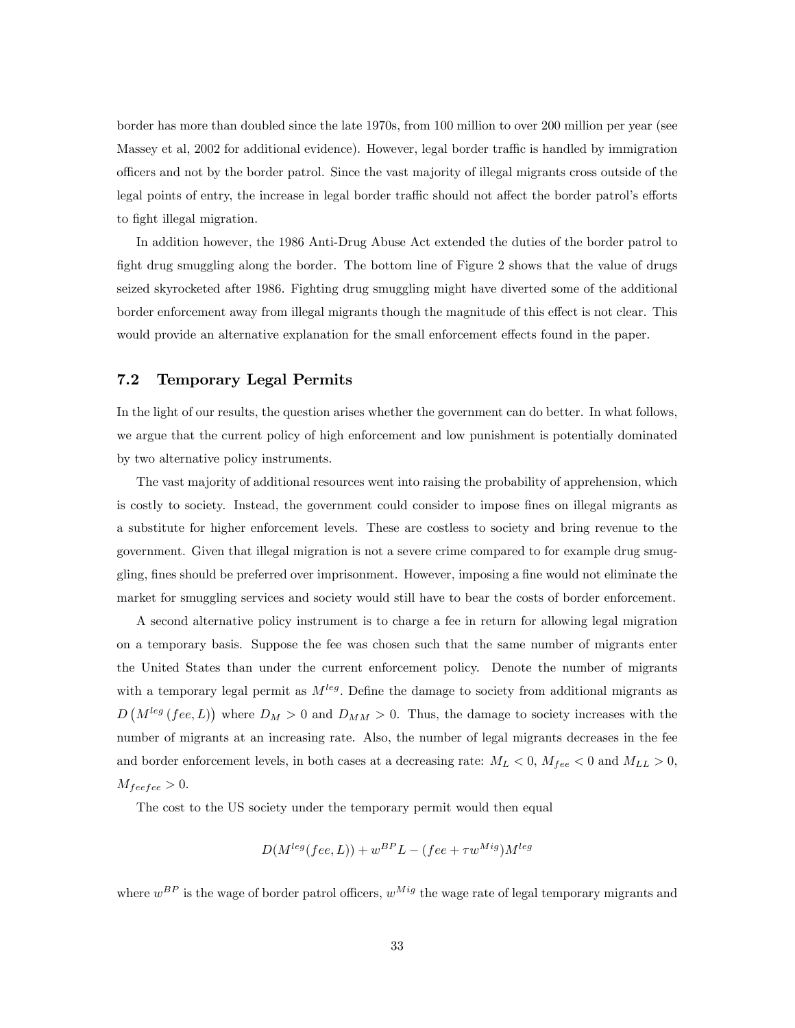border has more than doubled since the late 1970s, from 100 million to over 200 million per year (see Massey et al, 2002 for additional evidence). However, legal border traffic is handled by immigration officers and not by the border patrol. Since the vast majority of illegal migrants cross outside of the legal points of entry, the increase in legal border traffic should not affect the border patrol's efforts to fight illegal migration.

In addition however, the 1986 Anti-Drug Abuse Act extended the duties of the border patrol to fight drug smuggling along the border. The bottom line of Figure 2 shows that the value of drugs seized skyrocketed after 1986. Fighting drug smuggling might have diverted some of the additional border enforcement away from illegal migrants though the magnitude of this effect is not clear. This would provide an alternative explanation for the small enforcement effects found in the paper.

## 7.2 Temporary Legal Permits

In the light of our results, the question arises whether the government can do better. In what follows, we argue that the current policy of high enforcement and low punishment is potentially dominated by two alternative policy instruments.

The vast majority of additional resources went into raising the probability of apprehension, which is costly to society. Instead, the government could consider to impose fines on illegal migrants as a substitute for higher enforcement levels. These are costless to society and bring revenue to the government. Given that illegal migration is not a severe crime compared to for example drug smuggling, fines should be preferred over imprisonment. However, imposing a fine would not eliminate the market for smuggling services and society would still have to bear the costs of border enforcement.

A second alternative policy instrument is to charge a fee in return for allowing legal migration on a temporary basis. Suppose the fee was chosen such that the same number of migrants enter the United States than under the current enforcement policy. Denote the number of migrants with a temporary legal permit as $M^{leg}$. Define the damage to society from additional migrants as $D\left(M^{leg}\left(fee, L\right)\right)$ where $D_M > 0$ and $D_{MM} > 0$. Thus, the damage to society increases with the number of migrants at an increasing rate. Also, the number of legal migrants decreases in the fee and border enforcement levels, in both cases at a decreasing rate: $M_L < 0$, $M_{fee} < 0$ and $M_{LL} > 0$, $M_{feefee} > 0$.

The cost to the US society under the temporary permit would then equal

$$D(M^{leg}(fee, L)) + w^{BP}L - (fee + \tau w^{Mig})M^{leg}$$

where $w^{BP}$ is the wage of border patrol officers, $w^{Mig}$ the wage rate of legal temporary migrants and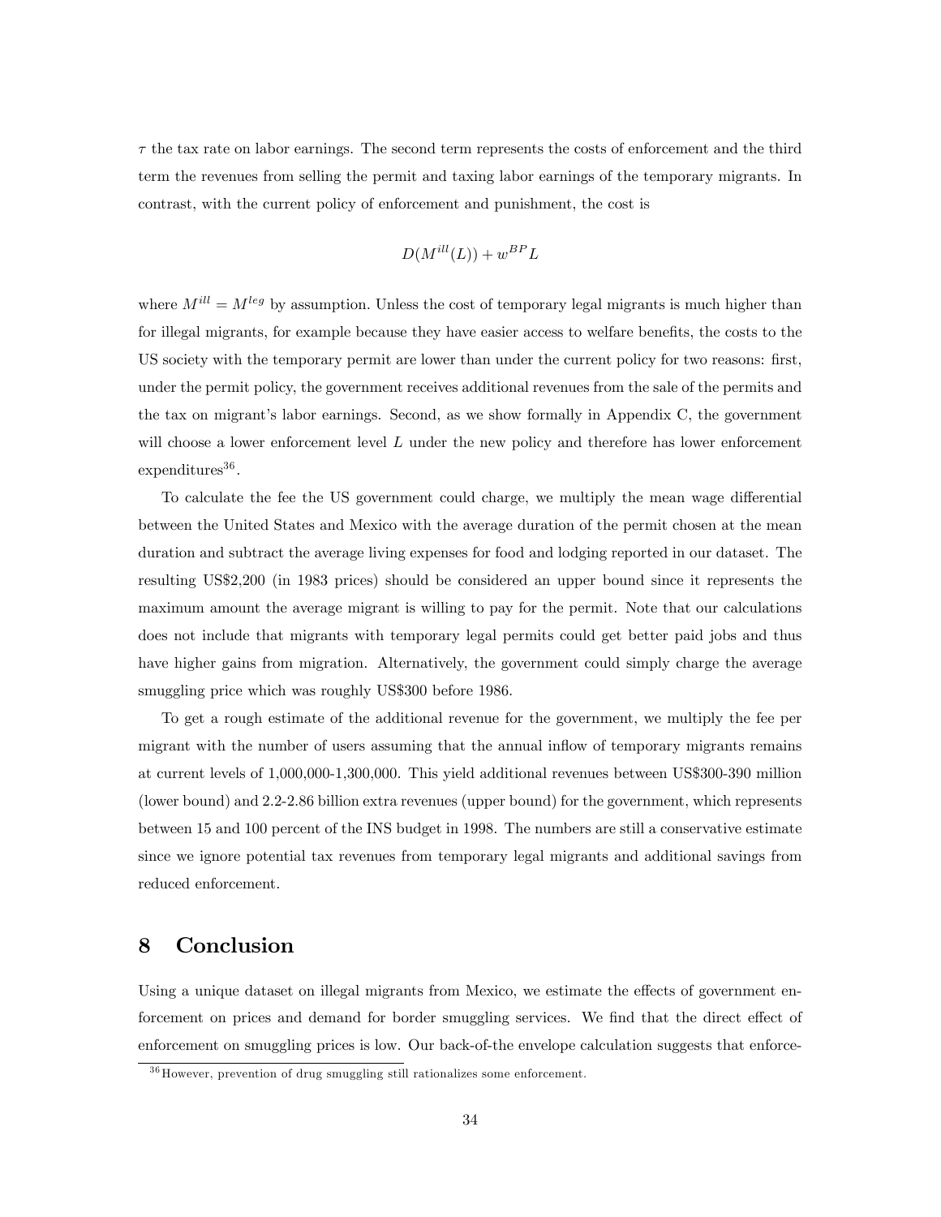$\tau$ the tax rate on labor earnings. The second term represents the costs of enforcement and the third term the revenues from selling the permit and taxing labor earnings of the temporary migrants. In contrast, with the current policy of enforcement and punishment, the cost is

$$D(M^{ill}(L)) + w^{BP}L$$

where $M^{ill} = M^{leg}$ by assumption. Unless the cost of temporary legal migrants is much higher than for illegal migrants, for example because they have easier access to welfare benefits, the costs to the US society with the temporary permit are lower than under the current policy for two reasons: first, under the permit policy, the government receives additional revenues from the sale of the permits and the tax on migrant's labor earnings. Second, as we show formally in Appendix C, the government will choose a lower enforcement level $L$ under the new policy and therefore has lower enforcement expenditures[36].

To calculate the fee the US government could charge, we multiply the mean wage differential between the United States and Mexico with the average duration of the permit chosen at the mean duration and subtract the average living expenses for food and lodging reported in our dataset. The resulting US$2,200 (in 1983 prices) should be considered an upper bound since it represents the maximum amount the average migrant is willing to pay for the permit. Note that our calculations does not include that migrants with temporary legal permits could get better paid jobs and thus have higher gains from migration. Alternatively, the government could simply charge the average smuggling price which was roughly US$300 before 1986.

To get a rough estimate of the additional revenue for the government, we multiply the fee per migrant with the number of users assuming that the annual inflow of temporary migrants remains at current levels of 1,000,000-1,300,000. This yield additional revenues between US$300-390 million (lower bound) and 2.2-2.86 billion extra revenues (upper bound) for the government, which represents between 15 and 100 percent of the INS budget in 1998. The numbers are still a conservative estimate since we ignore potential tax revenues from temporary legal migrants and additional savings from reduced enforcement.

# 8 Conclusion

Using a unique dataset on illegal migrants from Mexico, we estimate the effects of government enforcement on prices and demand for border smuggling services. We find that the direct effect of enforcement on smuggling prices is low. Our back-of-the envelope calculation suggests that enforce-

[36] However, prevention of drug smuggling still rationalizes some enforcement.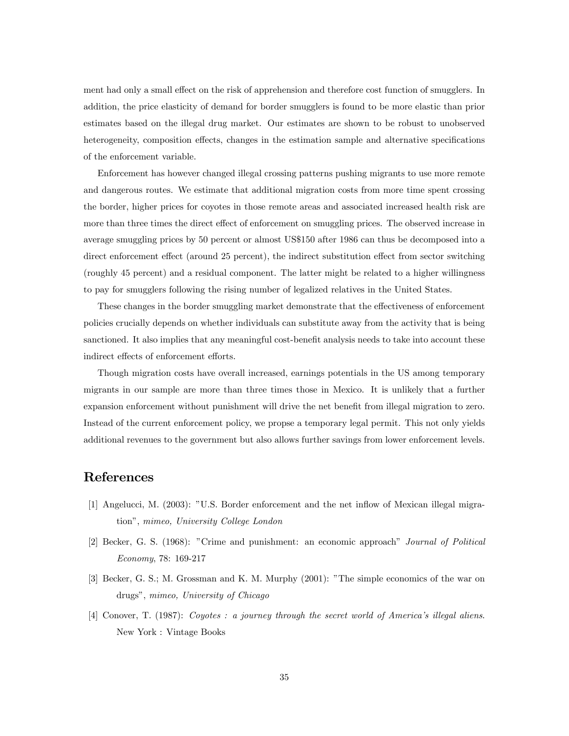ment had only a small effect on the risk of apprehension and therefore cost function of smugglers. In addition, the price elasticity of demand for border smugglers is found to be more elastic than prior estimates based on the illegal drug market. Our estimates are shown to be robust to unobserved heterogeneity, composition effects, changes in the estimation sample and alternative specifications of the enforcement variable.

Enforcement has however changed illegal crossing patterns pushing migrants to use more remote and dangerous routes. We estimate that additional migration costs from more time spent crossing the border, higher prices for coyotes in those remote areas and associated increased health risk are more than three times the direct effect of enforcement on smuggling prices. The observed increase in average smuggling prices by 50 percent or almost US$150 after 1986 can thus be decomposed into a direct enforcement effect (around 25 percent), the indirect substitution effect from sector switching (roughly 45 percent) and a residual component. The latter might be related to a higher willingness to pay for smugglers following the rising number of legalized relatives in the United States.

These changes in the border smuggling market demonstrate that the effectiveness of enforcement policies crucially depends on whether individuals can substitute away from the activity that is being sanctioned. It also implies that any meaningful cost-benefit analysis needs to take into account these indirect effects of enforcement efforts.

Though migration costs have overall increased, earnings potentials in the US among temporary migrants in our sample are more than three times those in Mexico. It is unlikely that a further expansion enforcement without punishment will drive the net benefit from illegal migration to zero. Instead of the current enforcement policy, we propse a temporary legal permit. This not only yields additional revenues to the government but also allows further savings from lower enforcement levels.

## References

[1] Angelucci, M. (2003): "U.S. Border enforcement and the net inflow of Mexican illegal migration", *mimeo, University College London*

[2] Becker, G. S. (1968): "Crime and punishment: an economic approach" *Journal of Political Economy*, 78: 169-217

[3] Becker, G. S.; M. Grossman and K. M. Murphy (2001): "The simple economics of the war on drugs", *mimeo, University of Chicago*

[4] Conover, T. (1987): *Coyotes : a journey through the secret world of America's illegal aliens.* New York : Vintage Books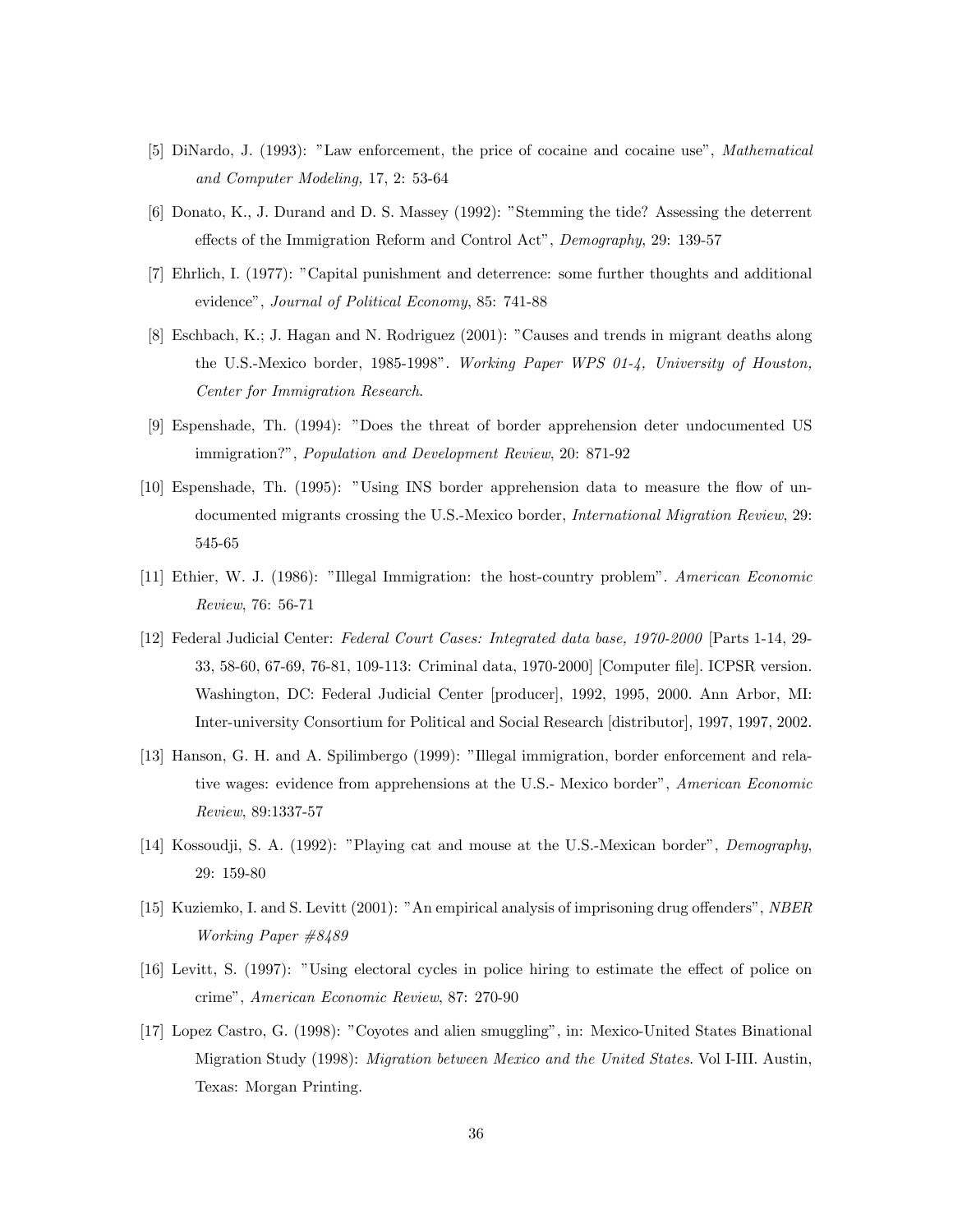[5] DiNardo, J. (1993): "Law enforcement, the price of cocaine and cocaine use", *Mathematical and Computer Modeling,* 17, 2: 53-64

[6] Donato, K., J. Durand and D. S. Massey (1992): "Stemming the tide? Assessing the deterrent effects of the Immigration Reform and Control Act", *Demography*, 29: 139-57

[7] Ehrlich, I. (1977): "Capital punishment and deterrence: some further thoughts and additional evidence", *Journal of Political Economy*, 85: 741-88

[8] Eschbach, K.; J. Hagan and N. Rodriguez (2001): "Causes and trends in migrant deaths along the U.S.-Mexico border, 1985-1998". *Working Paper WPS 01-4, University of Houston, Center for Immigration Research*.

[9] Espenshade, Th. (1994): "Does the threat of border apprehension deter undocumented US immigration?", *Population and Development Review*, 20: 871-92

[10] Espenshade, Th. (1995): "Using INS border apprehension data to measure the flow of undocumented migrants crossing the U.S.-Mexico border, *International Migration Review*, 29: 545-65

[11] Ethier, W. J. (1986): "Illegal Immigration: the host-country problem". *American Economic Review*, 76: 56-71

[12] Federal Judicial Center: *Federal Court Cases: Integrated data base, 1970-2000* [Parts 1-14, 29-33, 58-60, 67-69, 76-81, 109-113: Criminal data, 1970-2000] [Computer file]. ICPSR version. Washington, DC: Federal Judicial Center [producer], 1992, 1995, 2000. Ann Arbor, MI: Inter-university Consortium for Political and Social Research [distributor], 1997, 1997, 2002.

[13] Hanson, G. H. and A. Spilimbergo (1999): "Illegal immigration, border enforcement and relative wages: evidence from apprehensions at the U.S.- Mexico border", *American Economic Review*, 89:1337-57

[14] Kossoudji, S. A. (1992): "Playing cat and mouse at the U.S.-Mexican border", *Demography*, 29: 159-80

[15] Kuziemko, I. and S. Levitt (2001): "An empirical analysis of imprisoning drug offenders", *NBER Working Paper #8489*

[16] Levitt, S. (1997): "Using electoral cycles in police hiring to estimate the effect of police on crime", *American Economic Review*, 87: 270-90

[17] Lopez Castro, G. (1998): "Coyotes and alien smuggling", in: Mexico-United States Binational Migration Study (1998): *Migration between Mexico and the United States*. Vol I-III. Austin, Texas: Morgan Printing.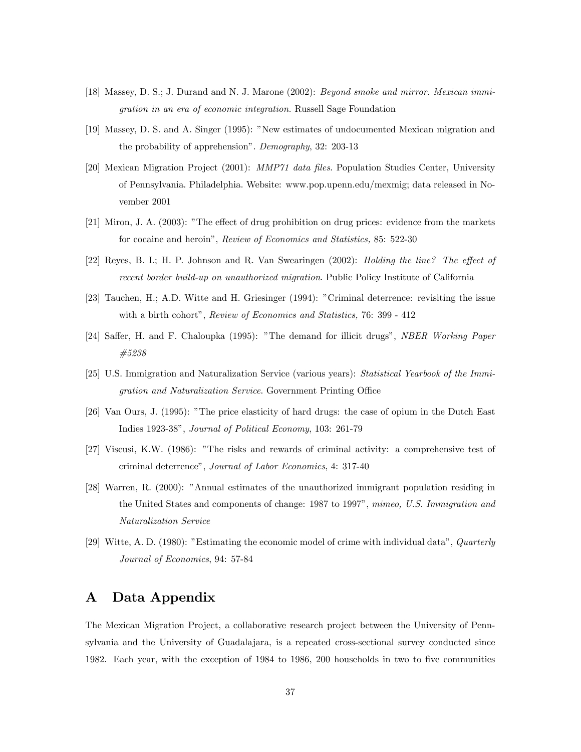[18] Massey, D. S.; J. Durand and N. J. Marone (2002): *Beyond smoke and mirror. Mexican immigration in an era of economic integration.* Russell Sage Foundation

[19] Massey, D. S. and A. Singer (1995): "New estimates of undocumented Mexican migration and the probability of apprehension". *Demography*, 32: 203-13

[20] Mexican Migration Project (2001): *MMP71 data files*. Population Studies Center, University of Pennsylvania. Philadelphia. Website: www.pop.upenn.edu/mexmig; data released in November 2001

[21] Miron, J. A. (2003): "The effect of drug prohibition on drug prices: evidence from the markets for cocaine and heroin", *Review of Economics and Statistics,* 85: 522-30

[22] Reyes, B. I.; H. P. Johnson and R. Van Swearingen (2002): *Holding the line? The effect of recent border build-up on unauthorized migration*. Public Policy Institute of California

[23] Tauchen, H.; A.D. Witte and H. Griesinger (1994): "Criminal deterrence: revisiting the issue with a birth cohort", *Review of Economics and Statistics,* 76: 399 - 412

[24] Saffer, H. and F. Chaloupka (1995): "The demand for illicit drugs", *NBER Working Paper #5238*

[25] U.S. Immigration and Naturalization Service (various years): *Statistical Yearbook of the Immigration and Naturalization Service.* Government Printing Office

[26] Van Ours, J. (1995): "The price elasticity of hard drugs: the case of opium in the Dutch East Indies 1923-38", *Journal of Political Economy*, 103: 261-79

[27] Viscusi, K.W. (1986): "The risks and rewards of criminal activity: a comprehensive test of criminal deterrence", *Journal of Labor Economics*, 4: 317-40

[28] Warren, R. (2000): "Annual estimates of the unauthorized immigrant population residing in the United States and components of change: 1987 to 1997", *mimeo, U.S. Immigration and Naturalization Service*

[29] Witte, A. D. (1980): "Estimating the economic model of crime with individual data", *Quarterly Journal of Economics*, 94: 57-84

# A Data Appendix

The Mexican Migration Project, a collaborative research project between the University of Pennsylvania and the University of Guadalajara, is a repeated cross-sectional survey conducted since 1982. Each year, with the exception of 1984 to 1986, 200 households in two to five communities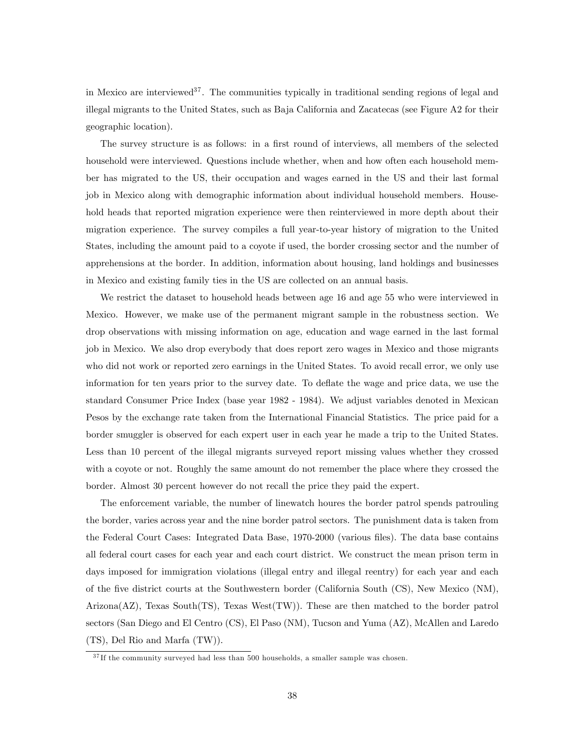in Mexico are interviewed[37]. The communities typically in traditional sending regions of legal and illegal migrants to the United States, such as Baja California and Zacatecas (see Figure A2 for their geographic location).

The survey structure is as follows: in a first round of interviews, all members of the selected household were interviewed. Questions include whether, when and how often each household member has migrated to the US, their occupation and wages earned in the US and their last formal job in Mexico along with demographic information about individual household members. Household heads that reported migration experience were then reinterviewed in more depth about their migration experience. The survey compiles a full year-to-year history of migration to the United States, including the amount paid to a coyote if used, the border crossing sector and the number of apprehensions at the border. In addition, information about housing, land holdings and businesses in Mexico and existing family ties in the US are collected on an annual basis.

We restrict the dataset to household heads between age 16 and age 55 who were interviewed in Mexico. However, we make use of the permanent migrant sample in the robustness section. We drop observations with missing information on age, education and wage earned in the last formal job in Mexico. We also drop everybody that does report zero wages in Mexico and those migrants who did not work or reported zero earnings in the United States. To avoid recall error, we only use information for ten years prior to the survey date. To deflate the wage and price data, we use the standard Consumer Price Index (base year 1982 - 1984). We adjust variables denoted in Mexican Pesos by the exchange rate taken from the International Financial Statistics. The price paid for a border smuggler is observed for each expert user in each year he made a trip to the United States. Less than 10 percent of the illegal migrants surveyed report missing values whether they crossed with a coyote or not. Roughly the same amount do not remember the place where they crossed the border. Almost 30 percent however do not recall the price they paid the expert.

The enforcement variable, the number of linewatch houres the border patrol spends patrouling the border, varies across year and the nine border patrol sectors. The punishment data is taken from the Federal Court Cases: Integrated Data Base, 1970-2000 (various files). The data base contains all federal court cases for each year and each court district. We construct the mean prison term in days imposed for immigration violations (illegal entry and illegal reentry) for each year and each of the five district courts at the Southwestern border (California South (CS), New Mexico (NM), Arizona(AZ), Texas South(TS), Texas West(TW)). These are then matched to the border patrol sectors (San Diego and El Centro (CS), El Paso (NM), Tucson and Yuma (AZ), McAllen and Laredo (TS), Del Rio and Marfa (TW)).

[37] If the community surveyed had less than 500 households, a smaller sample was chosen.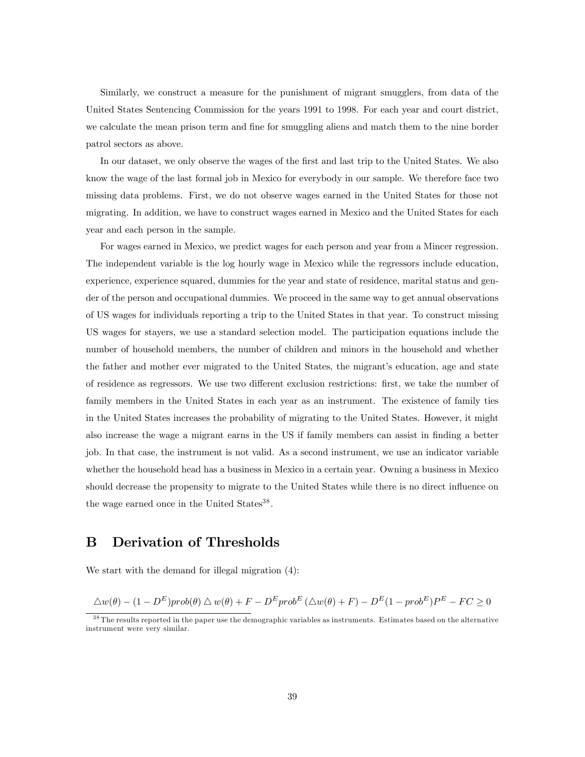Similarly, we construct a measure for the punishment of migrant smugglers, from data of the United States Sentencing Commission for the years 1991 to 1998. For each year and court district, we calculate the mean prison term and fine for smuggling aliens and match them to the nine border patrol sectors as above.

In our dataset, we only observe the wages of the first and last trip to the United States. We also know the wage of the last formal job in Mexico for everybody in our sample. We therefore face two missing data problems. First, we do not observe wages earned in the United States for those not migrating. In addition, we have to construct wages earned in Mexico and the United States for each year and each person in the sample.

For wages earned in Mexico, we predict wages for each person and year from a Mincer regression. The independent variable is the log hourly wage in Mexico while the regressors include education, experience, experience squared, dummies for the year and state of residence, marital status and gender of the person and occupational dummies. We proceed in the same way to get annual observations of US wages for individuals reporting a trip to the United States in that year. To construct missing US wages for stayers, we use a standard selection model. The participation equations include the number of household members, the number of children and minors in the household and whether the father and mother ever migrated to the United States, the migrant's education, age and state of residence as regressors. We use two different exclusion restrictions: first, we take the number of family members in the United States in each year as an instrument. The existence of family ties in the United States increases the probability of migrating to the United States. However, it might also increase the wage a migrant earns in the US if family members can assist in finding a better job. In that case, the instrument is not valid. As a second instrument, we use an indicator variable whether the household head has a business in Mexico in a certain year. Owning a business in Mexico should decrease the propensity to migrate to the United States while there is no direct influence on the wage earned once in the United States[38].

# B Derivation of Thresholds

We start with the demand for illegal migration (4):

$$\triangle w(\theta) - (1 - D^E) prob(\theta) \triangle w(\theta) + F - D^E prob^E (\triangle w(\theta) + F) - D^E (1 - prob^E) P^E - FC \geq 0$$

[38] The results reported in the paper use the demographic variables as instruments. Estimates based on the alternative instrument were very similar.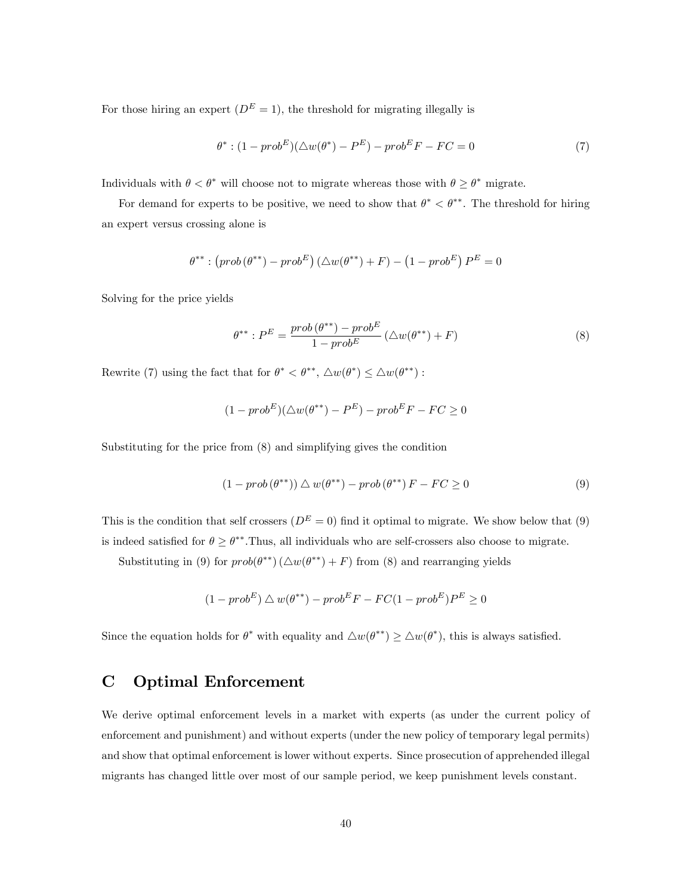For those hiring an expert ($D^E = 1$), the threshold for migrating illegally is

$$\theta^* : (1 - prob^E)(\triangle w(\theta^*) - P^E) - prob^E F - FC = 0 \tag{7}$$

Individuals with $\theta < \theta^*$ will choose not to migrate whereas those with $\theta \geq \theta^*$ migrate.

For demand for experts to be positive, we need to show that $\theta^* < \theta^{**}$. The threshold for hiring an expert versus crossing alone is

$$\theta^{**} : \left(prob\left(\theta^{**}\right) - prob^E\right)\left(\triangle w(\theta^{**}) + F\right) - \left(1 - prob^E\right)P^E = 0$$

Solving for the price yields

$$\theta^{**} : P^E = \frac{prob\left(\theta^{**}\right) - prob^E}{1 - prob^E}\left(\triangle w(\theta^{**}) + F\right) \tag{8}$$

Rewrite (7) using the fact that for $\theta^* < \theta^{**}$, $\triangle w(\theta^*) \leq \triangle w(\theta^{**})$ :

$$(1 - prob^E)(\triangle w(\theta^{**}) - P^E) - prob^E F - FC \geq 0$$

Substituting for the price from (8) and simplifying gives the condition

$$\left(1 - prob\left(\theta^{**}\right)\right) \triangle w(\theta^{**}) - prob\left(\theta^{**}\right) F - FC \geq 0 \tag{9}$$

This is the condition that self crossers ($D^E = 0$) find it optimal to migrate. We show below that (9) is indeed satisfied for $\theta \geq \theta^{**}$.Thus, all individuals who are self-crossers also choose to migrate.

Substituting in (9) for $prob(\theta^{**})\left(\triangle w(\theta^{**}) + F\right)$ from (8) and rearranging yields

$$(1 - prob^E) \triangle w(\theta^{**}) - prob^E F - FC(1 - prob^E)P^E \geq 0$$

Since the equation holds for $\theta^*$ with equality and $\triangle w(\theta^{**}) \geq \triangle w(\theta^*)$, this is always satisfied.

# C Optimal Enforcement

We derive optimal enforcement levels in a market with experts (as under the current policy of enforcement and punishment) and without experts (under the new policy of temporary legal permits) and show that optimal enforcement is lower without experts. Since prosecution of apprehended illegal migrants has changed little over most of our sample period, we keep punishment levels constant.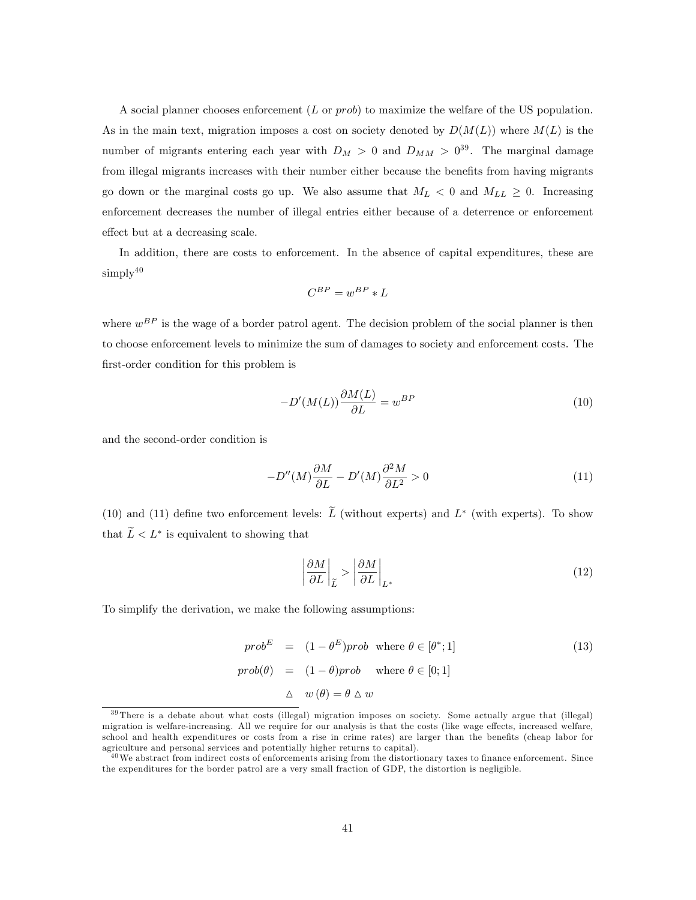A social planner chooses enforcement ($L$ or $prob$) to maximize the welfare of the US population. As in the main text, migration imposes a cost on society denoted by $D(M(L))$ where $M(L)$ is the number of migrants entering each year with $D_M > 0$ and $D_{MM} > 0$[39]. The marginal damage from illegal migrants increases with their number either because the benefits from having migrants go down or the marginal costs go up. We also assume that $M_L < 0$ and $M_{LL} \geq 0$. Increasing enforcement decreases the number of illegal entries either because of a deterrence or enforcement effect but at a decreasing scale.

In addition, there are costs to enforcement. In the absence of capital expenditures, these are simply[40]

$$C^{BP} = w^{BP} * L$$

where $w^{BP}$ is the wage of a border patrol agent. The decision problem of the social planner is then to choose enforcement levels to minimize the sum of damages to society and enforcement costs. The first-order condition for this problem is

$$-D'(M(L))\frac{\partial M(L)}{\partial L} = w^{BP} \tag{10}$$

and the second-order condition is

$$-D''(M)\frac{\partial M}{\partial L} - D'(M)\frac{\partial^2 M}{\partial L^2} > 0 \tag{11}$$

(10) and (11) define two enforcement levels: $\widetilde{L}$ (without experts) and $L^*$ (with experts). To show that $\widetilde{L} < L^*$ is equivalent to showing that

$$\left|\frac{\partial M}{\partial L}\right|_{\widetilde{L}} > \left|\frac{\partial M}{\partial L}\right|_{L^*} \tag{12}$$

To simplify the derivation, we make the following assumptions:

$$\begin{aligned} prob^E &= (1-\theta^E)prob \quad \text{where } \theta \in [\theta^*;1] \\ prob(\theta) &= (1-\theta)prob \quad\;\; \text{where } \theta \in [0;1] \\ & \triangle \quad w(\theta) = \theta \triangle w \end{aligned} \tag{13}$$

[39] There is a debate about what costs (illegal) migration imposes on society. Some actually argue that (illegal) migration is welfare-increasing. All we require for our analysis is that the costs (like wage effects, increased welfare, school and health expenditures or costs from a rise in crime rates) are larger than the benefits (cheap labor for agriculture and personal services and potentially higher returns to capital).

[40] We abstract from indirect costs of enforcements arising from the distortionary taxes to finance enforcement. Since the expenditures for the border patrol are a very small fraction of GDP, the distortion is negligible.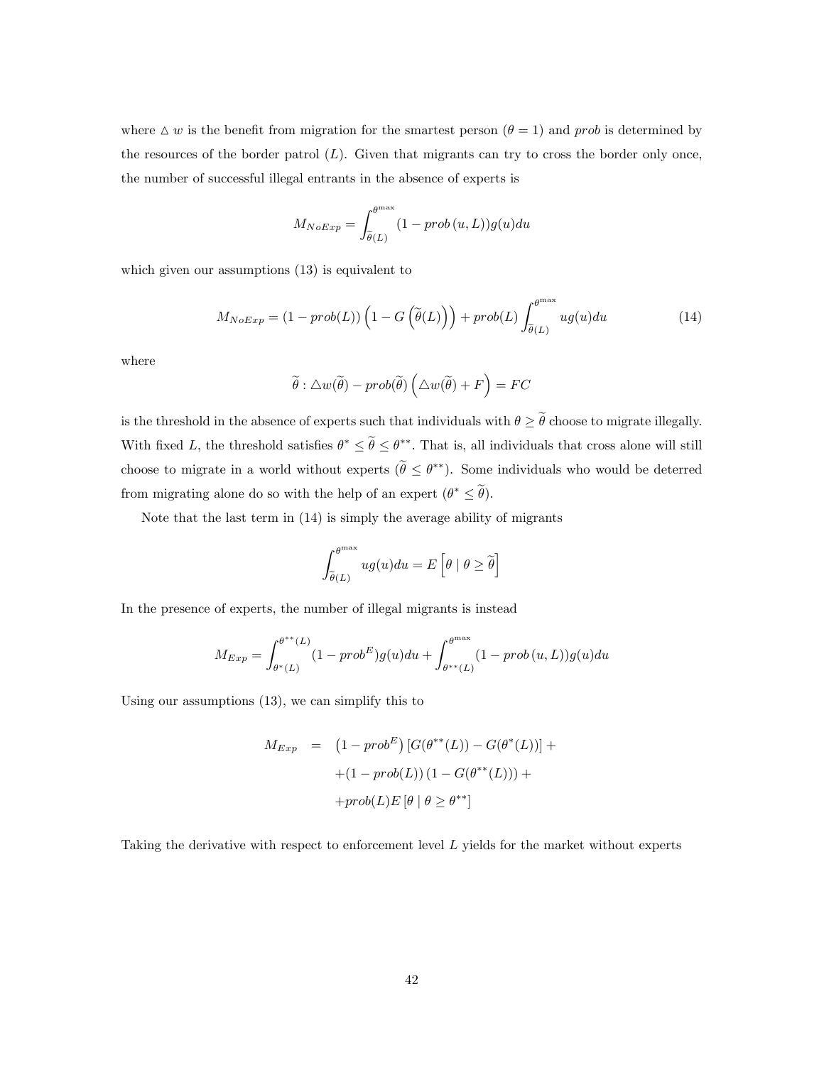where $\triangle w$ is the benefit from migration for the smartest person ($\theta = 1$) and *prob* is determined by the resources of the border patrol ($L$). Given that migrants can try to cross the border only once, the number of successful illegal entrants in the absence of experts is

$$M_{NoExp} = \int_{\widetilde{\theta}(L)}^{\theta^{\max}} (1 - prob\,(u, L))g(u)du$$

which given our assumptions (13) is equivalent to

$$M_{NoExp} = (1 - prob(L))\left(1 - G\left(\widetilde{\theta}(L)\right)\right) + prob(L)\int_{\widetilde{\theta}(L)}^{\theta^{\max}} ug(u)du \tag{14}$$

where

$$\widetilde{\theta} : \triangle w(\widetilde{\theta}) - prob(\widetilde{\theta})\left(\triangle w(\widetilde{\theta}) + F\right) = FC$$

is the threshold in the absence of experts such that individuals with $\theta \geq \widetilde{\theta}$ choose to migrate illegally. With fixed $L$, the threshold satisfies $\theta^* \leq \widetilde{\theta} \leq \theta^{**}$. That is, all individuals that cross alone will still choose to migrate in a world without experts ($\widetilde{\theta} \leq \theta^{**}$). Some individuals who would be deterred from migrating alone do so with the help of an expert ($\theta^* \leq \widetilde{\theta}$).

Note that the last term in (14) is simply the average ability of migrants

$$\int_{\widetilde{\theta}(L)}^{\theta^{\max}} ug(u)du = E\left[\theta \mid \theta \geq \widetilde{\theta}\right]$$

In the presence of experts, the number of illegal migrants is instead

$$M_{Exp} = \int_{\theta^*(L)}^{\theta^{**}(L)} (1 - prob^E)g(u)du + \int_{\theta^{**}(L)}^{\theta^{\max}} (1 - prob\,(u, L))g(u)du$$

Using our assumptions (13), we can simplify this to

$$\begin{aligned} M_{Exp} &= \left(1 - prob^E\right)\left[G(\theta^{**}(L)) - G(\theta^*(L))\right] + \\ &\quad + (1 - prob(L))\left(1 - G(\theta^{**}(L))\right) + \\ &\quad + prob(L)E\left[\theta \mid \theta \geq \theta^{**}\right] \end{aligned}$$

Taking the derivative with respect to enforcement level $L$ yields for the market without experts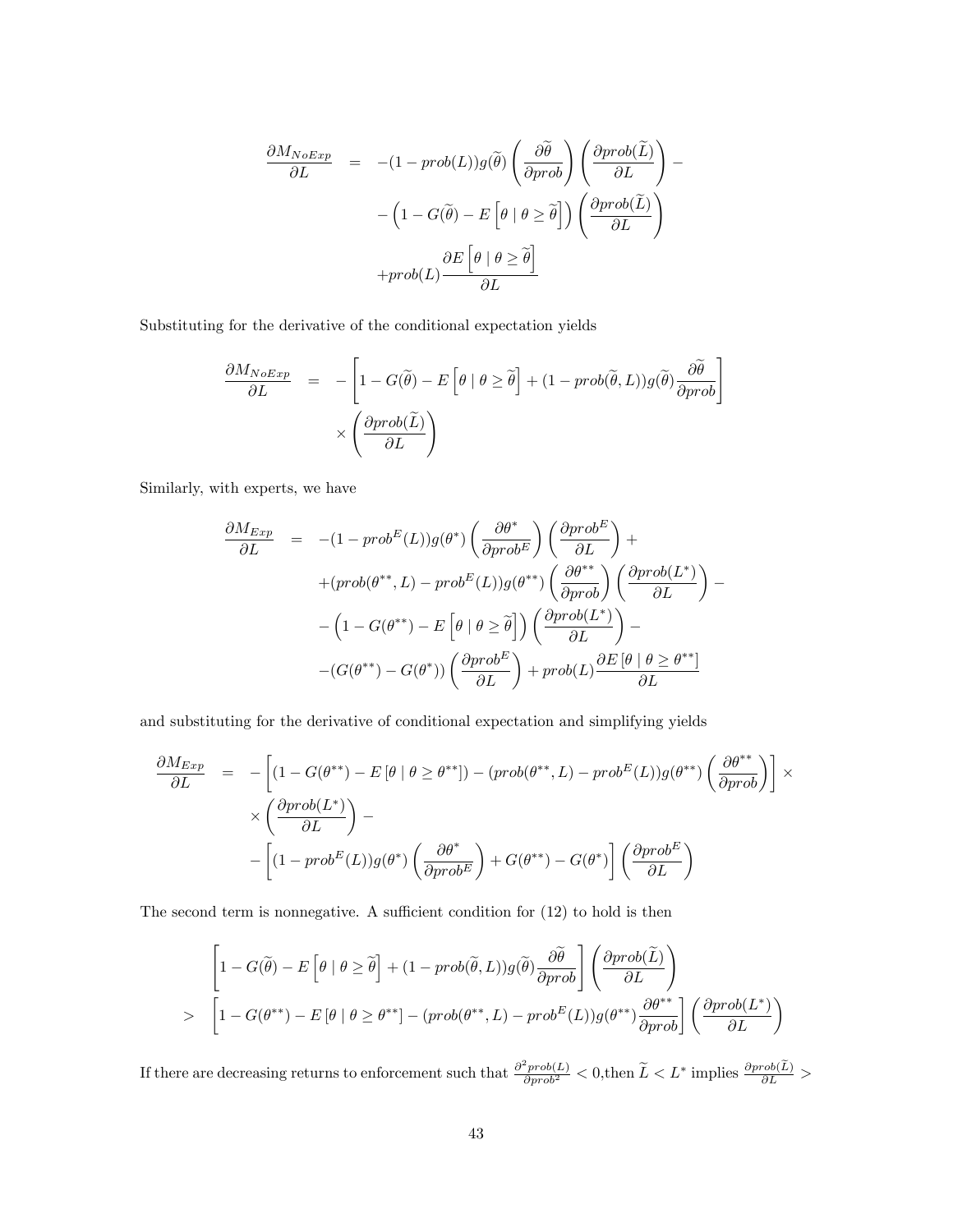$$
\begin{aligned}
\frac{\partial M_{NoExp}}{\partial L} &= -(1-prob(L))g(\widetilde{\theta})\left(\frac{\partial \widetilde{\theta}}{\partial prob}\right)\left(\frac{\partial prob(\widetilde{L})}{\partial L}\right) - \\
&\quad -\left(1-G(\widetilde{\theta})-E\left[\theta \mid \theta \geq \widetilde{\theta}\right]\right)\left(\frac{\partial prob(\widetilde{L})}{\partial L}\right) \\
&\quad + prob(L)\frac{\partial E\left[\theta \mid \theta \geq \widetilde{\theta}\right]}{\partial L}
\end{aligned}
$$

Substituting for the derivative of the conditional expectation yields

$$
\begin{aligned}
\frac{\partial M_{NoExp}}{\partial L} &= -\left[1-G(\widetilde{\theta})-E\left[\theta \mid \theta \geq \widetilde{\theta}\right]+(1-prob(\widetilde{\theta},L))g(\widetilde{\theta})\frac{\partial \widetilde{\theta}}{\partial prob}\right] \\
&\quad \times \left(\frac{\partial prob(\widetilde{L})}{\partial L}\right)
\end{aligned}
$$

Similarly, with experts, we have

$$
\begin{aligned}
\frac{\partial M_{Exp}}{\partial L} &= -(1-prob^{E}(L))g(\theta^{*})\left(\frac{\partial \theta^{*}}{\partial prob^{E}}\right)\left(\frac{\partial prob^{E}}{\partial L}\right) + \\
&\quad + (prob(\theta^{**},L)-prob^{E}(L))g(\theta^{**})\left(\frac{\partial \theta^{**}}{\partial prob}\right)\left(\frac{\partial prob(L^{*})}{\partial L}\right) - \\
&\quad -\left(1-G(\theta^{**})-E\left[\theta \mid \theta \geq \widetilde{\theta}\right]\right)\left(\frac{\partial prob(L^{*})}{\partial L}\right) - \\
&\quad -(G(\theta^{**})-G(\theta^{*}))\left(\frac{\partial prob^{E}}{\partial L}\right) + prob(L)\frac{\partial E\left[\theta \mid \theta \geq \theta^{**}\right]}{\partial L}
\end{aligned}
$$

and substituting for the derivative of conditional expectation and simplifying yields

$$
\begin{aligned}
\frac{\partial M_{Exp}}{\partial L} &= -\left[(1-G(\theta^{**})-E\left[\theta \mid \theta \geq \theta^{**}\right]) - (prob(\theta^{**},L)-prob^{E}(L))g(\theta^{**})\left(\frac{\partial \theta^{**}}{\partial prob}\right)\right] \times \\
&\quad \times \left(\frac{\partial prob(L^{*})}{\partial L}\right) - \\
&\quad -\left[(1-prob^{E}(L))g(\theta^{*})\left(\frac{\partial \theta^{*}}{\partial prob^{E}}\right)+G(\theta^{**})-G(\theta^{*})\right]\left(\frac{\partial prob^{E}}{\partial L}\right)
\end{aligned}
$$

The second term is nonnegative. A sufficient condition for (12) to hold is then

$$
\begin{aligned}
&\left[1-G(\widetilde{\theta})-E\left[\theta \mid \theta \geq \widetilde{\theta}\right]+(1-prob(\widetilde{\theta},L))g(\widetilde{\theta})\frac{\partial \widetilde{\theta}}{\partial prob}\right]\left(\frac{\partial prob(\widetilde{L})}{\partial L}\right) \\
> &\left[1-G(\theta^{**})-E\left[\theta \mid \theta \geq \theta^{**}\right]-(prob(\theta^{**},L)-prob^{E}(L))g(\theta^{**})\frac{\partial \theta^{**}}{\partial prob}\right]\left(\frac{\partial prob(L^{*})}{\partial L}\right)
\end{aligned}
$$

If there are decreasing returns to enforcement such that $\frac{\partial^2 prob(L)}{\partial prob^2} < 0$,then $\widetilde{L} < L^{*}$ implies $\frac{\partial prob(\widetilde{L})}{\partial L} >$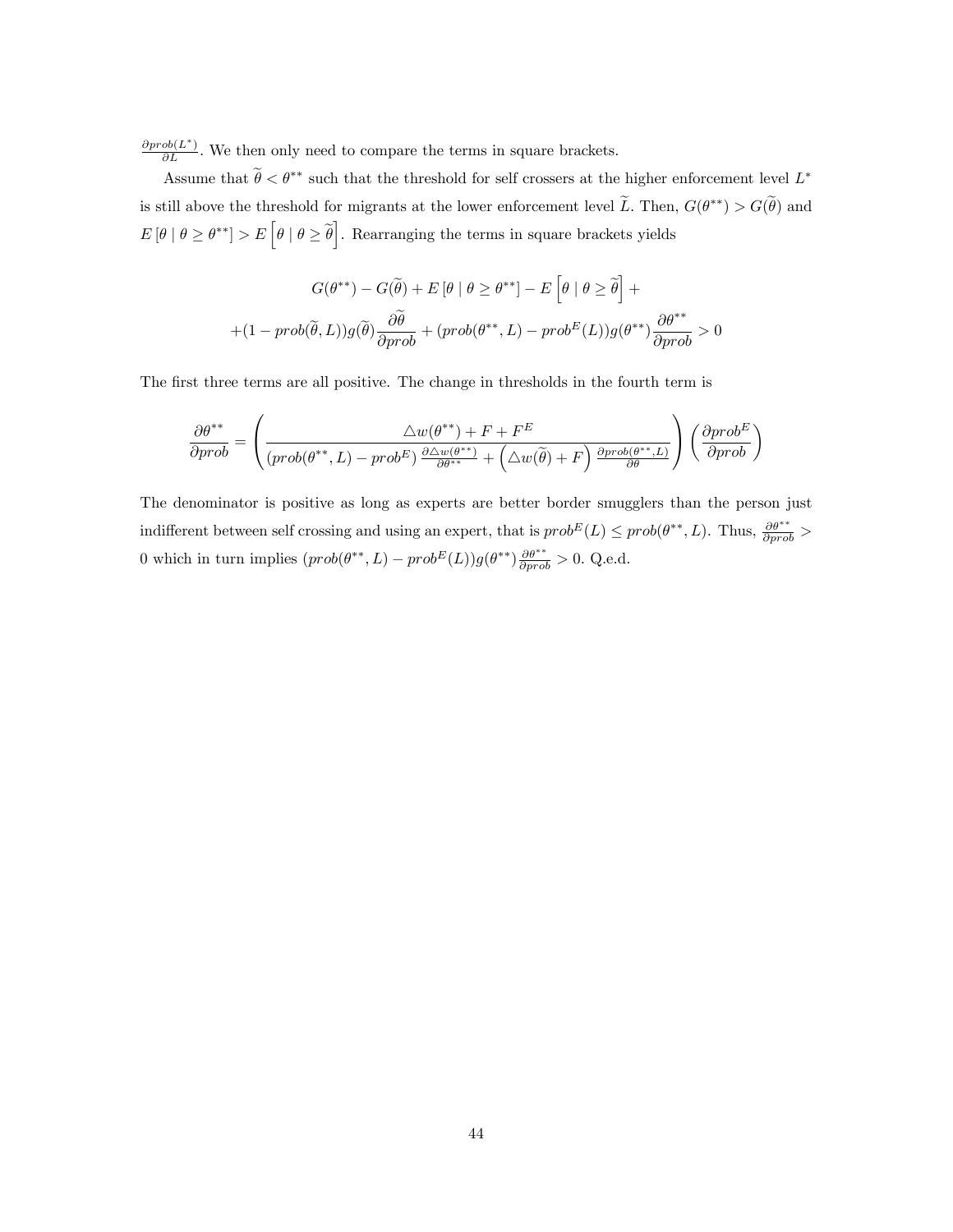$\frac{\partial prob(L^*)}{\partial L}$. We then only need to compare the terms in square brackets.

Assume that $\widetilde{\theta} < \theta^{**}$ such that the threshold for self crossers at the higher enforcement level $L^*$ is still above the threshold for migrants at the lower enforcement level $\widetilde{L}$. Then, $G(\theta^{**}) > G(\widetilde{\theta})$ and $E\left[\theta \mid \theta \geq \theta^{**}\right] > E\left[\theta \mid \theta \geq \widetilde{\theta}\right]$. Rearranging the terms in square brackets yields

$$G(\theta^{**}) - G(\widetilde{\theta}) + E\left[\theta \mid \theta \geq \theta^{**}\right] - E\left[\theta \mid \theta \geq \widetilde{\theta}\right] +$$
$$+(1 - prob(\widetilde{\theta}, L))g(\widetilde{\theta})\frac{\partial \widetilde{\theta}}{\partial prob} + (prob(\theta^{**}, L) - prob^E(L))g(\theta^{**})\frac{\partial \theta^{**}}{\partial prob} > 0$$

The first three terms are all positive. The change in thresholds in the fourth term is

$$\frac{\partial \theta^{**}}{\partial prob} = \left( \frac{\triangle w(\theta^{**}) + F + F^E}{(prob(\theta^{**}, L) - prob^E)\frac{\partial \triangle w(\theta^{**})}{\partial \theta^{**}} + \left(\triangle w(\widetilde{\theta}) + F\right)\frac{\partial prob(\theta^{**}, L)}{\partial \theta}} \right) \left( \frac{\partial prob^E}{\partial prob} \right)$$

The denominator is positive as long as experts are better border smugglers than the person just indifferent between self crossing and using an expert, that is $prob^E(L) \leq prob(\theta^{**}, L)$. Thus, $\frac{\partial \theta^{**}}{\partial prob} > 0$ which in turn implies $(prob(\theta^{**}, L) - prob^E(L))g(\theta^{**})\frac{\partial \theta^{**}}{\partial prob} > 0$. Q.e.d.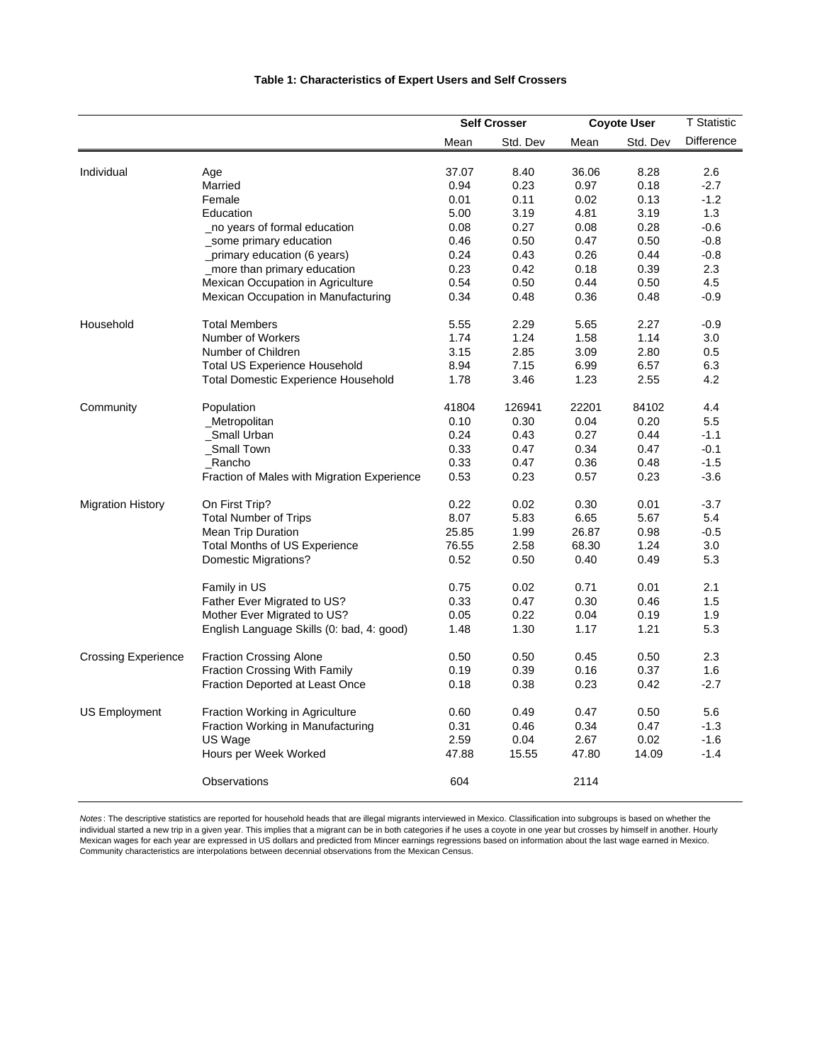**Table 1: Characteristics of Expert Users and Self Crossers**

| | | Self Crosser | | Coyote User | | T Statistic |
|---|---|---|---|---|---|---|
| | | Mean | Std. Dev | Mean | Std. Dev | Difference |
| Individual | Age | 37.07 | 8.40 | 36.06 | 8.28 | 2.6 |
| | Married | 0.94 | 0.23 | 0.97 | 0.18 | -2.7 |
| | Female | 0.01 | 0.11 | 0.02 | 0.13 | -1.2 |
| | Education | 5.00 | 3.19 | 4.81 | 3.19 | 1.3 |
| | _no years of formal education | 0.08 | 0.27 | 0.08 | 0.28 | -0.6 |
| | _some primary education | 0.46 | 0.50 | 0.47 | 0.50 | -0.8 |
| | _primary education (6 years) | 0.24 | 0.43 | 0.26 | 0.44 | -0.8 |
| | _more than primary education | 0.23 | 0.42 | 0.18 | 0.39 | 2.3 |
| | Mexican Occupation in Agriculture | 0.54 | 0.50 | 0.44 | 0.50 | 4.5 |
| | Mexican Occupation in Manufacturing | 0.34 | 0.48 | 0.36 | 0.48 | -0.9 |
| Household | Total Members | 5.55 | 2.29 | 5.65 | 2.27 | -0.9 |
| | Number of Workers | 1.74 | 1.24 | 1.58 | 1.14 | 3.0 |
| | Number of Children | 3.15 | 2.85 | 3.09 | 2.80 | 0.5 |
| | Total US Experience Household | 8.94 | 7.15 | 6.99 | 6.57 | 6.3 |
| | Total Domestic Experience Household | 1.78 | 3.46 | 1.23 | 2.55 | 4.2 |
| Community | Population | 41804 | 126941 | 22201 | 84102 | 4.4 |
| | _Metropolitan | 0.10 | 0.30 | 0.04 | 0.20 | 5.5 |
| | _Small Urban | 0.24 | 0.43 | 0.27 | 0.44 | -1.1 |
| | _Small Town | 0.33 | 0.47 | 0.34 | 0.47 | -0.1 |
| | _Rancho | 0.33 | 0.47 | 0.36 | 0.48 | -1.5 |
| | Fraction of Males with Migration Experience | 0.53 | 0.23 | 0.57 | 0.23 | -3.6 |
| Migration History | On First Trip? | 0.22 | 0.02 | 0.30 | 0.01 | -3.7 |
| | Total Number of Trips | 8.07 | 5.83 | 6.65 | 5.67 | 5.4 |
| | Mean Trip Duration | 25.85 | 1.99 | 26.87 | 0.98 | -0.5 |
| | Total Months of US Experience | 76.55 | 2.58 | 68.30 | 1.24 | 3.0 |
| | Domestic Migrations? | 0.52 | 0.50 | 0.40 | 0.49 | 5.3 |
| | Family in US | 0.75 | 0.02 | 0.71 | 0.01 | 2.1 |
| | Father Ever Migrated to US? | 0.33 | 0.47 | 0.30 | 0.46 | 1.5 |
| | Mother Ever Migrated to US? | 0.05 | 0.22 | 0.04 | 0.19 | 1.9 |
| | English Language Skills (0: bad, 4: good) | 1.48 | 1.30 | 1.17 | 1.21 | 5.3 |
| Crossing Experience | Fraction Crossing Alone | 0.50 | 0.50 | 0.45 | 0.50 | 2.3 |
| | Fraction Crossing With Family | 0.19 | 0.39 | 0.16 | 0.37 | 1.6 |
| | Fraction Deported at Least Once | 0.18 | 0.38 | 0.23 | 0.42 | -2.7 |
| US Employment | Fraction Working in Agriculture | 0.60 | 0.49 | 0.47 | 0.50 | 5.6 |
| | Fraction Working in Manufacturing | 0.31 | 0.46 | 0.34 | 0.47 | -1.3 |
| | US Wage | 2.59 | 0.04 | 2.67 | 0.02 | -1.6 |
| | Hours per Week Worked | 47.88 | 15.55 | 47.80 | 14.09 | -1.4 |
| | Observations | 604 | | 2114 | | |

*Notes*: The descriptive statistics are reported for household heads that are illegal migrants interviewed in Mexico. Classification into subgroups is based on whether the individual started a new trip in a given year. This implies that a migrant can be in both categories if he uses a coyote in one year but crosses by himself in another. Hourly Mexican wages for each year are expressed in US dollars and predicted from Mincer earnings regressions based on information about the last wage earned in Mexico. Community characteristics are interpolations between decennial observations from the Mexican Census.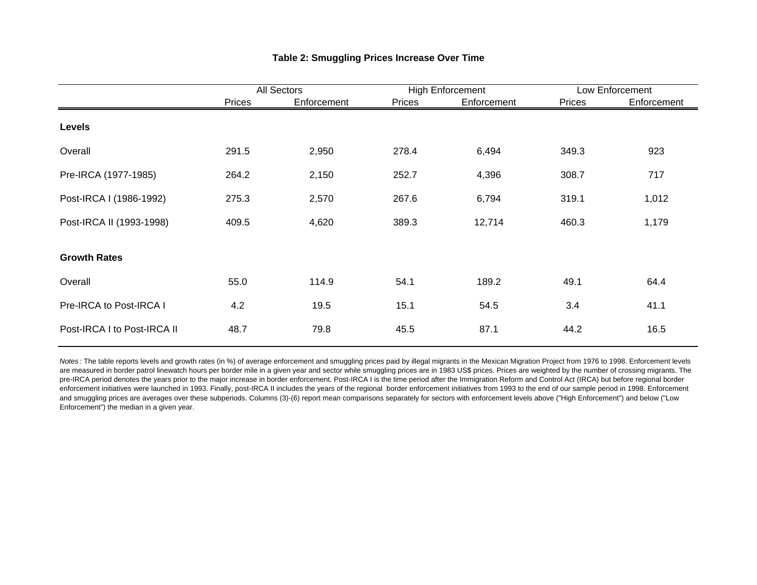**Table 2: Smuggling Prices Increase Over Time**

| | All Sectors | | High Enforcement | | Low Enforcement | |
|---|---|---|---|---|---|---|
| | Prices | Enforcement | Prices | Enforcement | Prices | Enforcement |
| **Levels** | | | | | | |
| Overall | 291.5 | 2,950 | 278.4 | 6,494 | 349.3 | 923 |
| Pre-IRCA (1977-1985) | 264.2 | 2,150 | 252.7 | 4,396 | 308.7 | 717 |
| Post-IRCA I (1986-1992) | 275.3 | 2,570 | 267.6 | 6,794 | 319.1 | 1,012 |
| Post-IRCA II (1993-1998) | 409.5 | 4,620 | 389.3 | 12,714 | 460.3 | 1,179 |
| **Growth Rates** | | | | | | |
| Overall | 55.0 | 114.9 | 54.1 | 189.2 | 49.1 | 64.4 |
| Pre-IRCA to Post-IRCA I | 4.2 | 19.5 | 15.1 | 54.5 | 3.4 | 41.1 |
| Post-IRCA I to Post-IRCA II | 48.7 | 79.8 | 45.5 | 87.1 | 44.2 | 16.5 |

*Notes* : The table reports levels and growth rates (in %) of average enforcement and smuggling prices paid by illegal migrants in the Mexican Migration Project from 1976 to 1998. Enforcement levels are measured in border patrol linewatch hours per border mile in a given year and sector while smuggling prices are in 1983 US$ prices. Prices are weighted by the number of crossing migrants. The pre-IRCA period denotes the years prior to the major increase in border enforcement. Post-IRCA I is the time period after the Immigration Reform and Control Act (IRCA) but before regional border enforcement initiatives were launched in 1993. Finally, post-IRCA II includes the years of the regional border enforcement initiatives from 1993 to the end of our sample period in 1998. Enforcement and smuggling prices are averages over these subperiods. Columns (3)-(6) report mean comparisons separately for sectors with enforcement levels above ("High Enforcement") and below ("Low Enforcement") the median in a given year.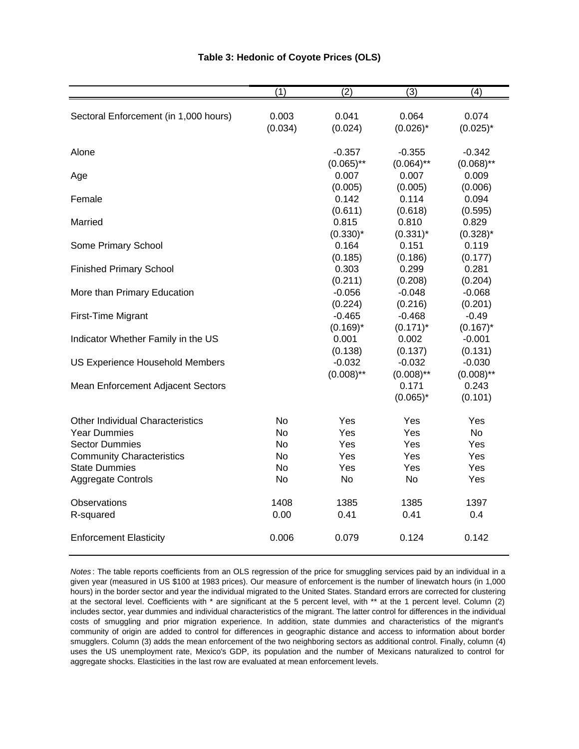**Table 3: Hedonic of Coyote Prices (OLS)**

| | (1) | (2) | (3) | (4) |
|---|---|---|---|---|
| Sectoral Enforcement (in 1,000 hours) | 0.003 | 0.041 | 0.064 | 0.074 |
| | (0.034) | (0.024) | (0.026)* | (0.025)* |
| Alone | | -0.357 | -0.355 | -0.342 |
| | | (0.065)** | (0.064)** | (0.068)** |
| Age | | 0.007 | 0.007 | 0.009 |
| | | (0.005) | (0.005) | (0.006) |
| Female | | 0.142 | 0.114 | 0.094 |
| | | (0.611) | (0.618) | (0.595) |
| Married | | 0.815 | 0.810 | 0.829 |
| | | (0.330)* | (0.331)* | (0.328)* |
| Some Primary School | | 0.164 | 0.151 | 0.119 |
| | | (0.185) | (0.186) | (0.177) |
| Finished Primary School | | 0.303 | 0.299 | 0.281 |
| | | (0.211) | (0.208) | (0.204) |
| More than Primary Education | | -0.056 | -0.048 | -0.068 |
| | | (0.224) | (0.216) | (0.201) |
| First-Time Migrant | | -0.465 | -0.468 | -0.49 |
| | | (0.169)* | (0.171)* | (0.167)* |
| Indicator Whether Family in the US | | 0.001 | 0.002 | -0.001 |
| | | (0.138) | (0.137) | (0.131) |
| US Experience Household Members | | -0.032 | -0.032 | -0.030 |
| | | (0.008)** | (0.008)** | (0.008)** |
| Mean Enforcement Adjacent Sectors | | | 0.171 | 0.243 |
| | | | (0.065)* | (0.101) |
| Other Individual Characteristics | No | Yes | Yes | Yes |
| Year Dummies | No | Yes | Yes | No |
| Sector Dummies | No | Yes | Yes | Yes |
| Community Characteristics | No | Yes | Yes | Yes |
| State Dummies | No | Yes | Yes | Yes |
| Aggregate Controls | No | No | No | Yes |
| Observations | 1408 | 1385 | 1385 | 1397 |
| R-squared | 0.00 | 0.41 | 0.41 | 0.4 |
| Enforcement Elasticity | 0.006 | 0.079 | 0.124 | 0.142 |

*Notes*: The table reports coefficients from an OLS regression of the price for smuggling services paid by an individual in a given year (measured in US $100 at 1983 prices). Our measure of enforcement is the number of linewatch hours (in 1,000 hours) in the border sector and year the individual migrated to the United States. Standard errors are corrected for clustering at the sectoral level. Coefficients with * are significant at the 5 percent level, with ** at the 1 percent level. Column (2) includes sector, year dummies and individual characteristics of the migrant. The latter control for differences in the individual costs of smuggling and prior migration experience. In addition, state dummies and characteristics of the migrant's community of origin are added to control for differences in geographic distance and access to information about border smugglers. Column (3) adds the mean enforcement of the two neighboring sectors as additional control. Finally, column (4) uses the US unemployment rate, Mexico's GDP, its population and the number of Mexicans naturalized to control for aggregate shocks. Elasticities in the last row are evaluated at mean enforcement levels.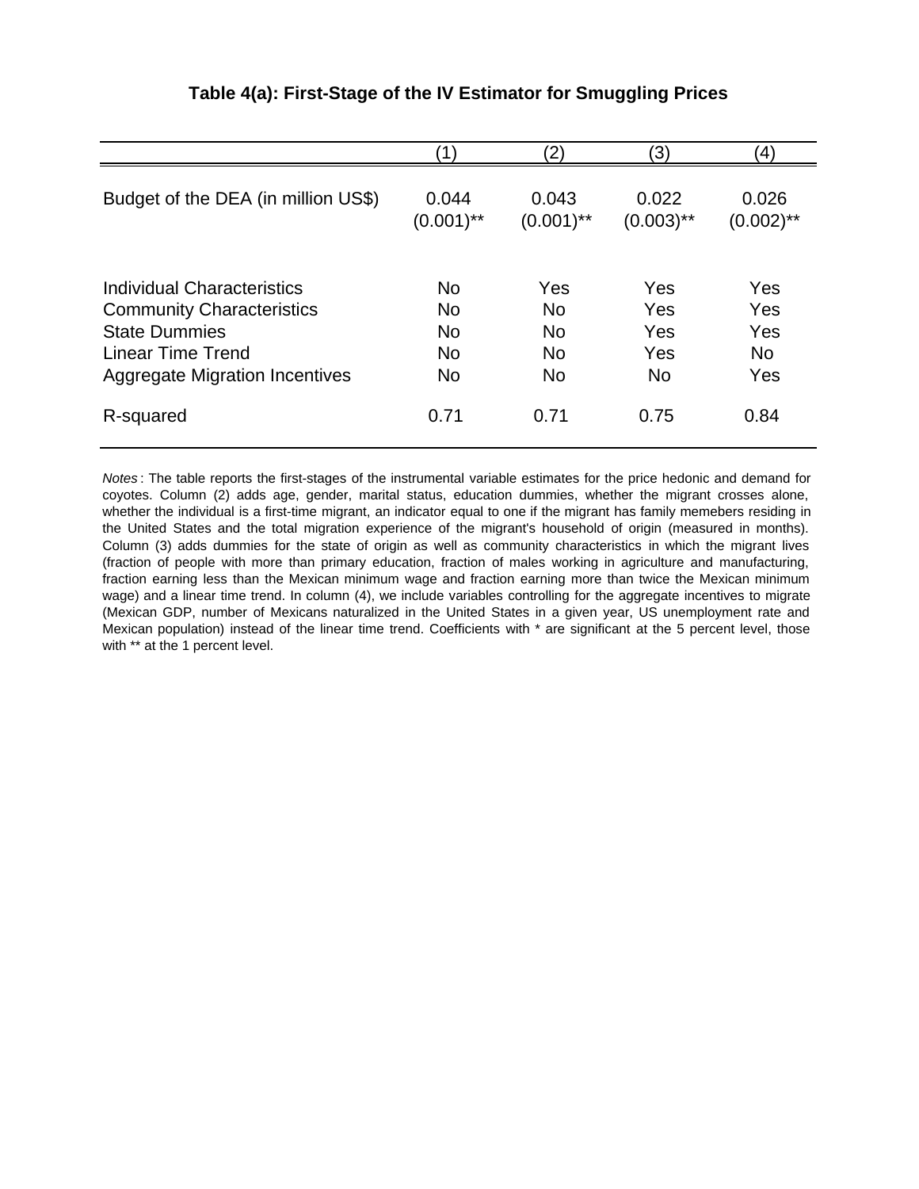# Table 4(a): First-Stage of the IV Estimator for Smuggling Prices

| | (1) | (2) | (3) | (4) |
|---|---|---|---|---|
| Budget of the DEA (in million US$) | 0.044 | 0.043 | 0.022 | 0.026 |
| | (0.001)** | (0.001)** | (0.003)** | (0.002)** |
| Individual Characteristics | No | Yes | Yes | Yes |
| Community Characteristics | No | No | Yes | Yes |
| State Dummies | No | No | Yes | Yes |
| Linear Time Trend | No | No | Yes | No |
| Aggregate Migration Incentives | No | No | No | Yes |
| R-squared | 0.71 | 0.71 | 0.75 | 0.84 |

*Notes*: The table reports the first-stages of the instrumental variable estimates for the price hedonic and demand for coyotes. Column (2) adds age, gender, marital status, education dummies, whether the migrant crosses alone, whether the individual is a first-time migrant, an indicator equal to one if the migrant has family memebers residing in the United States and the total migration experience of the migrant's household of origin (measured in months). Column (3) adds dummies for the state of origin as well as community characteristics in which the migrant lives (fraction of people with more than primary education, fraction of males working in agriculture and manufacturing, fraction earning less than the Mexican minimum wage and fraction earning more than twice the Mexican minimum wage) and a linear time trend. In column (4), we include variables controlling for the aggregate incentives to migrate (Mexican GDP, number of Mexicans naturalized in the United States in a given year, US unemployment rate and Mexican population) instead of the linear time trend. Coefficients with * are significant at the 5 percent level, those with ** at the 1 percent level.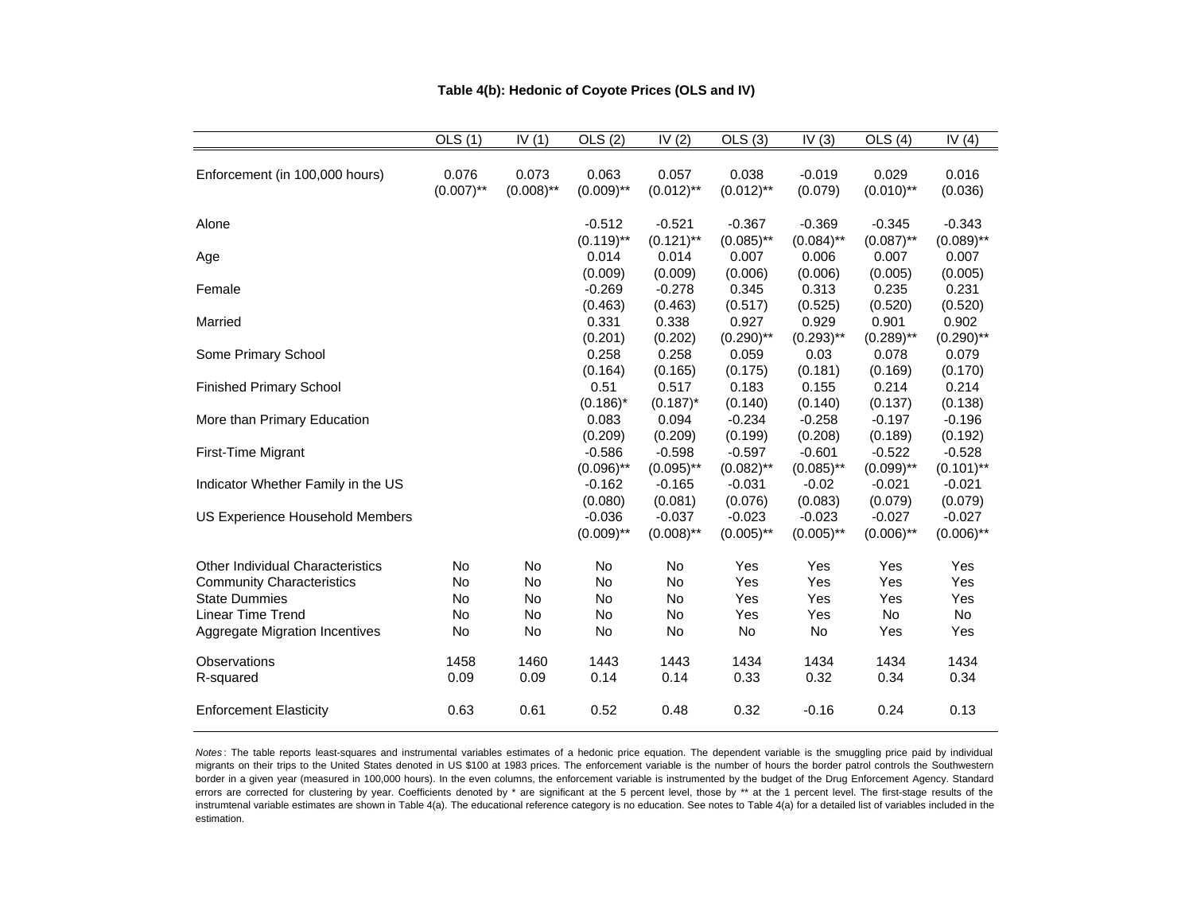**Table 4(b): Hedonic of Coyote Prices (OLS and IV)**

| | OLS (1) | IV (1) | OLS (2) | IV (2) | OLS (3) | IV (3) | OLS (4) | IV (4) |
|---|---|---|---|---|---|---|---|---|
| Enforcement (in 100,000 hours) | 0.076 | 0.073 | 0.063 | 0.057 | 0.038 | -0.019 | 0.029 | 0.016 |
| | (0.007)** | (0.008)** | (0.009)** | (0.012)** | (0.012)** | (0.079) | (0.010)** | (0.036) |
| Alone | | | -0.512 | -0.521 | -0.367 | -0.369 | -0.345 | -0.343 |
| | | | (0.119)** | (0.121)** | (0.085)** | (0.084)** | (0.087)** | (0.089)** |
| Age | | | 0.014 | 0.014 | 0.007 | 0.006 | 0.007 | 0.007 |
| | | | (0.009) | (0.009) | (0.006) | (0.006) | (0.005) | (0.005) |
| Female | | | -0.269 | -0.278 | 0.345 | 0.313 | 0.235 | 0.231 |
| | | | (0.463) | (0.463) | (0.517) | (0.525) | (0.520) | (0.520) |
| Married | | | 0.331 | 0.338 | 0.927 | 0.929 | 0.901 | 0.902 |
| | | | (0.201) | (0.202) | (0.290)** | (0.293)** | (0.289)** | (0.290)** |
| Some Primary School | | | 0.258 | 0.258 | 0.059 | 0.03 | 0.078 | 0.079 |
| | | | (0.164) | (0.165) | (0.175) | (0.181) | (0.169) | (0.170) |
| Finished Primary School | | | 0.51 | 0.517 | 0.183 | 0.155 | 0.214 | 0.214 |
| | | | (0.186)* | (0.187)* | (0.140) | (0.140) | (0.137) | (0.138) |
| More than Primary Education | | | 0.083 | 0.094 | -0.234 | -0.258 | -0.197 | -0.196 |
| | | | (0.209) | (0.209) | (0.199) | (0.208) | (0.189) | (0.192) |
| First-Time Migrant | | | -0.586 | -0.598 | -0.597 | -0.601 | -0.522 | -0.528 |
| | | | (0.096)** | (0.095)** | (0.082)** | (0.085)** | (0.099)** | (0.101)** |
| Indicator Whether Family in the US | | | -0.162 | -0.165 | -0.031 | -0.02 | -0.021 | -0.021 |
| | | | (0.080) | (0.081) | (0.076) | (0.083) | (0.079) | (0.079) |
| US Experience Household Members | | | -0.036 | -0.037 | -0.023 | -0.023 | -0.027 | -0.027 |
| | | | (0.009)** | (0.008)** | (0.005)** | (0.005)** | (0.006)** | (0.006)** |
| Other Individual Characteristics | No | No | No | No | Yes | Yes | Yes | Yes |
| Community Characteristics | No | No | No | No | Yes | Yes | Yes | Yes |
| State Dummies | No | No | No | No | Yes | Yes | Yes | Yes |
| Linear Time Trend | No | No | No | No | Yes | Yes | No | No |
| Aggregate Migration Incentives | No | No | No | No | No | No | Yes | Yes |
| Observations | 1458 | 1460 | 1443 | 1443 | 1434 | 1434 | 1434 | 1434 |
| R-squared | 0.09 | 0.09 | 0.14 | 0.14 | 0.33 | 0.32 | 0.34 | 0.34 |
| Enforcement Elasticity | 0.63 | 0.61 | 0.52 | 0.48 | 0.32 | -0.16 | 0.24 | 0.13 |

*Notes*: The table reports least-squares and instrumental variables estimates of a hedonic price equation. The dependent variable is the smuggling price paid by individual migrants on their trips to the United States denoted in US $100 at 1983 prices. The enforcement variable is the number of hours the border patrol controls the Southwestern border in a given year (measured in 100,000 hours). In the even columns, the enforcement variable is instrumented by the budget of the Drug Enforcement Agency. Standard errors are corrected for clustering by year. Coefficients denoted by * are significant at the 5 percent level, those by ** at the 1 percent level. The first-stage results of the instrumtenal variable estimates are shown in Table 4(a). The educational reference category is no education. See notes to Table 4(a) for a detailed list of variables included in the estimation.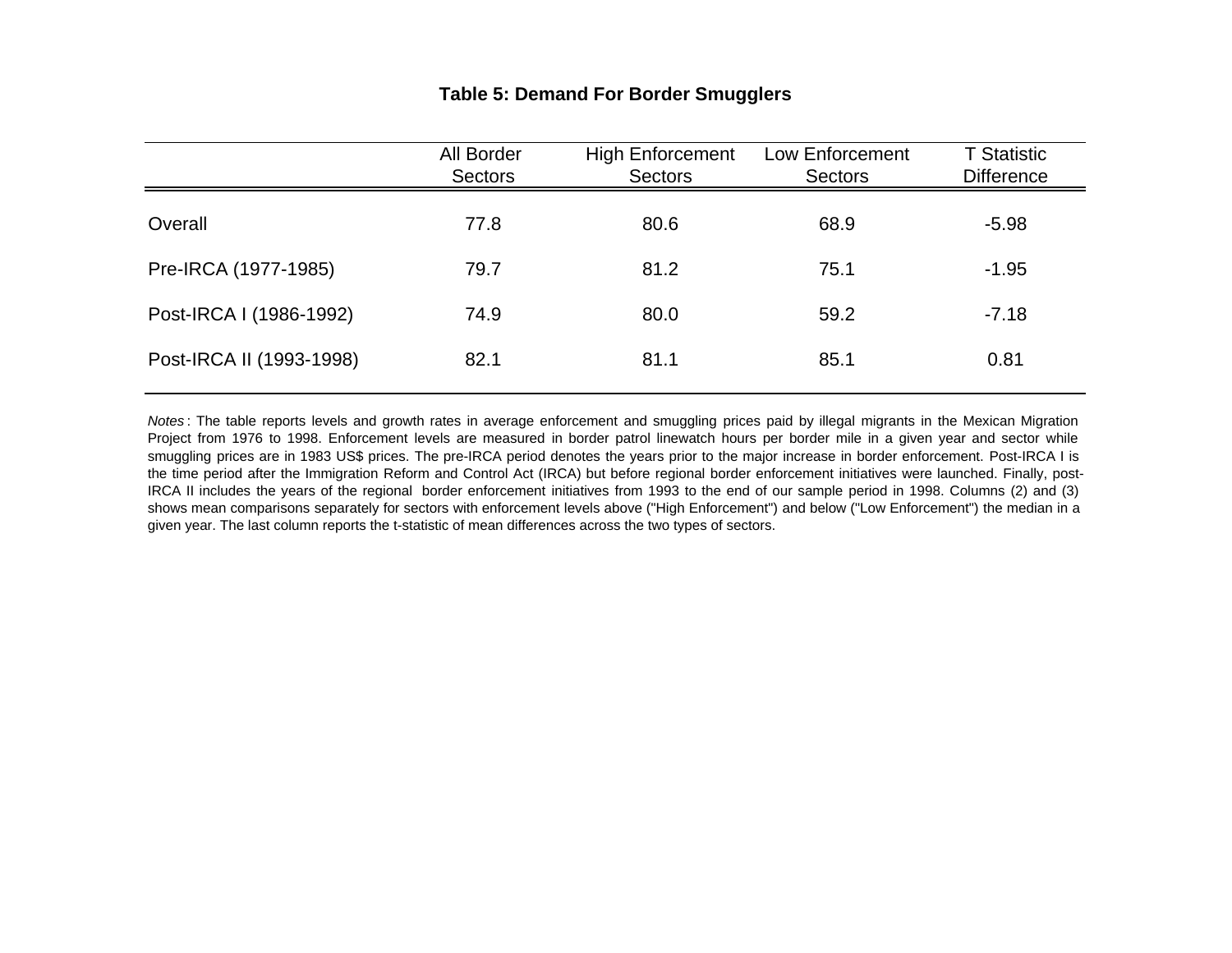**Table 5: Demand For Border Smugglers**

| | All Border Sectors | High Enforcement Sectors | Low Enforcement Sectors | T Statistic Difference |
|---|---|---|---|---|
| Overall | 77.8 | 80.6 | 68.9 | -5.98 |
| Pre-IRCA (1977-1985) | 79.7 | 81.2 | 75.1 | -1.95 |
| Post-IRCA I (1986-1992) | 74.9 | 80.0 | 59.2 | -7.18 |
| Post-IRCA II (1993-1998) | 82.1 | 81.1 | 85.1 | 0.81 |

*Notes* : The table reports levels and growth rates in average enforcement and smuggling prices paid by illegal migrants in the Mexican Migration Project from 1976 to 1998. Enforcement levels are measured in border patrol linewatch hours per border mile in a given year and sector while smuggling prices are in 1983 US$ prices. The pre-IRCA period denotes the years prior to the major increase in border enforcement. Post-IRCA I is the time period after the Immigration Reform and Control Act (IRCA) but before regional border enforcement initiatives were launched. Finally, post-IRCA II includes the years of the regional border enforcement initiatives from 1993 to the end of our sample period in 1998. Columns (2) and (3) shows mean comparisons separately for sectors with enforcement levels above ("High Enforcement") and below ("Low Enforcement") the median in a given year. The last column reports the t-statistic of mean differences across the two types of sectors.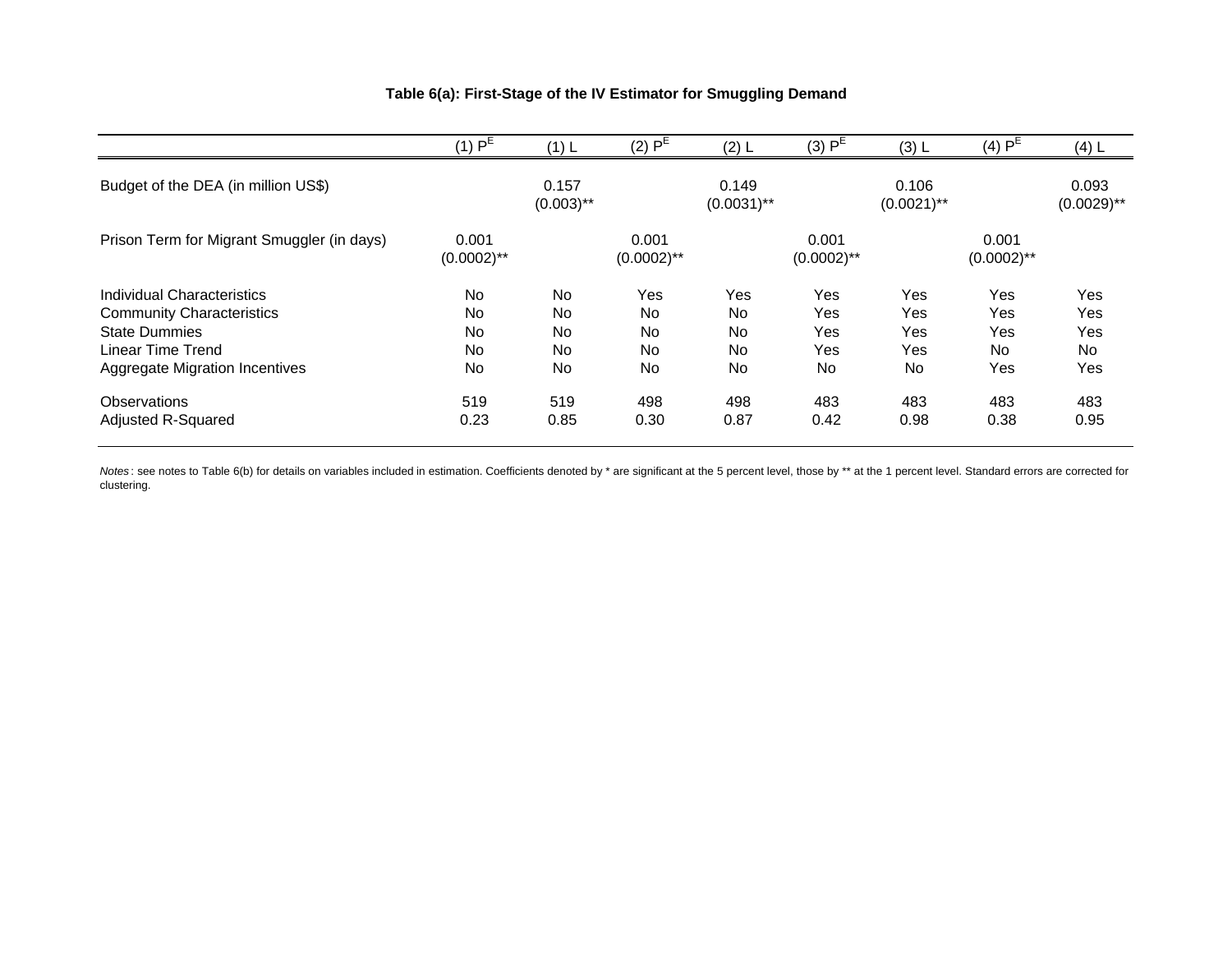**Table 6(a): First-Stage of the IV Estimator for Smuggling Demand**

| | (1) $P^E$ | (1) L | (2) $P^E$ | (2) L | (3) $P^E$ | (3) L | (4) $P^E$ | (4) L |
|---|---|---|---|---|---|---|---|---|
| Budget of the DEA (in million US$) | | 0.157 (0.003)** | | 0.149 (0.0031)** | | 0.106 (0.0021)** | | 0.093 (0.0029)** |
| Prison Term for Migrant Smuggler (in days) | 0.001 (0.0002)** | | 0.001 (0.0002)** | | 0.001 (0.0002)** | | 0.001 (0.0002)** | |
| Individual Characteristics | No | No | Yes | Yes | Yes | Yes | Yes | Yes |
| Community Characteristics | No | No | No | No | Yes | Yes | Yes | Yes |
| State Dummies | No | No | No | No | Yes | Yes | Yes | Yes |
| Linear Time Trend | No | No | No | No | Yes | Yes | No | No |
| Aggregate Migration Incentives | No | No | No | No | No | No | Yes | Yes |
| Observations | 519 | 519 | 498 | 498 | 483 | 483 | 483 | 483 |
| Adjusted R-Squared | 0.23 | 0.85 | 0.30 | 0.87 | 0.42 | 0.98 | 0.38 | 0.95 |

*Notes*: see notes to Table 6(b) for details on variables included in estimation. Coefficients denoted by * are significant at the 5 percent level, those by ** at the 1 percent level. Standard errors are corrected for clustering.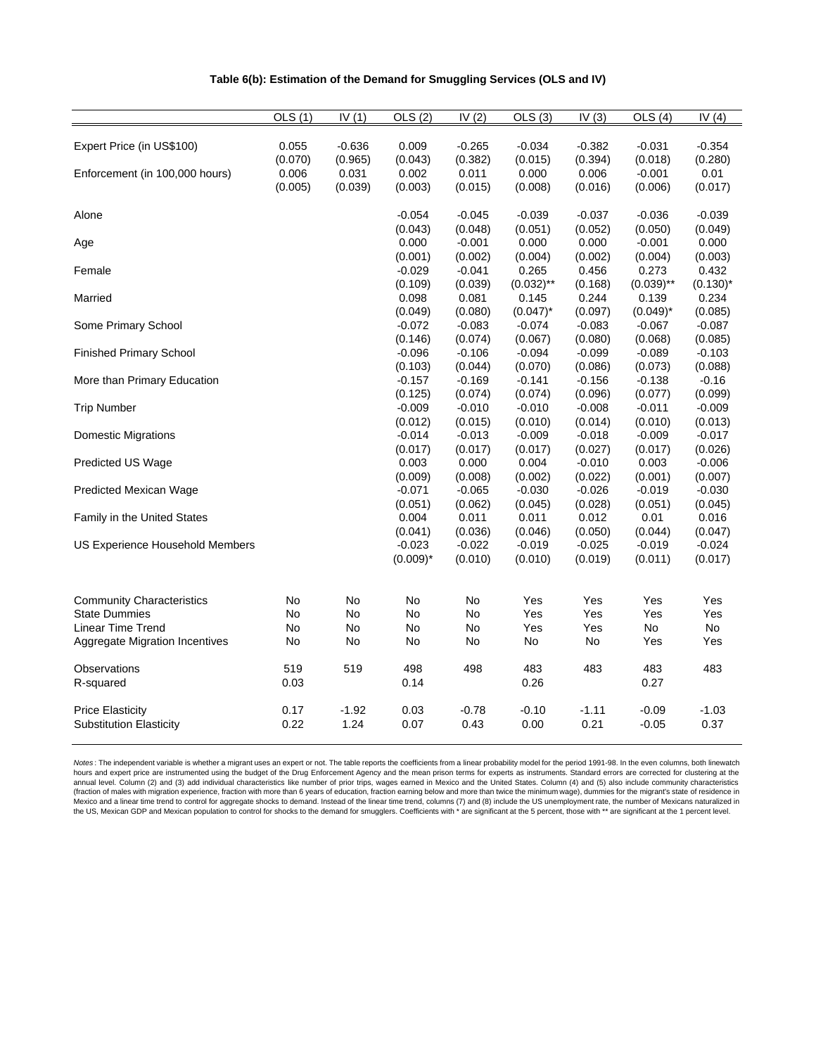**Table 6(b): Estimation of the Demand for Smuggling Services (OLS and IV)**

| | OLS (1) | IV (1) | OLS (2) | IV (2) | OLS (3) | IV (3) | OLS (4) | IV (4) |
|---|---|---|---|---|---|---|---|---|
| Expert Price (in US$100) | 0.055 | -0.636 | 0.009 | -0.265 | -0.034 | -0.382 | -0.031 | -0.354 |
| | (0.070) | (0.965) | (0.043) | (0.382) | (0.015) | (0.394) | (0.018) | (0.280) |
| Enforcement (in 100,000 hours) | 0.006 | 0.031 | 0.002 | 0.011 | 0.000 | 0.006 | -0.001 | 0.01 |
| | (0.005) | (0.039) | (0.003) | (0.015) | (0.008) | (0.016) | (0.006) | (0.017) |
| Alone | | | -0.054 | -0.045 | -0.039 | -0.037 | -0.036 | -0.039 |
| | | | (0.043) | (0.048) | (0.051) | (0.052) | (0.050) | (0.049) |
| Age | | | 0.000 | -0.001 | 0.000 | 0.000 | -0.001 | 0.000 |
| | | | (0.001) | (0.002) | (0.004) | (0.002) | (0.004) | (0.003) |
| Female | | | -0.029 | -0.041 | 0.265 | 0.456 | 0.273 | 0.432 |
| | | | (0.109) | (0.039) | (0.032)** | (0.168) | (0.039)** | (0.130)* |
| Married | | | 0.098 | 0.081 | 0.145 | 0.244 | 0.139 | 0.234 |
| | | | (0.049) | (0.080) | (0.047)* | (0.097) | (0.049)* | (0.085) |
| Some Primary School | | | -0.072 | -0.083 | -0.074 | -0.083 | -0.067 | -0.087 |
| | | | (0.146) | (0.074) | (0.067) | (0.080) | (0.068) | (0.085) |
| Finished Primary School | | | -0.096 | -0.106 | -0.094 | -0.099 | -0.089 | -0.103 |
| | | | (0.103) | (0.044) | (0.070) | (0.086) | (0.073) | (0.088) |
| More than Primary Education | | | -0.157 | -0.169 | -0.141 | -0.156 | -0.138 | -0.16 |
| | | | (0.125) | (0.074) | (0.074) | (0.096) | (0.077) | (0.099) |
| Trip Number | | | -0.009 | -0.010 | -0.010 | -0.008 | -0.011 | -0.009 |
| | | | (0.012) | (0.015) | (0.010) | (0.014) | (0.010) | (0.013) |
| Domestic Migrations | | | -0.014 | -0.013 | -0.009 | -0.018 | -0.009 | -0.017 |
| | | | (0.017) | (0.017) | (0.017) | (0.027) | (0.017) | (0.026) |
| Predicted US Wage | | | 0.003 | 0.000 | 0.004 | -0.010 | 0.003 | -0.006 |
| | | | (0.009) | (0.008) | (0.002) | (0.022) | (0.001) | (0.007) |
| Predicted Mexican Wage | | | -0.071 | -0.065 | -0.030 | -0.026 | -0.019 | -0.030 |
| | | | (0.051) | (0.062) | (0.045) | (0.028) | (0.051) | (0.045) |
| Family in the United States | | | 0.004 | 0.011 | 0.011 | 0.012 | 0.01 | 0.016 |
| | | | (0.041) | (0.036) | (0.046) | (0.050) | (0.044) | (0.047) |
| US Experience Household Members | | | -0.023 | -0.022 | -0.019 | -0.025 | -0.019 | -0.024 |
| | | | (0.009)* | (0.010) | (0.010) | (0.019) | (0.011) | (0.017) |
| Community Characteristics | No | No | No | No | Yes | Yes | Yes | Yes |
| State Dummies | No | No | No | No | Yes | Yes | Yes | Yes |
| Linear Time Trend | No | No | No | No | Yes | Yes | No | No |
| Aggregate Migration Incentives | No | No | No | No | No | No | Yes | Yes |
| Observations | 519 | 519 | 498 | 498 | 483 | 483 | 483 | 483 |
| R-squared | 0.03 | | 0.14 | | 0.26 | | 0.27 | |
| Price Elasticity | 0.17 | -1.92 | 0.03 | -0.78 | -0.10 | -1.11 | -0.09 | -1.03 |
| Substitution Elasticity | 0.22 | 1.24 | 0.07 | 0.43 | 0.00 | 0.21 | -0.05 | 0.37 |

*Notes*: The independent variable is whether a migrant uses an expert or not. The table reports the coefficients from a linear probability model for the period 1991-98. In the even columns, both linewatch hours and expert price are instrumented using the budget of the Drug Enforcement Agency and the mean prison terms for experts as instruments. Standard errors are corrected for clustering at the annual level. Column (2) and (3) add individual characteristics like number of prior trips, wages earned in Mexico and the United States. Column (4) and (5) also include community characteristics (fraction of males with migration experience, fraction with more than 6 years of education, fraction earning below and more than twice the minimum wage), dummies for the migrant's state of residence in Mexico and a linear time trend to control for aggregate shocks to demand. Instead of the linear time trend, columns (7) and (8) include the US unemployment rate, the number of Mexicans naturalized in the US, Mexican GDP and Mexican population to control for shocks to the demand for smugglers. Coefficients with * are significant at the 5 percent, those with ** are significant at the 1 percent level.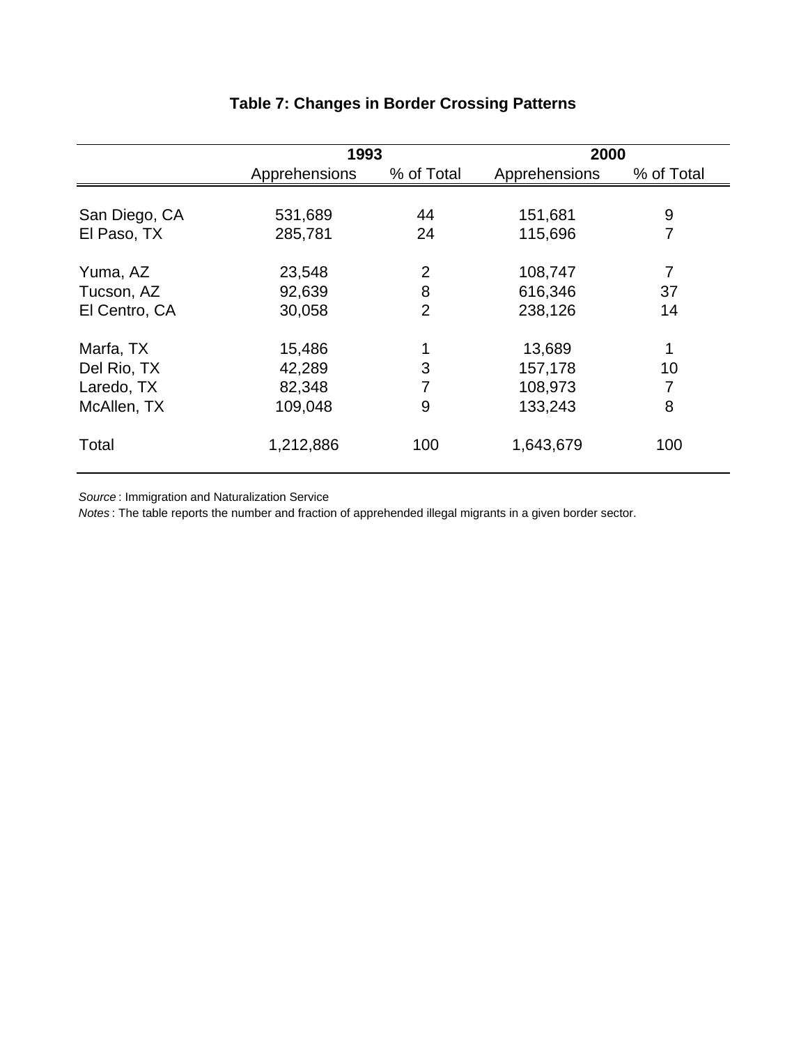**Table 7: Changes in Border Crossing Patterns**

| | 1993 | | 2000 | |
|---|---|---|---|---|
| | Apprehensions | % of Total | Apprehensions | % of Total |
| San Diego, CA | 531,689 | 44 | 151,681 | 9 |
| El Paso, TX | 285,781 | 24 | 115,696 | 7 |
| Yuma, AZ | 23,548 | 2 | 108,747 | 7 |
| Tucson, AZ | 92,639 | 8 | 616,346 | 37 |
| El Centro, CA | 30,058 | 2 | 238,126 | 14 |
| Marfa, TX | 15,486 | 1 | 13,689 | 1 |
| Del Rio, TX | 42,289 | 3 | 157,178 | 10 |
| Laredo, TX | 82,348 | 7 | 108,973 | 7 |
| McAllen, TX | 109,048 | 9 | 133,243 | 8 |
| Total | 1,212,886 | 100 | 1,643,679 | 100 |

*Source* : Immigration and Naturalization Service

*Notes* : The table reports the number and fraction of apprehended illegal migrants in a given border sector.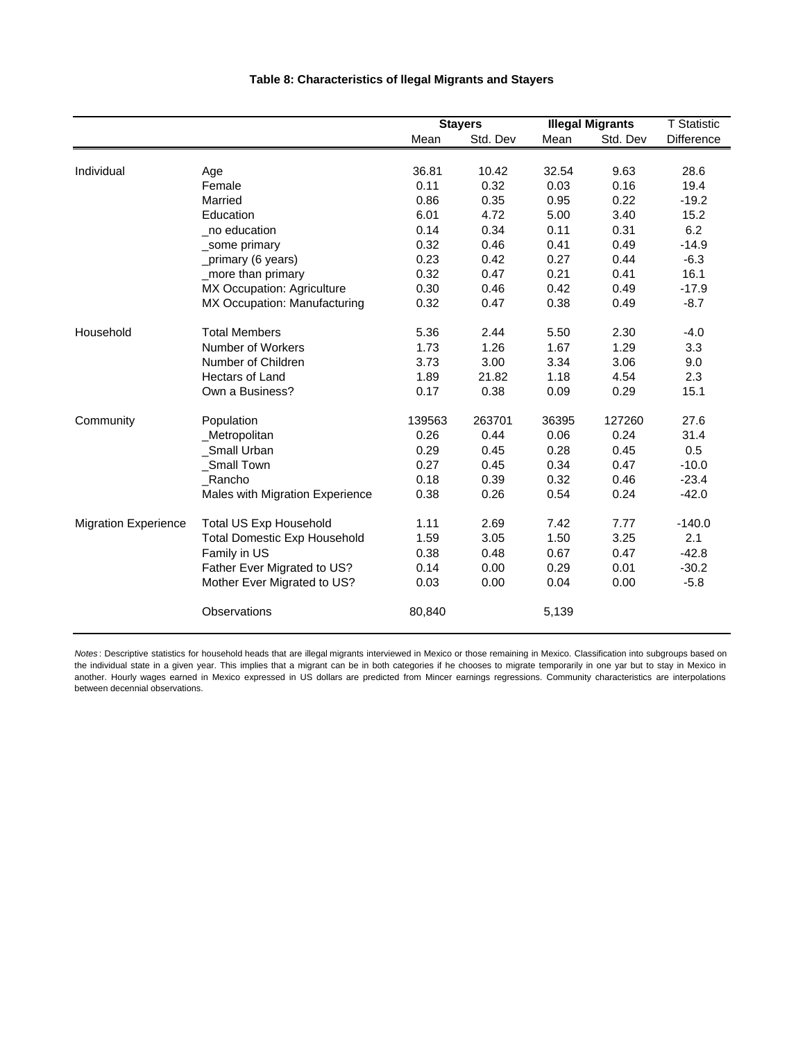**Table 8: Characteristics of llegal Migrants and Stayers**

| | | Stayers | | Illegal Migrants | | T Statistic |
|---|---|---|---|---|---|---|
| | | Mean | Std. Dev | Mean | Std. Dev | Difference |
| Individual | Age | 36.81 | 10.42 | 32.54 | 9.63 | 28.6 |
| | Female | 0.11 | 0.32 | 0.03 | 0.16 | 19.4 |
| | Married | 0.86 | 0.35 | 0.95 | 0.22 | -19.2 |
| | Education | 6.01 | 4.72 | 5.00 | 3.40 | 15.2 |
| | _no education | 0.14 | 0.34 | 0.11 | 0.31 | 6.2 |
| | _some primary | 0.32 | 0.46 | 0.41 | 0.49 | -14.9 |
| | _primary (6 years) | 0.23 | 0.42 | 0.27 | 0.44 | -6.3 |
| | _more than primary | 0.32 | 0.47 | 0.21 | 0.41 | 16.1 |
| | MX Occupation: Agriculture | 0.30 | 0.46 | 0.42 | 0.49 | -17.9 |
| | MX Occupation: Manufacturing | 0.32 | 0.47 | 0.38 | 0.49 | -8.7 |
| Household | Total Members | 5.36 | 2.44 | 5.50 | 2.30 | -4.0 |
| | Number of Workers | 1.73 | 1.26 | 1.67 | 1.29 | 3.3 |
| | Number of Children | 3.73 | 3.00 | 3.34 | 3.06 | 9.0 |
| | Hectars of Land | 1.89 | 21.82 | 1.18 | 4.54 | 2.3 |
| | Own a Business? | 0.17 | 0.38 | 0.09 | 0.29 | 15.1 |
| Community | Population | 139563 | 263701 | 36395 | 127260 | 27.6 |
| | _Metropolitan | 0.26 | 0.44 | 0.06 | 0.24 | 31.4 |
| | _Small Urban | 0.29 | 0.45 | 0.28 | 0.45 | 0.5 |
| | _Small Town | 0.27 | 0.45 | 0.34 | 0.47 | -10.0 |
| | _Rancho | 0.18 | 0.39 | 0.32 | 0.46 | -23.4 |
| | Males with Migration Experience | 0.38 | 0.26 | 0.54 | 0.24 | -42.0 |
| Migration Experience | Total US Exp Household | 1.11 | 2.69 | 7.42 | 7.77 | -140.0 |
| | Total Domestic Exp Household | 1.59 | 3.05 | 1.50 | 3.25 | 2.1 |
| | Family in US | 0.38 | 0.48 | 0.67 | 0.47 | -42.8 |
| | Father Ever Migrated to US? | 0.14 | 0.00 | 0.29 | 0.01 | -30.2 |
| | Mother Ever Migrated to US? | 0.03 | 0.00 | 0.04 | 0.00 | -5.8 |
| | Observations | 80,840 | | 5,139 | | |

*Notes*: Descriptive statistics for household heads that are illegal migrants interviewed in Mexico or those remaining in Mexico. Classification into subgroups based on the individual state in a given year. This implies that a migrant can be in both categories if he chooses to migrate temporarily in one yar but to stay in Mexico in another. Hourly wages earned in Mexico expressed in US dollars are predicted from Mincer earnings regressions. Community characteristics are interpolations between decennial observations.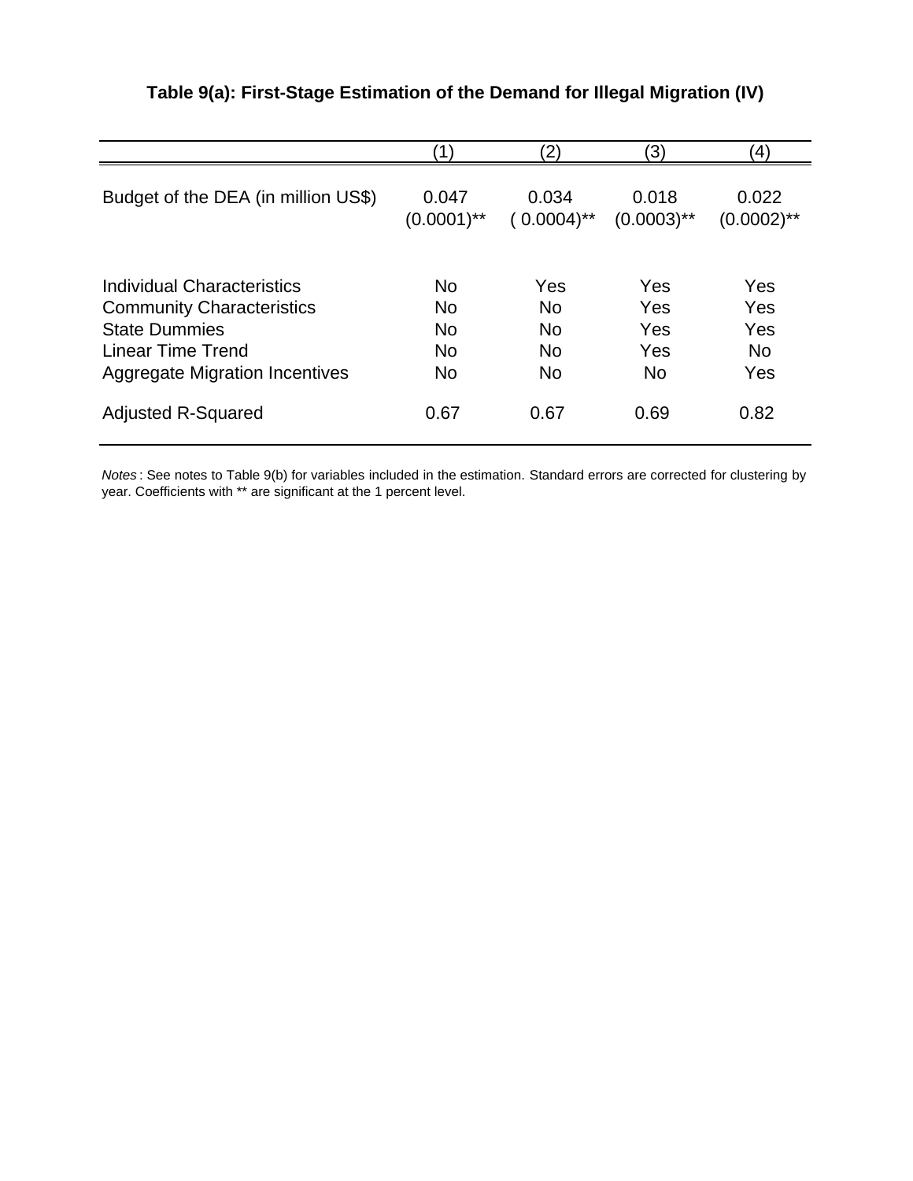**Table 9(a): First-Stage Estimation of the Demand for Illegal Migration (IV)**

| | (1) | (2) | (3) | (4) |
|---|---|---|---|---|
| Budget of the DEA (in million US$) | 0.047 | 0.034 | 0.018 | 0.022 |
| | (0.0001)** | ( 0.0004)** | (0.0003)** | (0.0002)** |
| Individual Characteristics | No | Yes | Yes | Yes |
| Community Characteristics | No | No | Yes | Yes |
| State Dummies | No | No | Yes | Yes |
| Linear Time Trend | No | No | Yes | No |
| Aggregate Migration Incentives | No | No | No | Yes |
| Adjusted R-Squared | 0.67 | 0.67 | 0.69 | 0.82 |

*Notes* : See notes to Table 9(b) for variables included in the estimation. Standard errors are corrected for clustering by year. Coefficients with ** are significant at the 1 percent level.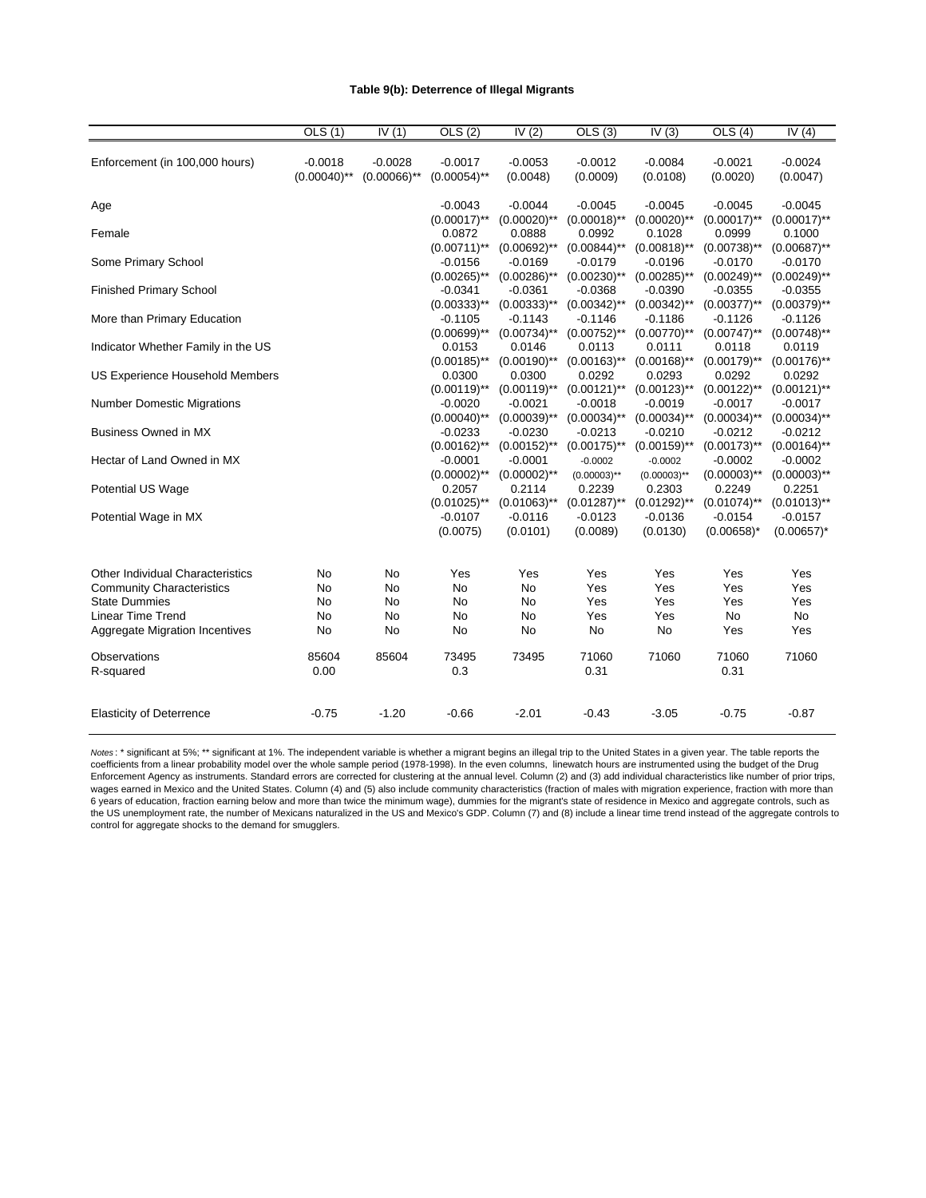**Table 9(b): Deterrence of Illegal Migrants**

| | OLS (1) | IV (1) | OLS (2) | IV (2) | OLS (3) | IV (3) | OLS (4) | IV (4) |
|---|---|---|---|---|---|---|---|---|
| Enforcement (in 100,000 hours) | -0.0018 | -0.0028 | -0.0017 | -0.0053 | -0.0012 | -0.0084 | -0.0021 | -0.0024 |
| | (0.00040)** | (0.00066)** | (0.00054)** | (0.0048) | (0.0009) | (0.0108) | (0.0020) | (0.0047) |
| Age | | | -0.0043 | -0.0044 | -0.0045 | -0.0045 | -0.0045 | -0.0045 |
| | | | (0.00017)** | (0.00020)** | (0.00018)** | (0.00020)** | (0.00017)** | (0.00017)** |
| Female | | | 0.0872 | 0.0888 | 0.0992 | 0.1028 | 0.0999 | 0.1000 |
| | | | (0.00711)** | (0.00692)** | (0.00844)** | (0.00818)** | (0.00738)** | (0.00687)** |
| Some Primary School | | | -0.0156 | -0.0169 | -0.0179 | -0.0196 | -0.0170 | -0.0170 |
| | | | (0.00265)** | (0.00286)** | (0.00230)** | (0.00285)** | (0.00249)** | (0.00249)** |
| Finished Primary School | | | -0.0341 | -0.0361 | -0.0368 | -0.0390 | -0.0355 | -0.0355 |
| | | | (0.00333)** | (0.00333)** | (0.00342)** | (0.00342)** | (0.00377)** | (0.00379)** |
| More than Primary Education | | | -0.1105 | -0.1143 | -0.1146 | -0.1186 | -0.1126 | -0.1126 |
| | | | (0.00699)** | (0.00734)** | (0.00752)** | (0.00770)** | (0.00747)** | (0.00748)** |
| Indicator Whether Family in the US | | | 0.0153 | 0.0146 | 0.0113 | 0.0111 | 0.0118 | 0.0119 |
| | | | (0.00185)** | (0.00190)** | (0.00163)** | (0.00168)** | (0.00179)** | (0.00176)** |
| US Experience Household Members | | | 0.0300 | 0.0300 | 0.0292 | 0.0293 | 0.0292 | 0.0292 |
| | | | (0.00119)** | (0.00119)** | (0.00121)** | (0.00123)** | (0.00122)** | (0.00121)** |
| Number Domestic Migrations | | | -0.0020 | -0.0021 | -0.0018 | -0.0019 | -0.0017 | -0.0017 |
| | | | (0.00040)** | (0.00039)** | (0.00034)** | (0.00034)** | (0.00034)** | (0.00034)** |
| Business Owned in MX | | | -0.0233 | -0.0230 | -0.0213 | -0.0210 | -0.0212 | -0.0212 |
| | | | (0.00162)** | (0.00152)** | (0.00175)** | (0.00159)** | (0.00173)** | (0.00164)** |
| Hectar of Land Owned in MX | | | -0.0001 | -0.0001 | -0.0002 | -0.0002 | -0.0002 | -0.0002 |
| | | | (0.00002)** | (0.00002)** | (0.00003)** | (0.00003)** | (0.00003)** | (0.00003)** |
| Potential US Wage | | | 0.2057 | 0.2114 | 0.2239 | 0.2303 | 0.2249 | 0.2251 |
| | | | (0.01025)** | (0.01063)** | (0.01287)** | (0.01292)** | (0.01074)** | (0.01013)** |
| Potential Wage in MX | | | -0.0107 | -0.0116 | -0.0123 | -0.0136 | -0.0154 | -0.0157 |
| | | | (0.0075) | (0.0101) | (0.0089) | (0.0130) | (0.00658)* | (0.00657)* |
| Other Individual Characteristics | No | No | Yes | Yes | Yes | Yes | Yes | Yes |
| Community Characteristics | No | No | No | No | Yes | Yes | Yes | Yes |
| State Dummies | No | No | No | No | Yes | Yes | Yes | Yes |
| Linear Time Trend | No | No | No | No | Yes | Yes | No | No |
| Aggregate Migration Incentives | No | No | No | No | No | No | Yes | Yes |
| Observations | 85604 | 85604 | 73495 | 73495 | 71060 | 71060 | 71060 | 71060 |
| R-squared | 0.00 | | 0.3 | | 0.31 | | 0.31 | |
| Elasticity of Deterrence | -0.75 | -1.20 | -0.66 | -2.01 | -0.43 | -3.05 | -0.75 | -0.87 |

*Notes*: * significant at 5%; ** significant at 1%. The independent variable is whether a migrant begins an illegal trip to the United States in a given year. The table reports the coefficients from a linear probability model over the whole sample period (1978-1998). In the even columns, linewatch hours are instrumented using the budget of the Drug Enforcement Agency as instruments. Standard errors are corrected for clustering at the annual level. Column (2) and (3) add individual characteristics like number of prior trips, wages earned in Mexico and the United States. Column (4) and (5) also include community characteristics (fraction of males with migration experience, fraction with more than 6 years of education, fraction earning below and more than twice the minimum wage), dummies for the migrant's state of residence in Mexico and aggregate controls, such as the US unemployment rate, the number of Mexicans naturalized in the US and Mexico's GDP. Column (7) and (8) include a linear time trend instead of the aggregate controls to control for aggregate shocks to the demand for smugglers.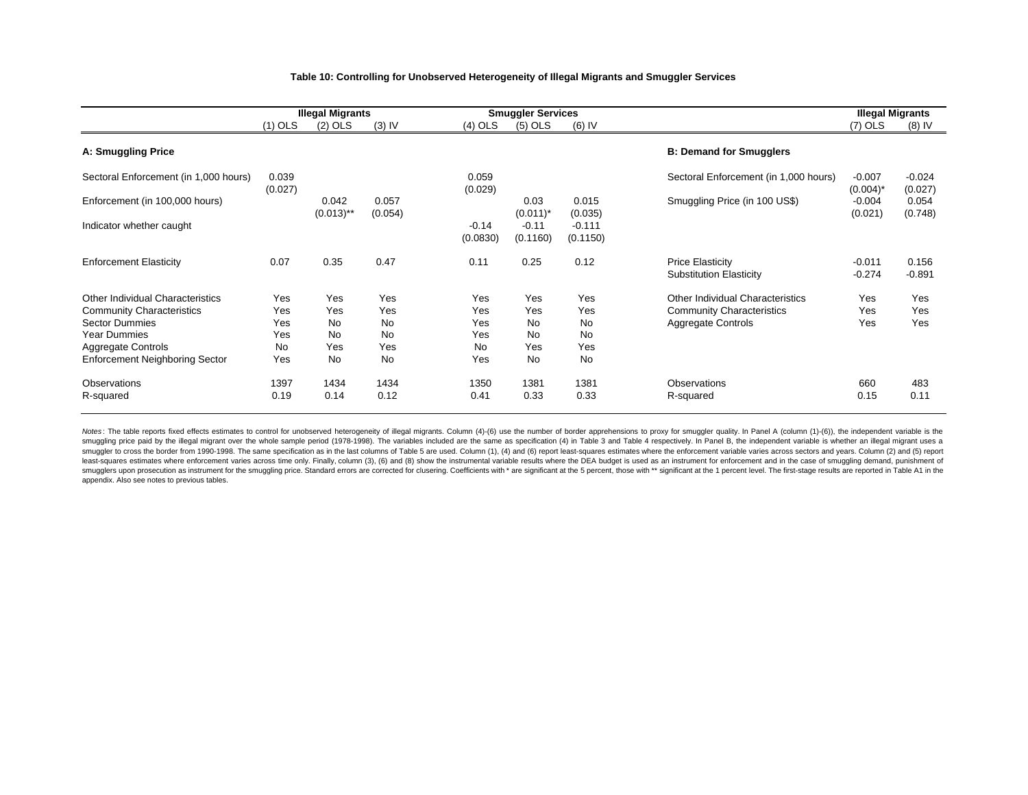**Table 10: Controlling for Unobserved Heterogeneity of Illegal Migrants and Smuggler Services**

| | Illegal Migrants | | | Smuggler Services | | |
|---|---|---|---|---|---|---|
| | (1) OLS | (2) OLS | (3) IV | (4) OLS | (5) OLS | (6) IV |
| **A: Smuggling Price** | | | | | | |
| Sectoral Enforcement (in 1,000 hours) | 0.039 | | | 0.059 | | |
| | (0.027) | | | (0.029) | | |
| Enforcement (in 100,000 hours) | | 0.042 | 0.057 | | 0.03 | 0.015 |
| | | (0.013)** | (0.054) | | (0.011)* | (0.035) |
| Indicator whether caught | | | | -0.14 | -0.11 | -0.111 |
| | | | | (0.0830) | (0.1160) | (0.1150) |
| Enforcement Elasticity | 0.07 | 0.35 | 0.47 | 0.11 | 0.25 | 0.12 |
| Other Individual Characteristics | Yes | Yes | Yes | Yes | Yes | Yes |
| Community Characteristics | Yes | Yes | Yes | Yes | Yes | Yes |
| Sector Dummies | Yes | No | No | Yes | No | No |
| Year Dummies | Yes | No | No | Yes | No | No |
| Aggregate Controls | No | Yes | Yes | No | Yes | Yes |
| Enforcement Neighboring Sector | Yes | No | No | Yes | No | No |
| Observations | 1397 | 1434 | 1434 | 1350 | 1381 | 1381 |
| R-squared | 0.19 | 0.14 | 0.12 | 0.41 | 0.33 | 0.33 |

| | Illegal Migrants | |
|---|---|---|
| | (7) OLS | (8) IV |
| **B: Demand for Smugglers** | | |
| Sectoral Enforcement (in 1,000 hours) | -0.007 | -0.024 |
| | (0.004)* | (0.027) |
| Smuggling Price (in 100 US$) | -0.004 | 0.054 |
| | (0.021) | (0.748) |
| Price Elasticity | -0.011 | 0.156 |
| Substitution Elasticity | -0.274 | -0.891 |
| Other Individual Characteristics | Yes | Yes |
| Community Characteristics | Yes | Yes |
| Aggregate Controls | Yes | Yes |
| Observations | 660 | 483 |
| R-squared | 0.15 | 0.11 |

*Notes*: The table reports fixed effects estimates to control for unobserved heterogeneity of illegal migrants. Column (4)-(6) use the number of border apprehensions to proxy for smuggler quality. In Panel A (column (1)-(6)), the independent variable is the smuggling price paid by the illegal migrant over the whole sample period (1978-1998). The variables included are the same as specification (4) in Table 3 and Table 4 respectively. In Panel B, the independent variable is whether an illegal migrant uses a smuggler to cross the border from 1990-1998. The same specification as in the last columns of Table 5 are used. Column (1), (4) and (6) report least-squares estimates where the enforcement variable varies across sectors and years. Column (2) and (5) report least-squares estimates where enforcement varies across time only. Finally, column (3), (6) and (8) show the instrumental variable results where the DEA budget is used as an instrument for enforcement and in the case of smuggling demand, punishment of smugglers upon prosecution as instrument for the smuggling price. Standard errors are corrected for clusering. Coefficients with * are significant at the 5 percent, those with ** significant at the 1 percent level. The first-stage results are reported in Table A1 in the appendix. Also see notes to previous tables.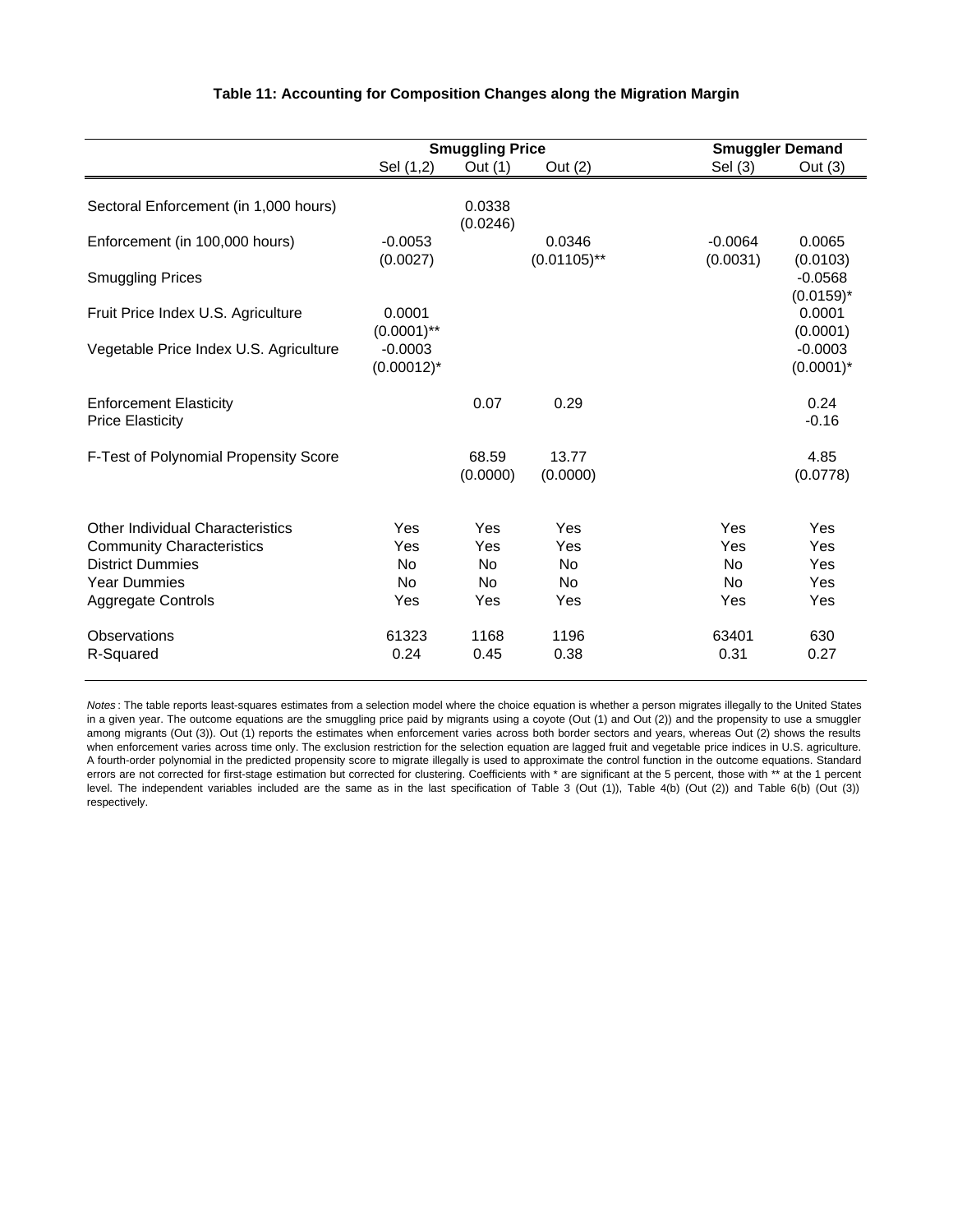**Table 11: Accounting for Composition Changes along the Migration Margin**

| | Smuggling Price | | | Smuggler Demand | |
|---|---|---|---|---|---|
| | Sel (1,2) | Out (1) | Out (2) | Sel (3) | Out (3) |
| Sectoral Enforcement (in 1,000 hours) | | 0.0338 | | | |
| | | (0.0246) | | | |
| Enforcement (in 100,000 hours) | -0.0053 | | 0.0346 | -0.0064 | 0.0065 |
| | (0.0027) | | (0.01105)** | (0.0031) | (0.0103) |
| Smuggling Prices | | | | | -0.0568 |
| | | | | | (0.0159)* |
| Fruit Price Index U.S. Agriculture | 0.0001 | | | | 0.0001 |
| | (0.0001)** | | | | (0.0001) |
| Vegetable Price Index U.S. Agriculture | -0.0003 | | | | -0.0003 |
| | (0.00012)* | | | | (0.0001)* |
| Enforcement Elasticity | | 0.07 | 0.29 | | 0.24 |
| Price Elasticity | | | | | -0.16 |
| F-Test of Polynomial Propensity Score | | 68.59 | 13.77 | | 4.85 |
| | | (0.0000) | (0.0000) | | (0.0778) |
| Other Individual Characteristics | Yes | Yes | Yes | Yes | Yes |
| Community Characteristics | Yes | Yes | Yes | Yes | Yes |
| District Dummies | No | No | No | No | Yes |
| Year Dummies | No | No | No | No | Yes |
| Aggregate Controls | Yes | Yes | Yes | Yes | Yes |
| Observations | 61323 | 1168 | 1196 | 63401 | 630 |
| R-Squared | 0.24 | 0.45 | 0.38 | 0.31 | 0.27 |

*Notes*: The table reports least-squares estimates from a selection model where the choice equation is whether a person migrates illegally to the United States in a given year. The outcome equations are the smuggling price paid by migrants using a coyote (Out (1) and Out (2)) and the propensity to use a smuggler among migrants (Out (3)). Out (1) reports the estimates when enforcement varies across both border sectors and years, whereas Out (2) shows the results when enforcement varies across time only. The exclusion restriction for the selection equation are lagged fruit and vegetable price indices in U.S. agriculture. A fourth-order polynomial in the predicted propensity score to migrate illegally is used to approximate the control function in the outcome equations. Standard errors are not corrected for first-stage estimation but corrected for clustering. Coefficients with * are significant at the 5 percent, those with ** at the 1 percent level. The independent variables included are the same as in the last specification of Table 3 (Out (1)), Table 4(b) (Out (2)) and Table 6(b) (Out (3)) respectively.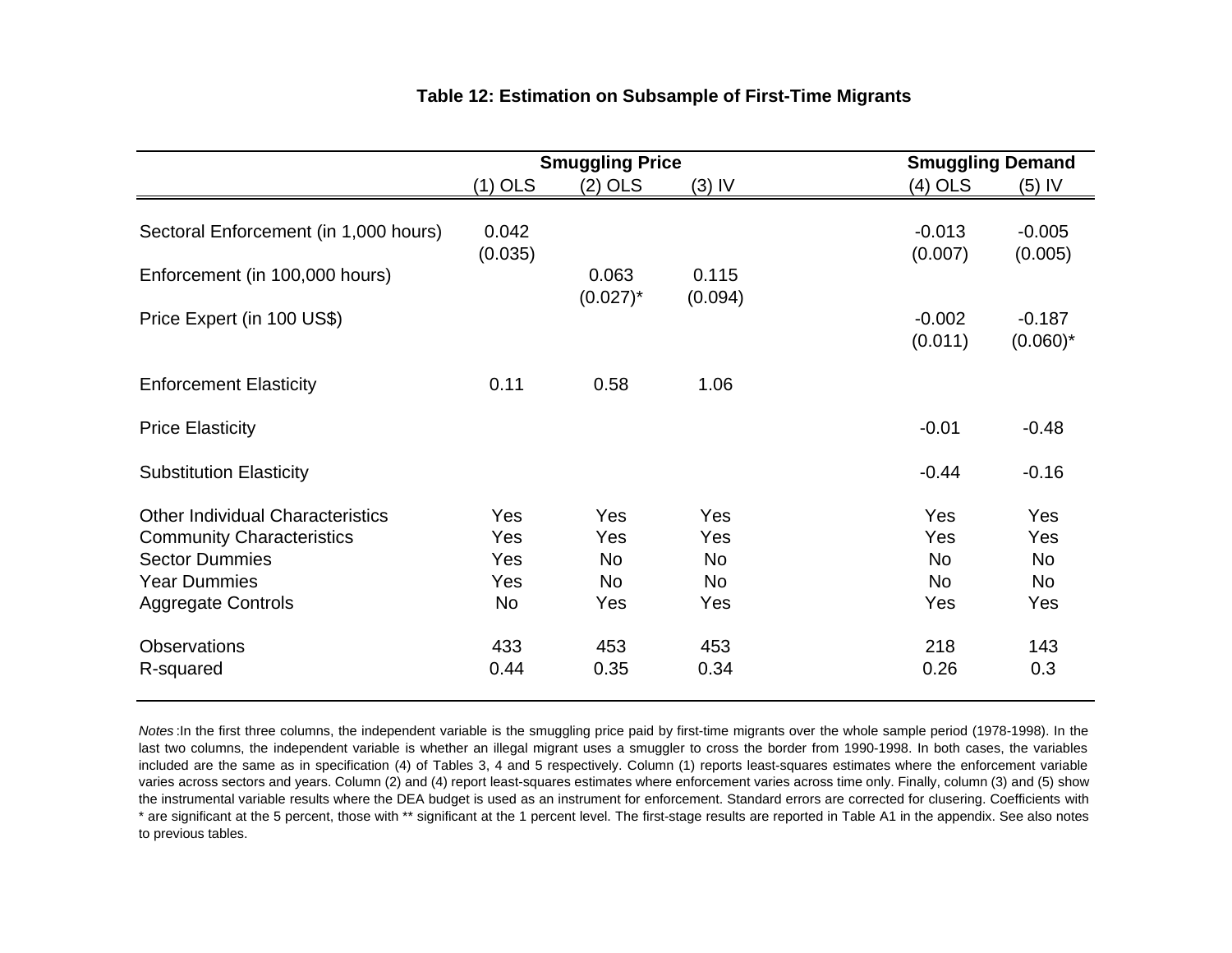**Table 12: Estimation on Subsample of First-Time Migrants**

| | Smuggling Price | | | Smuggling Demand | |
|---|---|---|---|---|---|
| | (1) OLS | (2) OLS | (3) IV | (4) OLS | (5) IV |
| Sectoral Enforcement (in 1,000 hours) | 0.042 | | | -0.013 | -0.005 |
| | (0.035) | | | (0.007) | (0.005) |
| Enforcement (in 100,000 hours) | | 0.063 | 0.115 | | |
| | | (0.027)* | (0.094) | | |
| Price Expert (in 100 US$) | | | | -0.002 | -0.187 |
| | | | | (0.011) | (0.060)* |
| Enforcement Elasticity | 0.11 | 0.58 | 1.06 | | |
| Price Elasticity | | | | -0.01 | -0.48 |
| Substitution Elasticity | | | | -0.44 | -0.16 |
| Other Individual Characteristics | Yes | Yes | Yes | Yes | Yes |
| Community Characteristics | Yes | Yes | Yes | Yes | Yes |
| Sector Dummies | Yes | No | No | No | No |
| Year Dummies | Yes | No | No | No | No |
| Aggregate Controls | No | Yes | Yes | Yes | Yes |
| Observations | 433 | 453 | 453 | 218 | 143 |
| R-squared | 0.44 | 0.35 | 0.34 | 0.26 | 0.3 |

*Notes* :In the first three columns, the independent variable is the smuggling price paid by first-time migrants over the whole sample period (1978-1998). In the last two columns, the independent variable is whether an illegal migrant uses a smuggler to cross the border from 1990-1998. In both cases, the variables included are the same as in specification (4) of Tables 3, 4 and 5 respectively. Column (1) reports least-squares estimates where the enforcement variable varies across sectors and years. Column (2) and (4) report least-squares estimates where enforcement varies across time only. Finally, column (3) and (5) show the instrumental variable results where the DEA budget is used as an instrument for enforcement. Standard errors are corrected for clusering. Coefficients with * are significant at the 5 percent, those with ** significant at the 1 percent level. The first-stage results are reported in Table A1 in the appendix. See also notes to previous tables.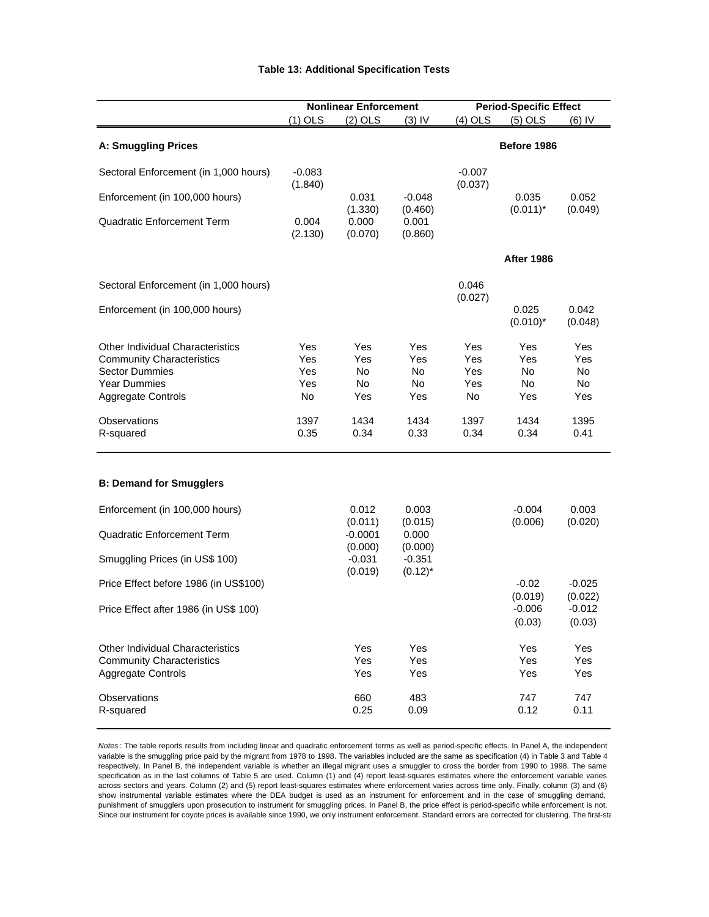**Table 13: Additional Specification Tests**

| | Nonlinear Enforcement | | | Period-Specific Effect | | |
|---|---|---|---|---|---|---|
| | (1) OLS | (2) OLS | (3) IV | (4) OLS | (5) OLS | (6) IV |
| **A: Smuggling Prices** | | | | | **Before 1986** | |
| Sectoral Enforcement (in 1,000 hours) | -0.083 | | | -0.007 | | |
| | (1.840) | | | (0.037) | | |
| Enforcement (in 100,000 hours) | | 0.031 | -0.048 | | 0.035 | 0.052 |
| | | (1.330) | (0.460) | | (0.011)* | (0.049) |
| Quadratic Enforcement Term | 0.004 | 0.000 | 0.001 | | | |
| | (2.130) | (0.070) | (0.860) | | | |
| | | | | | **After 1986** | |
| Sectoral Enforcement (in 1,000 hours) | | | | 0.046 | | |
| | | | | (0.027) | | |
| Enforcement (in 100,000 hours) | | | | | 0.025 | 0.042 |
| | | | | | (0.010)* | (0.048) |
| Other Individual Characteristics | Yes | Yes | Yes | Yes | Yes | Yes |
| Community Characteristics | Yes | Yes | Yes | Yes | Yes | Yes |
| Sector Dummies | Yes | No | No | Yes | No | No |
| Year Dummies | Yes | No | No | Yes | No | No |
| Aggregate Controls | No | Yes | Yes | No | Yes | Yes |
| Observations | 1397 | 1434 | 1434 | 1397 | 1434 | 1395 |
| R-squared | 0.35 | 0.34 | 0.33 | 0.34 | 0.34 | 0.41 |
| **B: Demand for Smugglers** | | | | | | |
| Enforcement (in 100,000 hours) | | 0.012 | 0.003 | | -0.004 | 0.003 |
| | | (0.011) | (0.015) | | (0.006) | (0.020) |
| Quadratic Enforcement Term | | -0.0001 | 0.000 | | | |
| | | (0.000) | (0.000) | | | |
| Smuggling Prices (in US$ 100) | | -0.031 | -0.351 | | | |
| | | (0.019) | (0.12)* | | | |
| Price Effect before 1986 (in US$100) | | | | | -0.02 | -0.025 |
| | | | | | (0.019) | (0.022) |
| Price Effect after 1986 (in US$ 100) | | | | | -0.006 | -0.012 |
| | | | | | (0.03) | (0.03) |
| Other Individual Characteristics | | Yes | Yes | | Yes | Yes |
| Community Characteristics | | Yes | Yes | | Yes | Yes |
| Aggregate Controls | | Yes | Yes | | Yes | Yes |
| Observations | | 660 | 483 | | 747 | 747 |
| R-squared | | 0.25 | 0.09 | | 0.12 | 0.11 |

*Notes*: The table reports results from including linear and quadratic enforcement terms as well as period-specific effects. In Panel A, the independent variable is the smuggling price paid by the migrant from 1978 to 1998. The variables included are the same as specification (4) in Table 3 and Table 4 respectively. In Panel B, the independent variable is whether an illegal migrant uses a smuggler to cross the border from 1990 to 1998. The same specification as in the last columns of Table 5 are used. Column (1) and (4) report least-squares estimates where the enforcement variable varies across sectors and years. Column (2) and (5) report least-squares estimates where enforcement varies across time only. Finally, column (3) and (6) show instrumental variable estimates where the DEA budget is used as an instrument for enforcement and in the case of smuggling demand, punishment of smugglers upon prosecution to instrument for smuggling prices. In Panel B, the price effect is period-specific while enforcement is not. Since our instrument for coyote prices is available since 1990, we only instrument enforcement. Standard errors are corrected for clustering. The first-sta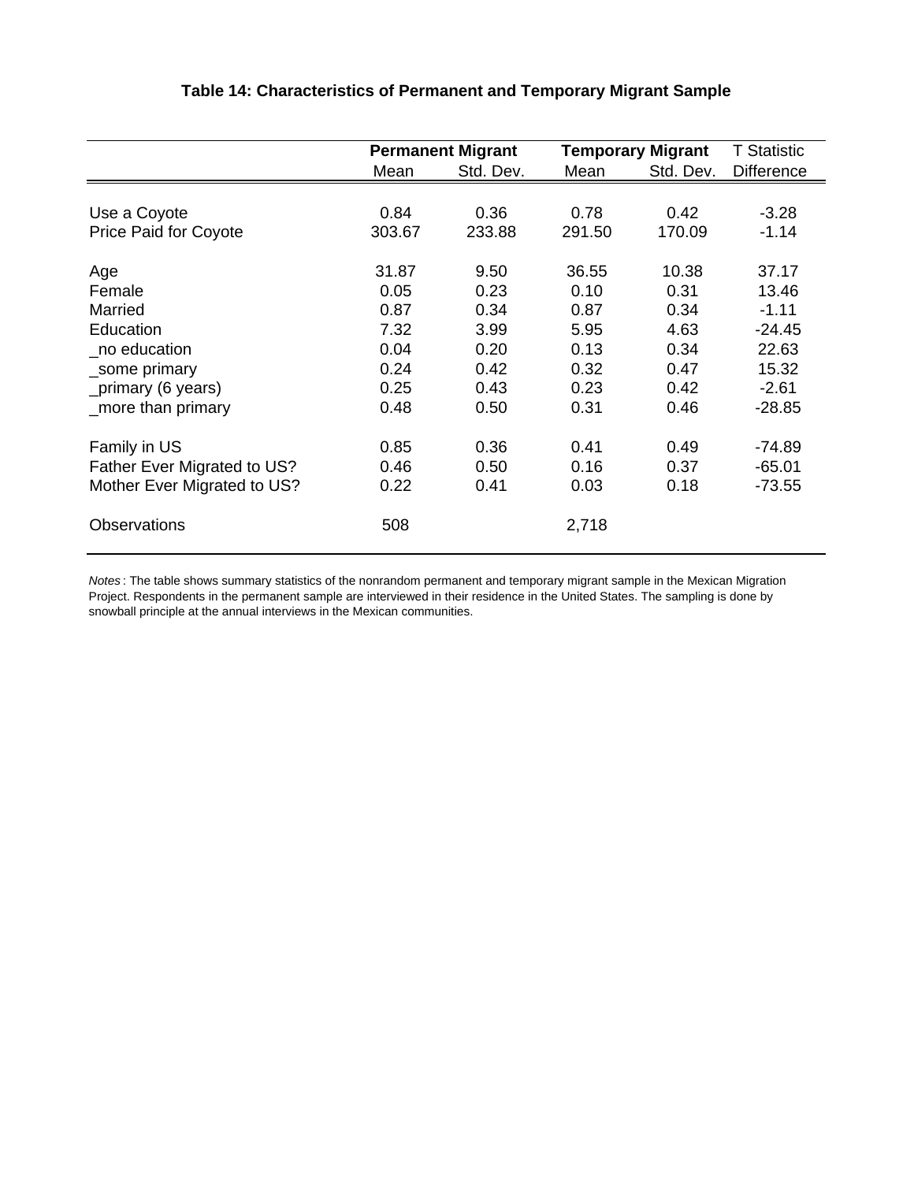### Table 14: Characteristics of Permanent and Temporary Migrant Sample

| | **Permanent Migrant** | | **Temporary Migrant** | | T Statistic |
|---|---|---|---|---|---|
| | Mean | Std. Dev. | Mean | Std. Dev. | Difference |
| Use a Coyote | 0.84 | 0.36 | 0.78 | 0.42 | -3.28 |
| Price Paid for Coyote | 303.67 | 233.88 | 291.50 | 170.09 | -1.14 |
| Age | 31.87 | 9.50 | 36.55 | 10.38 | 37.17 |
| Female | 0.05 | 0.23 | 0.10 | 0.31 | 13.46 |
| Married | 0.87 | 0.34 | 0.87 | 0.34 | -1.11 |
| Education | 7.32 | 3.99 | 5.95 | 4.63 | -24.45 |
| _no education | 0.04 | 0.20 | 0.13 | 0.34 | 22.63 |
| _some primary | 0.24 | 0.42 | 0.32 | 0.47 | 15.32 |
| _primary (6 years) | 0.25 | 0.43 | 0.23 | 0.42 | -2.61 |
| _more than primary | 0.48 | 0.50 | 0.31 | 0.46 | -28.85 |
| Family in US | 0.85 | 0.36 | 0.41 | 0.49 | -74.89 |
| Father Ever Migrated to US? | 0.46 | 0.50 | 0.16 | 0.37 | -65.01 |
| Mother Ever Migrated to US? | 0.22 | 0.41 | 0.03 | 0.18 | -73.55 |
| Observations | 508 | | 2,718 | | |

*Notes*: The table shows summary statistics of the nonrandom permanent and temporary migrant sample in the Mexican Migration Project. Respondents in the permanent sample are interviewed in their residence in the United States. The sampling is done by snowball principle at the annual interviews in the Mexican communities.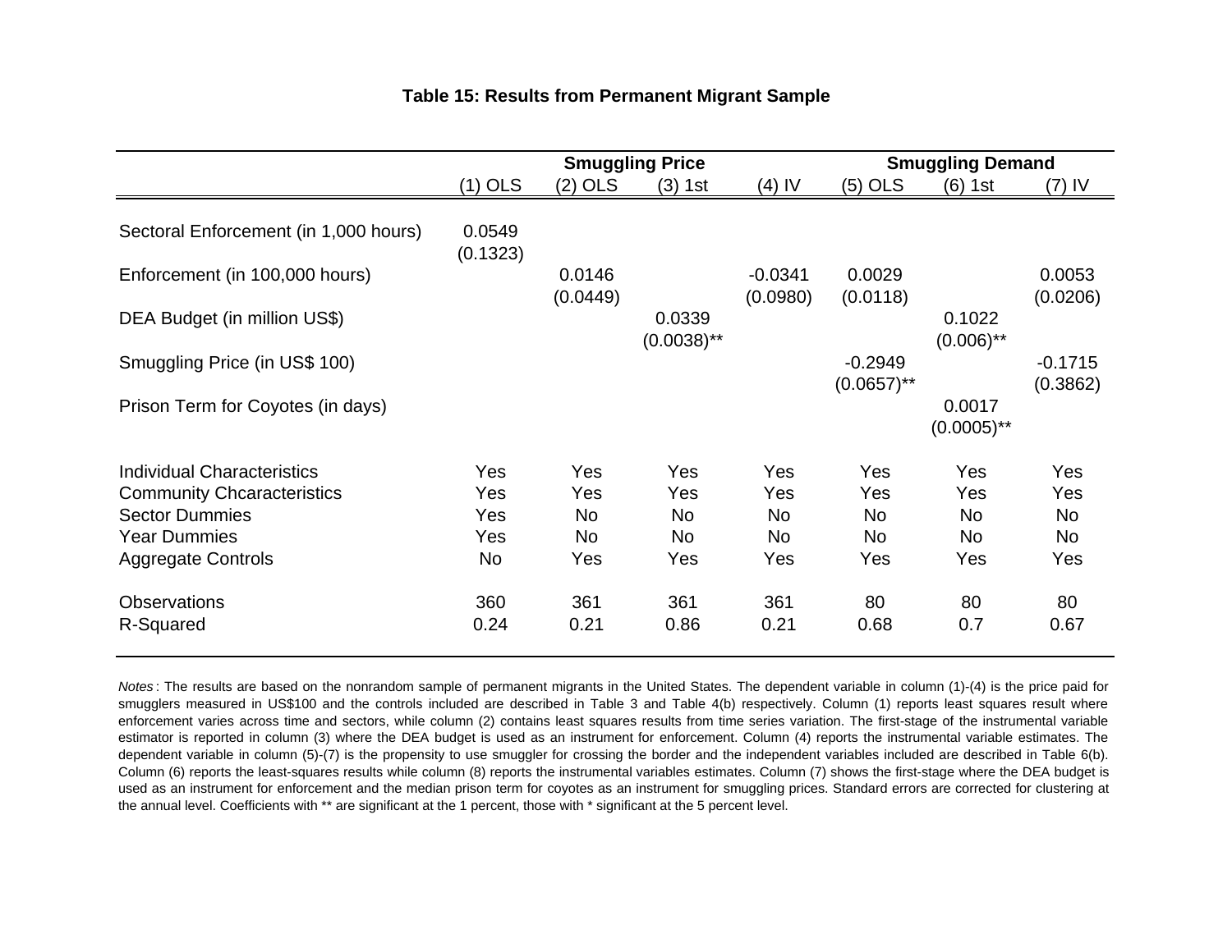**Table 15: Results from Permanent Migrant Sample**

| | Smuggling Price | | | | Smuggling Demand | | |
|---|---|---|---|---|---|---|---|
| | (1) OLS | (2) OLS | (3) 1st | (4) IV | (5) OLS | (6) 1st | (7) IV |
| Sectoral Enforcement (in 1,000 hours) | 0.0549 | | | | | | |
| | (0.1323) | | | | | | |
| Enforcement (in 100,000 hours) | | 0.0146 | | -0.0341 | 0.0029 | | 0.0053 |
| | | (0.0449) | | (0.0980) | (0.0118) | | (0.0206) |
| DEA Budget (in million US$) | | | 0.0339 | | | 0.1022 | |
| | | | (0.0038)** | | | (0.006)** | |
| Smuggling Price (in US$ 100) | | | | | -0.2949 | | -0.1715 |
| | | | | | (0.0657)** | | (0.3862) |
| Prison Term for Coyotes (in days) | | | | | | 0.0017 | |
| | | | | | | (0.0005)** | |
| Individual Characteristics | Yes | Yes | Yes | Yes | Yes | Yes | Yes |
| Community Chcaracteristics | Yes | Yes | Yes | Yes | Yes | Yes | Yes |
| Sector Dummies | Yes | No | No | No | No | No | No |
| Year Dummies | Yes | No | No | No | No | No | No |
| Aggregate Controls | No | Yes | Yes | Yes | Yes | Yes | Yes |
| Observations | 360 | 361 | 361 | 361 | 80 | 80 | 80 |
| R-Squared | 0.24 | 0.21 | 0.86 | 0.21 | 0.68 | 0.7 | 0.67 |

*Notes*: The results are based on the nonrandom sample of permanent migrants in the United States. The dependent variable in column (1)-(4) is the price paid for smugglers measured in US$100 and the controls included are described in Table 3 and Table 4(b) respectively. Column (1) reports least squares result where enforcement varies across time and sectors, while column (2) contains least squares results from time series variation. The first-stage of the instrumental variable estimator is reported in column (3) where the DEA budget is used as an instrument for enforcement. Column (4) reports the instrumental variable estimates. The dependent variable in column (5)-(7) is the propensity to use smuggler for crossing the border and the independent variables included are described in Table 6(b). Column (6) reports the least-squares results while column (8) reports the instrumental variables estimates. Column (7) shows the first-stage where the DEA budget is used as an instrument for enforcement and the median prison term for coyotes as an instrument for smuggling prices. Standard errors are corrected for clustering at the annual level. Coefficients with ** are significant at the 1 percent, those with * significant at the 5 percent level.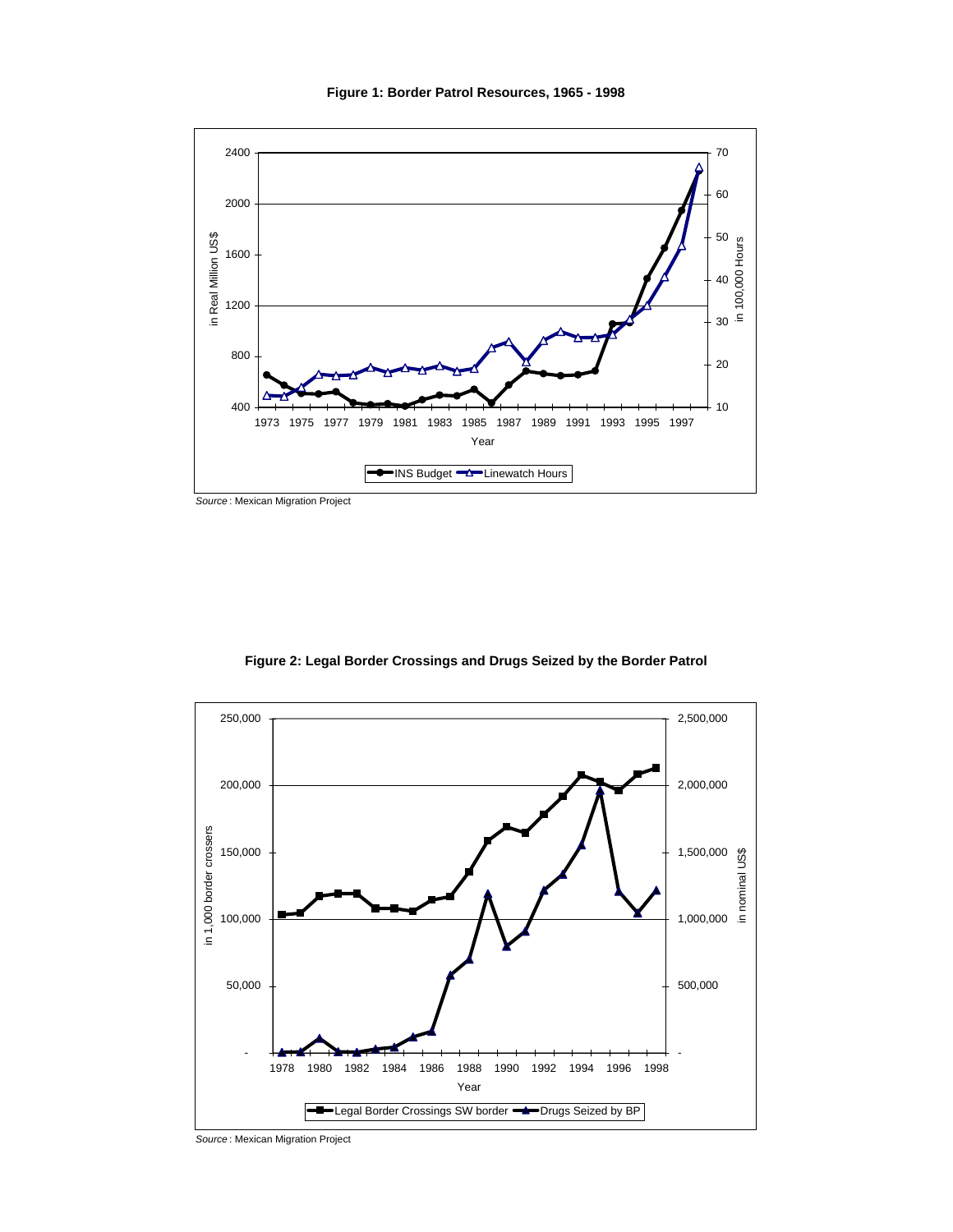**Figure 1: Border Patrol Resources, 1965 - 1998**

*Source* : Mexican Migration Project

**Figure 2: Legal Border Crossings and Drugs Seized by the Border Patrol**

*Source* : Mexican Migration Project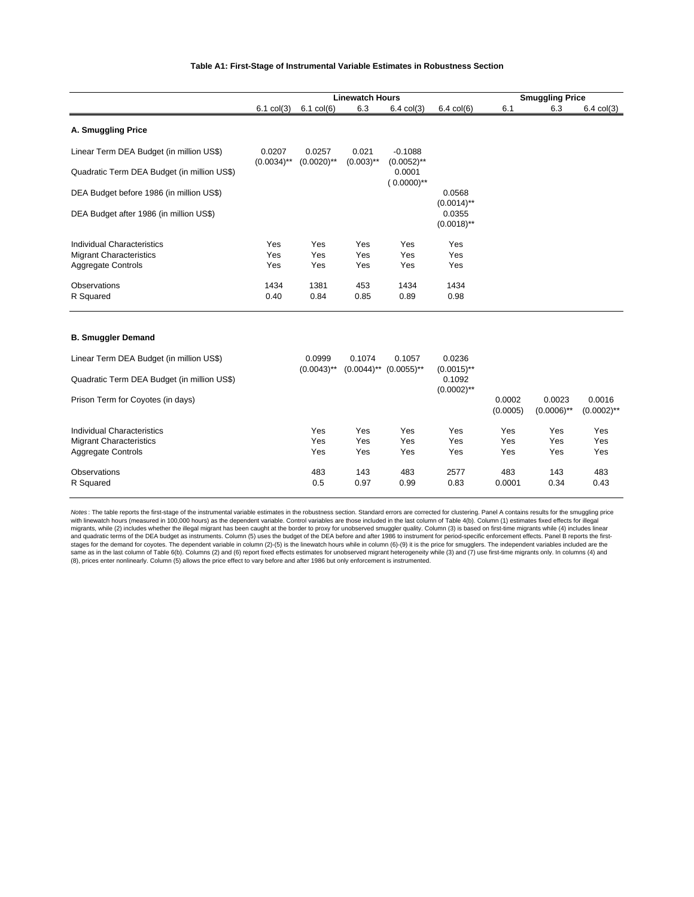**Table A1: First-Stage of Instrumental Variable Estimates in Robustness Section**

| | Linewatch Hours | | | | | Smuggling Price | | |
|---|---|---|---|---|---|---|---|---|
| | 6.1 col(3) | 6.1 col(6) | 6.3 | 6.4 col(3) | 6.4 col(6) | 6.1 | 6.3 | 6.4 col(3) |
| **A. Smuggling Price** | | | | | | | | |
| Linear Term DEA Budget (in million US$) | 0.0207 | 0.0257 | 0.021 | -0.1088 | | | | |
| | (0.0034)** | (0.0020)** | (0.003)** | (0.0052)** | | | | |
| Quadratic Term DEA Budget (in million US$) | | | | 0.0001 | | | | |
| | | | | ( 0.0000)** | | | | |
| DEA Budget before 1986 (in million US$) | | | | | 0.0568 | | | |
| | | | | | (0.0014)** | | | |
| DEA Budget after 1986 (in million US$) | | | | | 0.0355 | | | |
| | | | | | (0.0018)** | | | |
| Individual Characteristics | Yes | Yes | Yes | Yes | Yes | | | |
| Migrant Characteristics | Yes | Yes | Yes | Yes | Yes | | | |
| Aggregate Controls | Yes | Yes | Yes | Yes | Yes | | | |
| Observations | 1434 | 1381 | 453 | 1434 | 1434 | | | |
| R Squared | 0.40 | 0.84 | 0.85 | 0.89 | 0.98 | | | |
| **B. Smuggler Demand** | | | | | | | | |
| Linear Term DEA Budget (in million US$) | | 0.0999 | 0.1074 | 0.1057 | 0.0236 | | | |
| | | (0.0043)** | (0.0044)** | (0.0055)** | (0.0015)** | | | |
| Quadratic Term DEA Budget (in million US$) | | | | | 0.1092 | | | |
| | | | | | (0.0002)** | | | |
| Prison Term for Coyotes (in days) | | | | | | 0.0002 | 0.0023 | 0.0016 |
| | | | | | | (0.0005) | (0.0006)** | (0.0002)** |
| Individual Characteristics | | Yes | Yes | Yes | Yes | Yes | Yes | Yes |
| Migrant Characteristics | | Yes | Yes | Yes | Yes | Yes | Yes | Yes |
| Aggregate Controls | | Yes | Yes | Yes | Yes | Yes | Yes | Yes |
| Observations | | 483 | 143 | 483 | 2577 | 483 | 143 | 483 |
| R Squared | | 0.5 | 0.97 | 0.99 | 0.83 | 0.0001 | 0.34 | 0.43 |

*Notes*: The table reports the first-stage of the instrumental variable estimates in the robustness section. Standard errors are corrected for clustering. Panel A contains results for the smuggling price with linewatch hours (measured in 100,000 hours) as the dependent variable. Control variables are those included in the last column of Table 4(b). Column (1) estimates fixed effects for illegal migrants, while (2) includes whether the illegal migrant has been caught at the border to proxy for unobserved smuggler quality. Column (3) is based on first-time migrants while (4) includes linear and quadratic terms of the DEA budget as instruments. Column (5) uses the budget of the DEA before and after 1986 to instrument for period-specific enforcement effects. Panel B reports the first-stages for the demand for coyotes. The dependent variable in column (2)-(5) is the linewatch hours while in column (6)-(9) it is the price for smugglers. The independent variables included are the same as in the last column of Table 6(b). Columns (2) and (6) report fixed effects estimates for unobserved migrant heterogeneity while (3) and (7) use first-time migrants only. In columns (4) and (8), prices enter nonlinearly. Column (5) allows the price effect to vary before and after 1986 but only enforcement is instrumented.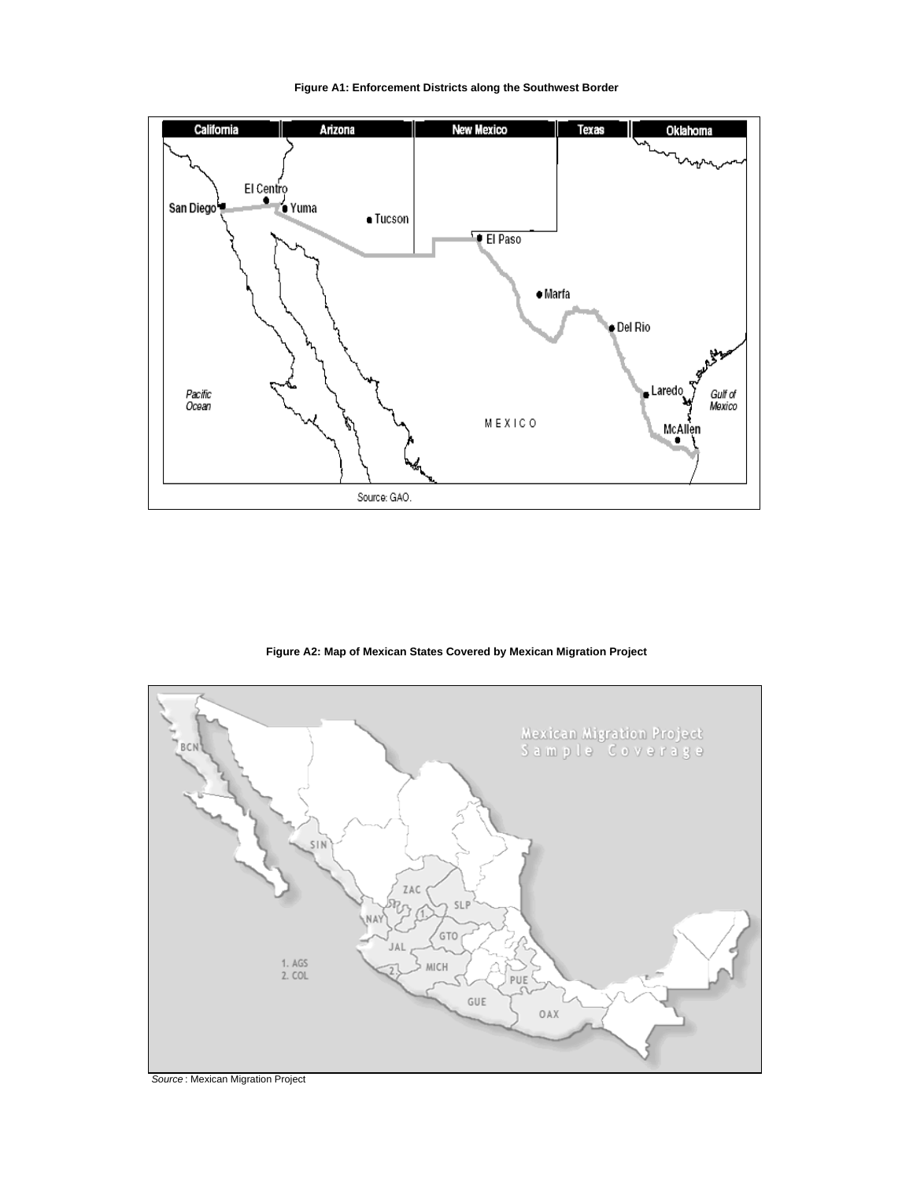**Figure A1: Enforcement Districts along the Southwest Border**

California
Arizona
New Mexico
Texas
Oklahoma
El Centro
San Diego
Yuma
Tucson
El Paso
Marfa
Del Rio
Laredo
McAllen
Pacific Ocean
Gulf of Mexico
MEXICO
Source: GAO.

**Figure A2: Map of Mexican States Covered by Mexican Migration Project**

Mexican Migration Project
Sample Coverage
BCN
SIN
ZAC
SLP
NAY
JAL
GTO
MICH
PUE
GUE
OAX
1. AGS
2. COL

*Source* : Mexican Migration Project